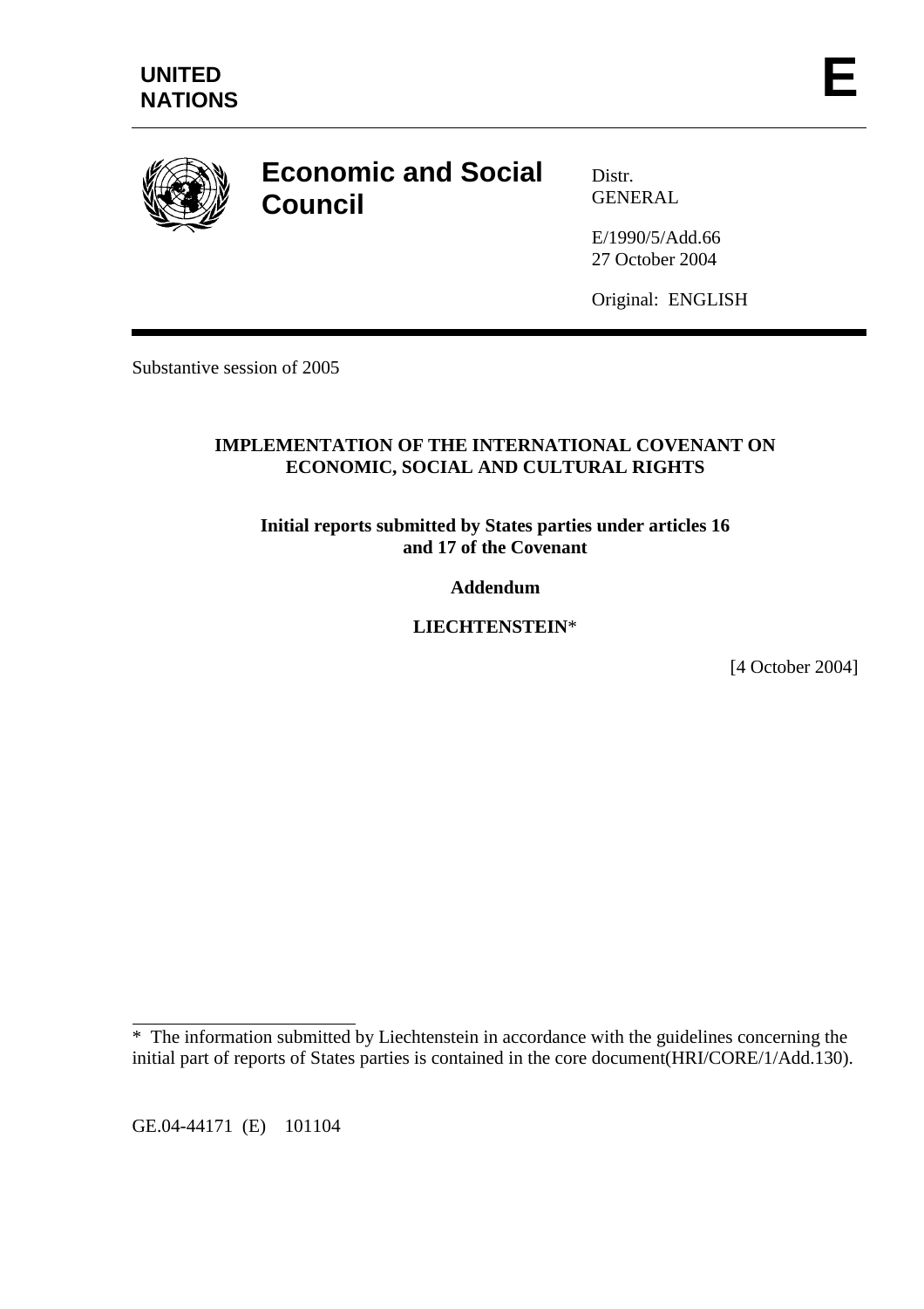UNITED NATIONS

E

# Economic and Social Council

Distr.
GENERAL

E/1990/5/Add.66
27 October 2004

Original: ENGLISH

Substantive session of 2005

**IMPLEMENTATION OF THE INTERNATIONAL COVENANT ON ECONOMIC, SOCIAL AND CULTURAL RIGHTS**

**Initial reports submitted by States parties under articles 16 and 17 of the Covenant**

**Addendum**

**LIECHTENSTEIN***

[4 October 2004]

---

* The information submitted by Liechtenstein in accordance with the guidelines concerning the initial part of reports of States parties is contained in the core document(HRI/CORE/1/Add.130).

GE.04-44171 (E) 101104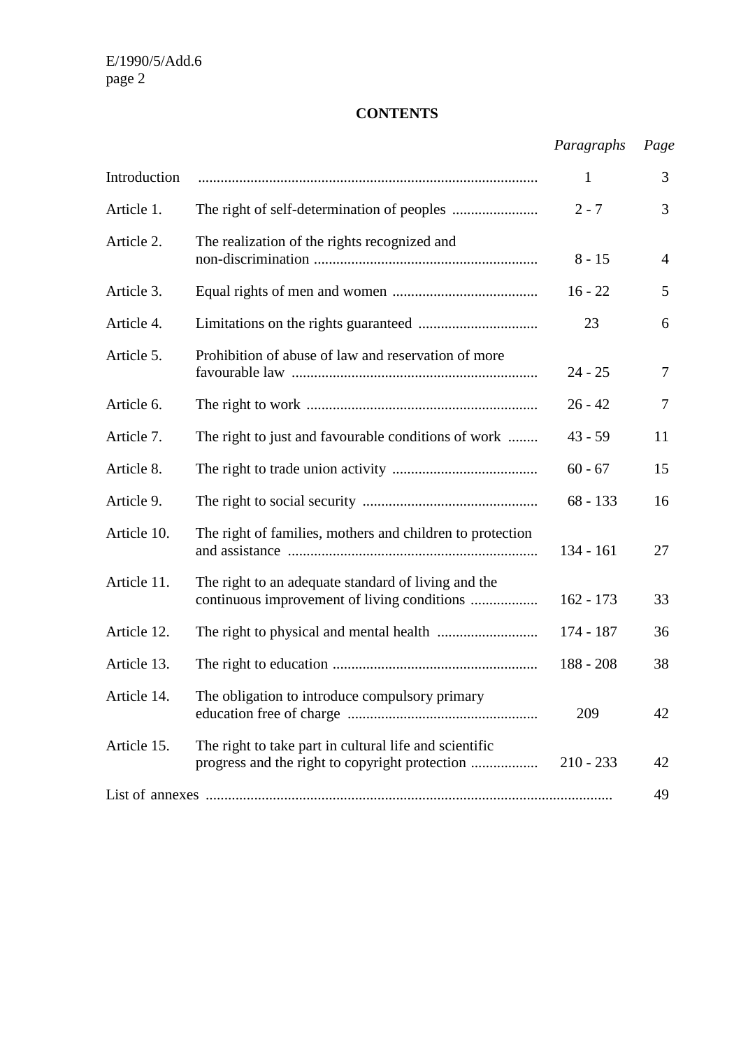## CONTENTS

| | | *Paragraphs* | *Page* |
|---|---|---|---|
| Introduction | | 1 | 3 |
| Article 1. | The right of self-determination of peoples | 2 - 7 | 3 |
| Article 2. | The realization of the rights recognized and non-discrimination | 8 - 15 | 4 |
| Article 3. | Equal rights of men and women | 16 - 22 | 5 |
| Article 4. | Limitations on the rights guaranteed | 23 | 6 |
| Article 5. | Prohibition of abuse of law and reservation of more favourable law | 24 - 25 | 7 |
| Article 6. | The right to work | 26 - 42 | 7 |
| Article 7. | The right to just and favourable conditions of work | 43 - 59 | 11 |
| Article 8. | The right to trade union activity | 60 - 67 | 15 |
| Article 9. | The right to social security | 68 - 133 | 16 |
| Article 10. | The right of families, mothers and children to protection and assistance | 134 - 161 | 27 |
| Article 11. | The right to an adequate standard of living and the continuous improvement of living conditions | 162 - 173 | 33 |
| Article 12. | The right to physical and mental health | 174 - 187 | 36 |
| Article 13. | The right to education | 188 - 208 | 38 |
| Article 14. | The obligation to introduce compulsory primary education free of charge | 209 | 42 |
| Article 15. | The right to take part in cultural life and scientific progress and the right to copyright protection | 210 - 233 | 42 |
| List of annexes | | | 49 |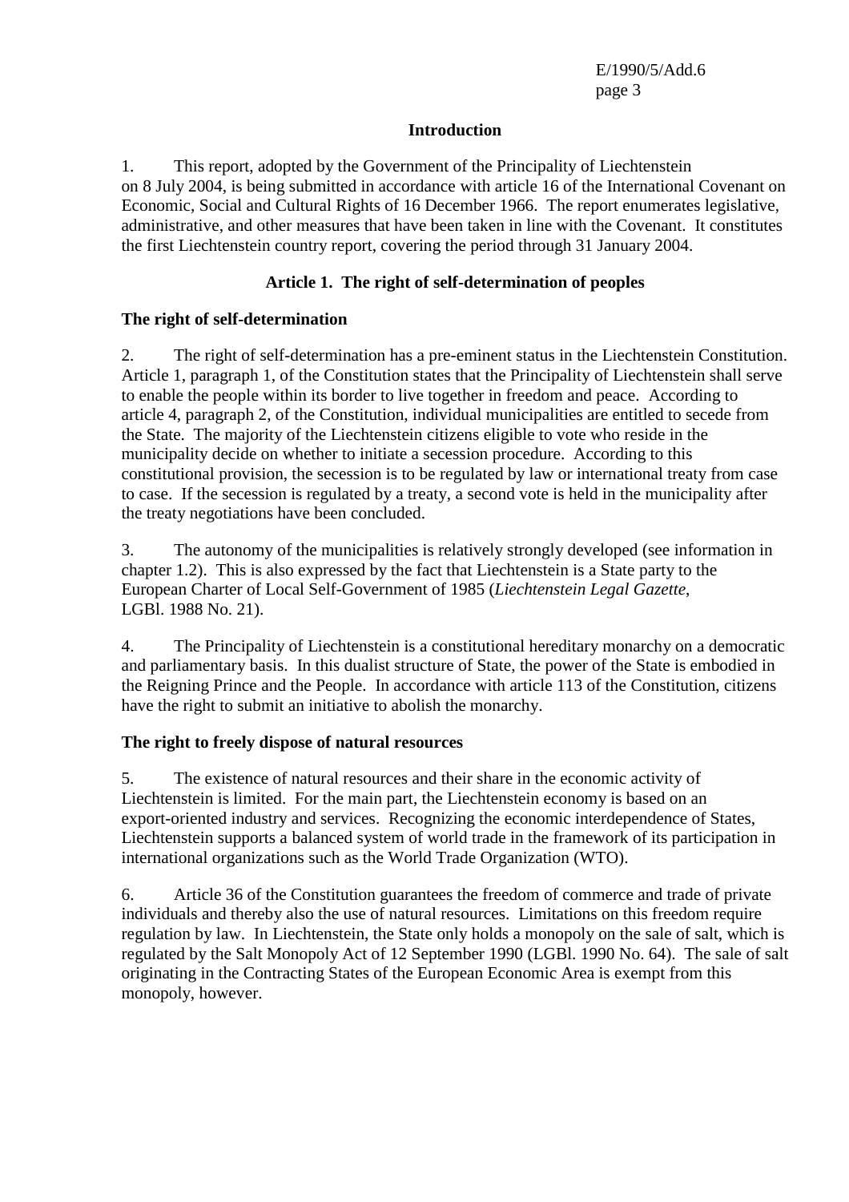## Introduction

1. This report, adopted by the Government of the Principality of Liechtenstein on 8 July 2004, is being submitted in accordance with article 16 of the International Covenant on Economic, Social and Cultural Rights of 16 December 1966. The report enumerates legislative, administrative, and other measures that have been taken in line with the Covenant. It constitutes the first Liechtenstein country report, covering the period through 31 January 2004.

## Article 1. The right of self-determination of peoples

### The right of self-determination

2. The right of self-determination has a pre-eminent status in the Liechtenstein Constitution. Article 1, paragraph 1, of the Constitution states that the Principality of Liechtenstein shall serve to enable the people within its border to live together in freedom and peace. According to article 4, paragraph 2, of the Constitution, individual municipalities are entitled to secede from the State. The majority of the Liechtenstein citizens eligible to vote who reside in the municipality decide on whether to initiate a secession procedure. According to this constitutional provision, the secession is to be regulated by law or international treaty from case to case. If the secession is regulated by a treaty, a second vote is held in the municipality after the treaty negotiations have been concluded.

3. The autonomy of the municipalities is relatively strongly developed (see information in chapter 1.2). This is also expressed by the fact that Liechtenstein is a State party to the European Charter of Local Self-Government of 1985 (*Liechtenstein Legal Gazette*, LGBl. 1988 No. 21).

4. The Principality of Liechtenstein is a constitutional hereditary monarchy on a democratic and parliamentary basis. In this dualist structure of State, the power of the State is embodied in the Reigning Prince and the People. In accordance with article 113 of the Constitution, citizens have the right to submit an initiative to abolish the monarchy.

### The right to freely dispose of natural resources

5. The existence of natural resources and their share in the economic activity of Liechtenstein is limited. For the main part, the Liechtenstein economy is based on an export-oriented industry and services. Recognizing the economic interdependence of States, Liechtenstein supports a balanced system of world trade in the framework of its participation in international organizations such as the World Trade Organization (WTO).

6. Article 36 of the Constitution guarantees the freedom of commerce and trade of private individuals and thereby also the use of natural resources. Limitations on this freedom require regulation by law. In Liechtenstein, the State only holds a monopoly on the sale of salt, which is regulated by the Salt Monopoly Act of 12 September 1990 (LGBl. 1990 No. 64). The sale of salt originating in the Contracting States of the European Economic Area is exempt from this monopoly, however.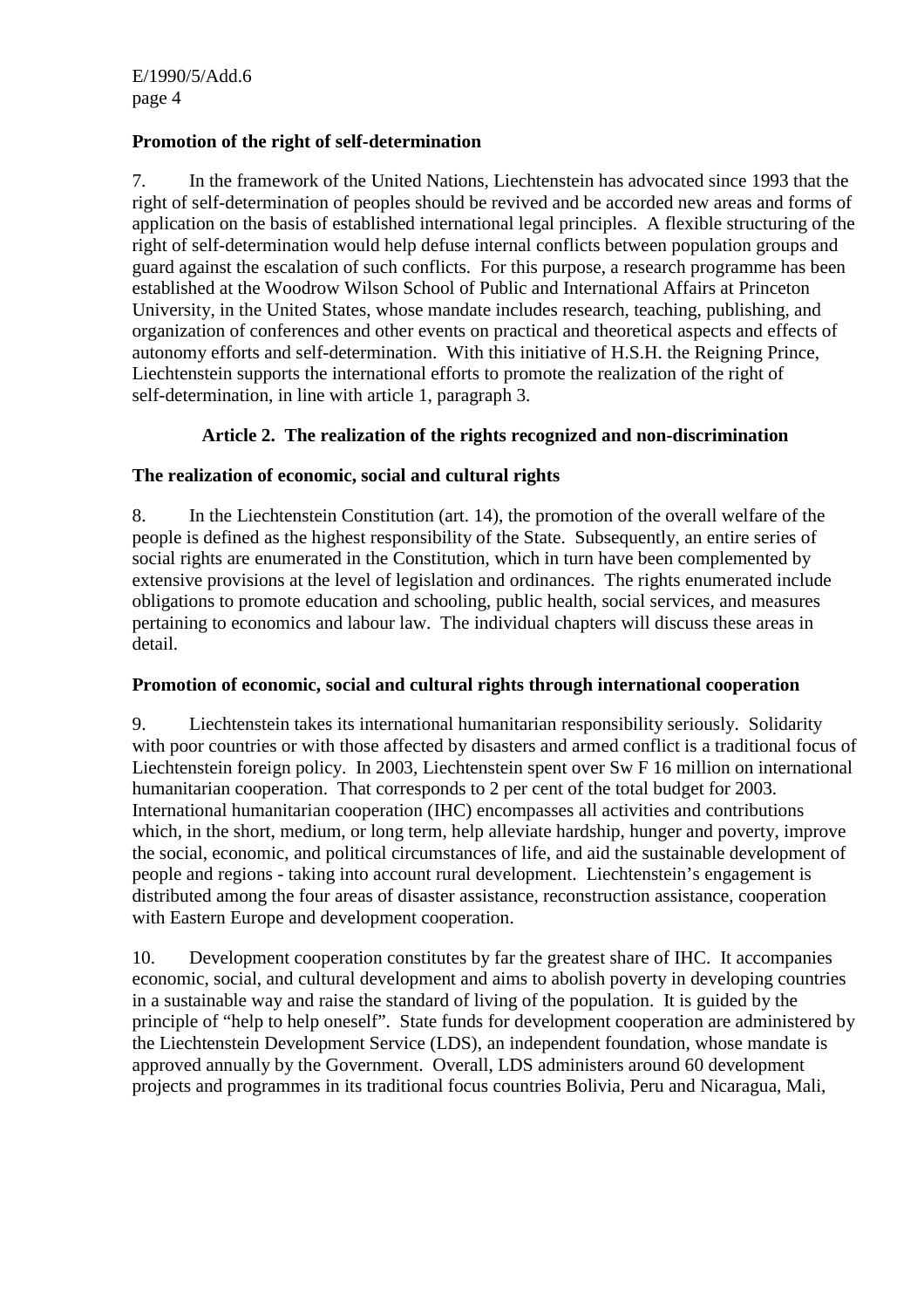**Promotion of the right of self-determination**

7. In the framework of the United Nations, Liechtenstein has advocated since 1993 that the right of self-determination of peoples should be revived and be accorded new areas and forms of application on the basis of established international legal principles. A flexible structuring of the right of self-determination would help defuse internal conflicts between population groups and guard against the escalation of such conflicts. For this purpose, a research programme has been established at the Woodrow Wilson School of Public and International Affairs at Princeton University, in the United States, whose mandate includes research, teaching, publishing, and organization of conferences and other events on practical and theoretical aspects and effects of autonomy efforts and self-determination. With this initiative of H.S.H. the Reigning Prince, Liechtenstein supports the international efforts to promote the realization of the right of self-determination, in line with article 1, paragraph 3.

## Article 2. The realization of the rights recognized and non-discrimination

**The realization of economic, social and cultural rights**

8. In the Liechtenstein Constitution (art. 14), the promotion of the overall welfare of the people is defined as the highest responsibility of the State. Subsequently, an entire series of social rights are enumerated in the Constitution, which in turn have been complemented by extensive provisions at the level of legislation and ordinances. The rights enumerated include obligations to promote education and schooling, public health, social services, and measures pertaining to economics and labour law. The individual chapters will discuss these areas in detail.

**Promotion of economic, social and cultural rights through international cooperation**

9. Liechtenstein takes its international humanitarian responsibility seriously. Solidarity with poor countries or with those affected by disasters and armed conflict is a traditional focus of Liechtenstein foreign policy. In 2003, Liechtenstein spent over Sw F 16 million on international humanitarian cooperation. That corresponds to 2 per cent of the total budget for 2003. International humanitarian cooperation (IHC) encompasses all activities and contributions which, in the short, medium, or long term, help alleviate hardship, hunger and poverty, improve the social, economic, and political circumstances of life, and aid the sustainable development of people and regions - taking into account rural development. Liechtenstein's engagement is distributed among the four areas of disaster assistance, reconstruction assistance, cooperation with Eastern Europe and development cooperation.

10. Development cooperation constitutes by far the greatest share of IHC. It accompanies economic, social, and cultural development and aims to abolish poverty in developing countries in a sustainable way and raise the standard of living of the population. It is guided by the principle of "help to help oneself". State funds for development cooperation are administered by the Liechtenstein Development Service (LDS), an independent foundation, whose mandate is approved annually by the Government. Overall, LDS administers around 60 development projects and programmes in its traditional focus countries Bolivia, Peru and Nicaragua, Mali,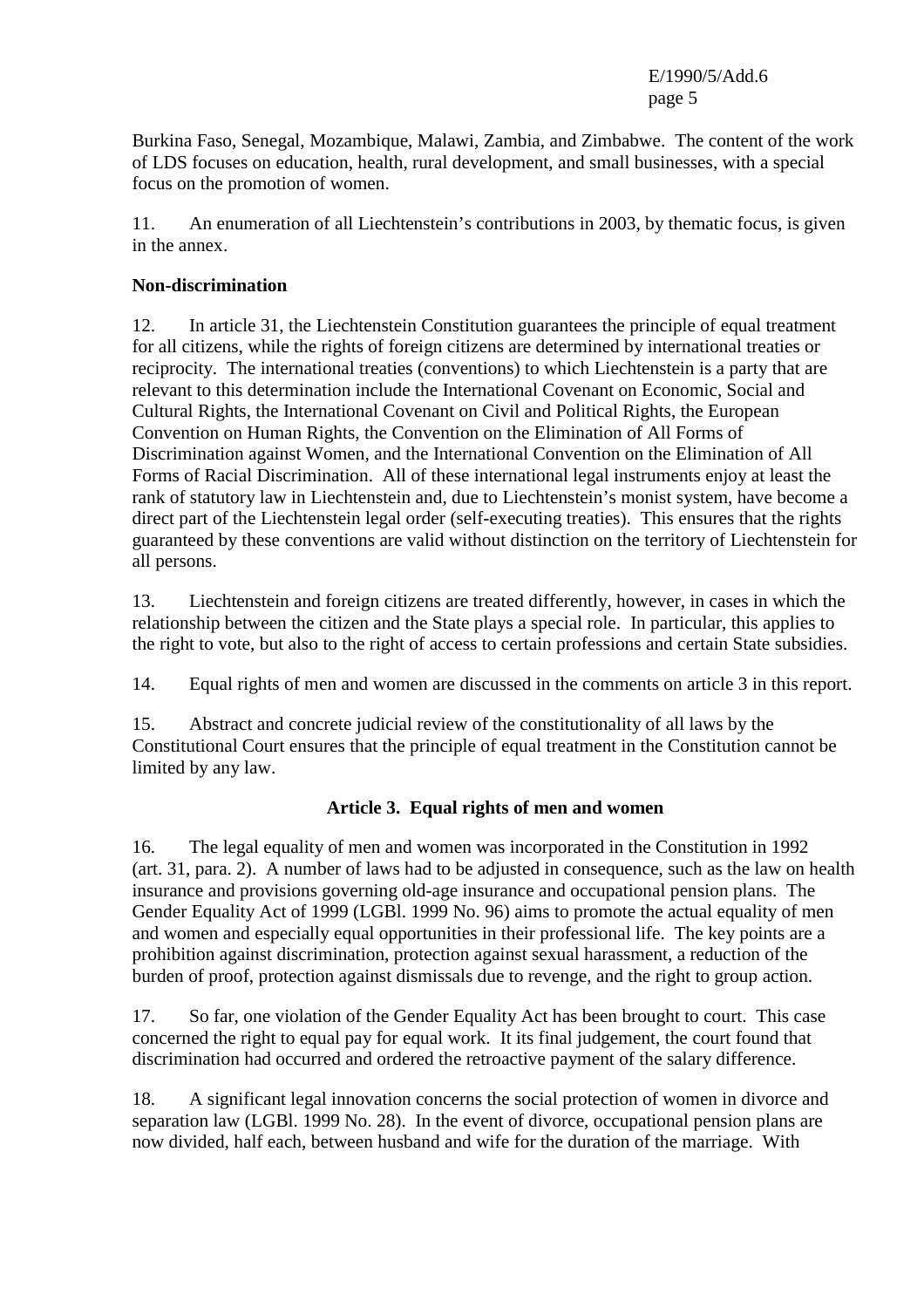Burkina Faso, Senegal, Mozambique, Malawi, Zambia, and Zimbabwe. The content of the work of LDS focuses on education, health, rural development, and small businesses, with a special focus on the promotion of women.

11. An enumeration of all Liechtenstein's contributions in 2003, by thematic focus, is given in the annex.

**Non-discrimination**

12. In article 31, the Liechtenstein Constitution guarantees the principle of equal treatment for all citizens, while the rights of foreign citizens are determined by international treaties or reciprocity. The international treaties (conventions) to which Liechtenstein is a party that are relevant to this determination include the International Covenant on Economic, Social and Cultural Rights, the International Covenant on Civil and Political Rights, the European Convention on Human Rights, the Convention on the Elimination of All Forms of Discrimination against Women, and the International Convention on the Elimination of All Forms of Racial Discrimination. All of these international legal instruments enjoy at least the rank of statutory law in Liechtenstein and, due to Liechtenstein's monist system, have become a direct part of the Liechtenstein legal order (self-executing treaties). This ensures that the rights guaranteed by these conventions are valid without distinction on the territory of Liechtenstein for all persons.

13. Liechtenstein and foreign citizens are treated differently, however, in cases in which the relationship between the citizen and the State plays a special role. In particular, this applies to the right to vote, but also to the right of access to certain professions and certain State subsidies.

14. Equal rights of men and women are discussed in the comments on article 3 in this report.

15. Abstract and concrete judicial review of the constitutionality of all laws by the Constitutional Court ensures that the principle of equal treatment in the Constitution cannot be limited by any law.

## Article 3. Equal rights of men and women

16. The legal equality of men and women was incorporated in the Constitution in 1992 (art. 31, para. 2). A number of laws had to be adjusted in consequence, such as the law on health insurance and provisions governing old-age insurance and occupational pension plans. The Gender Equality Act of 1999 (LGBl. 1999 No. 96) aims to promote the actual equality of men and women and especially equal opportunities in their professional life. The key points are a prohibition against discrimination, protection against sexual harassment, a reduction of the burden of proof, protection against dismissals due to revenge, and the right to group action.

17. So far, one violation of the Gender Equality Act has been brought to court. This case concerned the right to equal pay for equal work. It its final judgement, the court found that discrimination had occurred and ordered the retroactive payment of the salary difference.

18. A significant legal innovation concerns the social protection of women in divorce and separation law (LGBl. 1999 No. 28). In the event of divorce, occupational pension plans are now divided, half each, between husband and wife for the duration of the marriage. With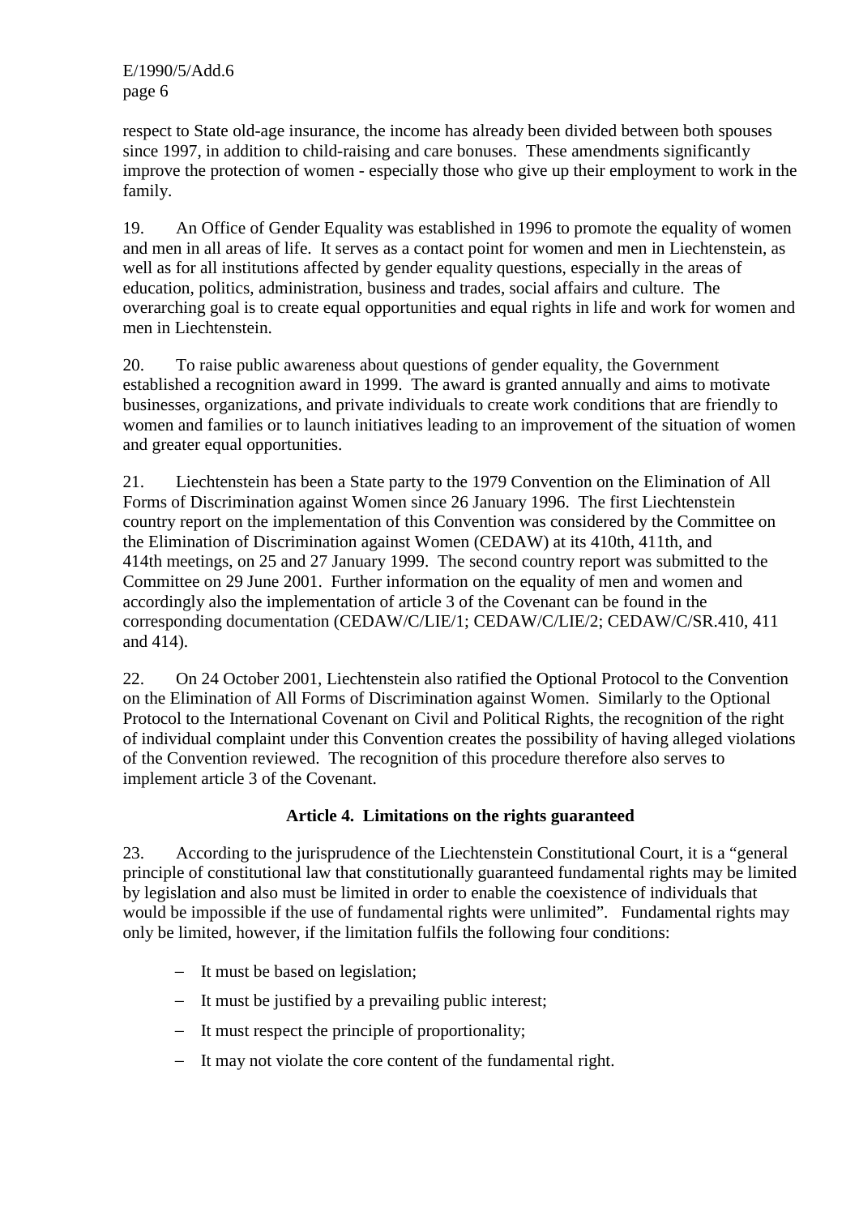respect to State old-age insurance, the income has already been divided between both spouses since 1997, in addition to child-raising and care bonuses. These amendments significantly improve the protection of women - especially those who give up their employment to work in the family.

19. An Office of Gender Equality was established in 1996 to promote the equality of women and men in all areas of life. It serves as a contact point for women and men in Liechtenstein, as well as for all institutions affected by gender equality questions, especially in the areas of education, politics, administration, business and trades, social affairs and culture. The overarching goal is to create equal opportunities and equal rights in life and work for women and men in Liechtenstein.

20. To raise public awareness about questions of gender equality, the Government established a recognition award in 1999. The award is granted annually and aims to motivate businesses, organizations, and private individuals to create work conditions that are friendly to women and families or to launch initiatives leading to an improvement of the situation of women and greater equal opportunities.

21. Liechtenstein has been a State party to the 1979 Convention on the Elimination of All Forms of Discrimination against Women since 26 January 1996. The first Liechtenstein country report on the implementation of this Convention was considered by the Committee on the Elimination of Discrimination against Women (CEDAW) at its 410th, 411th, and 414th meetings, on 25 and 27 January 1999. The second country report was submitted to the Committee on 29 June 2001. Further information on the equality of men and women and accordingly also the implementation of article 3 of the Covenant can be found in the corresponding documentation (CEDAW/C/LIE/1; CEDAW/C/LIE/2; CEDAW/C/SR.410, 411 and 414).

22. On 24 October 2001, Liechtenstein also ratified the Optional Protocol to the Convention on the Elimination of All Forms of Discrimination against Women. Similarly to the Optional Protocol to the International Covenant on Civil and Political Rights, the recognition of the right of individual complaint under this Convention creates the possibility of having alleged violations of the Convention reviewed. The recognition of this procedure therefore also serves to implement article 3 of the Covenant.

## Article 4. Limitations on the rights guaranteed

23. According to the jurisprudence of the Liechtenstein Constitutional Court, it is a "general principle of constitutional law that constitutionally guaranteed fundamental rights may be limited by legislation and also must be limited in order to enable the coexistence of individuals that would be impossible if the use of fundamental rights were unlimited". Fundamental rights may only be limited, however, if the limitation fulfils the following four conditions:

- It must be based on legislation;
- It must be justified by a prevailing public interest;
- It must respect the principle of proportionality;
- It may not violate the core content of the fundamental right.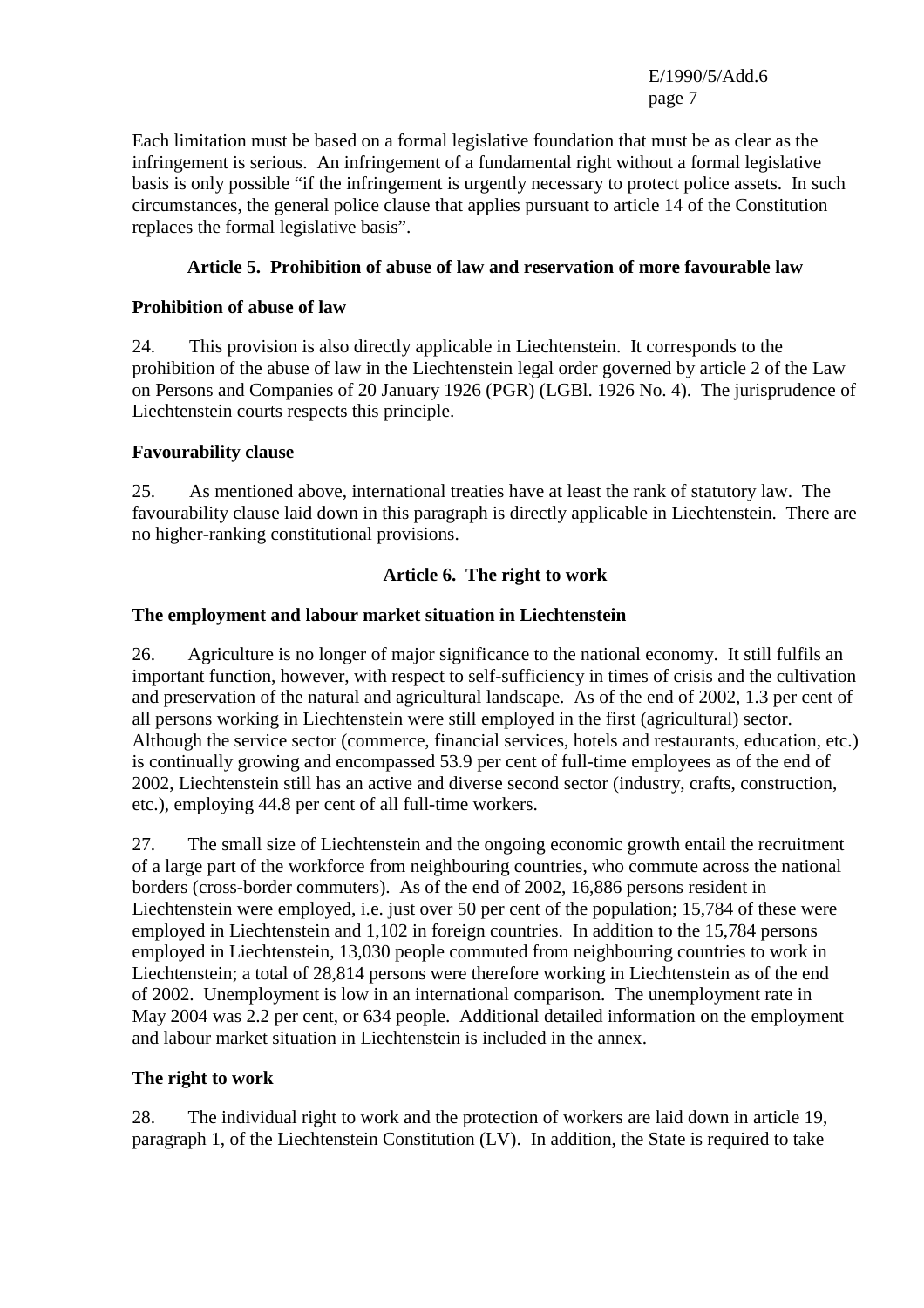Each limitation must be based on a formal legislative foundation that must be as clear as the infringement is serious. An infringement of a fundamental right without a formal legislative basis is only possible "if the infringement is urgently necessary to protect police assets. In such circumstances, the general police clause that applies pursuant to article 14 of the Constitution replaces the formal legislative basis".

## Article 5. Prohibition of abuse of law and reservation of more favourable law

### Prohibition of abuse of law

24. This provision is also directly applicable in Liechtenstein. It corresponds to the prohibition of the abuse of law in the Liechtenstein legal order governed by article 2 of the Law on Persons and Companies of 20 January 1926 (PGR) (LGBl. 1926 No. 4). The jurisprudence of Liechtenstein courts respects this principle.

### Favourability clause

25. As mentioned above, international treaties have at least the rank of statutory law. The favourability clause laid down in this paragraph is directly applicable in Liechtenstein. There are no higher-ranking constitutional provisions.

## Article 6. The right to work

### The employment and labour market situation in Liechtenstein

26. Agriculture is no longer of major significance to the national economy. It still fulfils an important function, however, with respect to self-sufficiency in times of crisis and the cultivation and preservation of the natural and agricultural landscape. As of the end of 2002, 1.3 per cent of all persons working in Liechtenstein were still employed in the first (agricultural) sector. Although the service sector (commerce, financial services, hotels and restaurants, education, etc.) is continually growing and encompassed 53.9 per cent of full-time employees as of the end of 2002, Liechtenstein still has an active and diverse second sector (industry, crafts, construction, etc.), employing 44.8 per cent of all full-time workers.

27. The small size of Liechtenstein and the ongoing economic growth entail the recruitment of a large part of the workforce from neighbouring countries, who commute across the national borders (cross-border commuters). As of the end of 2002, 16,886 persons resident in Liechtenstein were employed, i.e. just over 50 per cent of the population; 15,784 of these were employed in Liechtenstein and 1,102 in foreign countries. In addition to the 15,784 persons employed in Liechtenstein, 13,030 people commuted from neighbouring countries to work in Liechtenstein; a total of 28,814 persons were therefore working in Liechtenstein as of the end of 2002. Unemployment is low in an international comparison. The unemployment rate in May 2004 was 2.2 per cent, or 634 people. Additional detailed information on the employment and labour market situation in Liechtenstein is included in the annex.

### The right to work

28. The individual right to work and the protection of workers are laid down in article 19, paragraph 1, of the Liechtenstein Constitution (LV). In addition, the State is required to take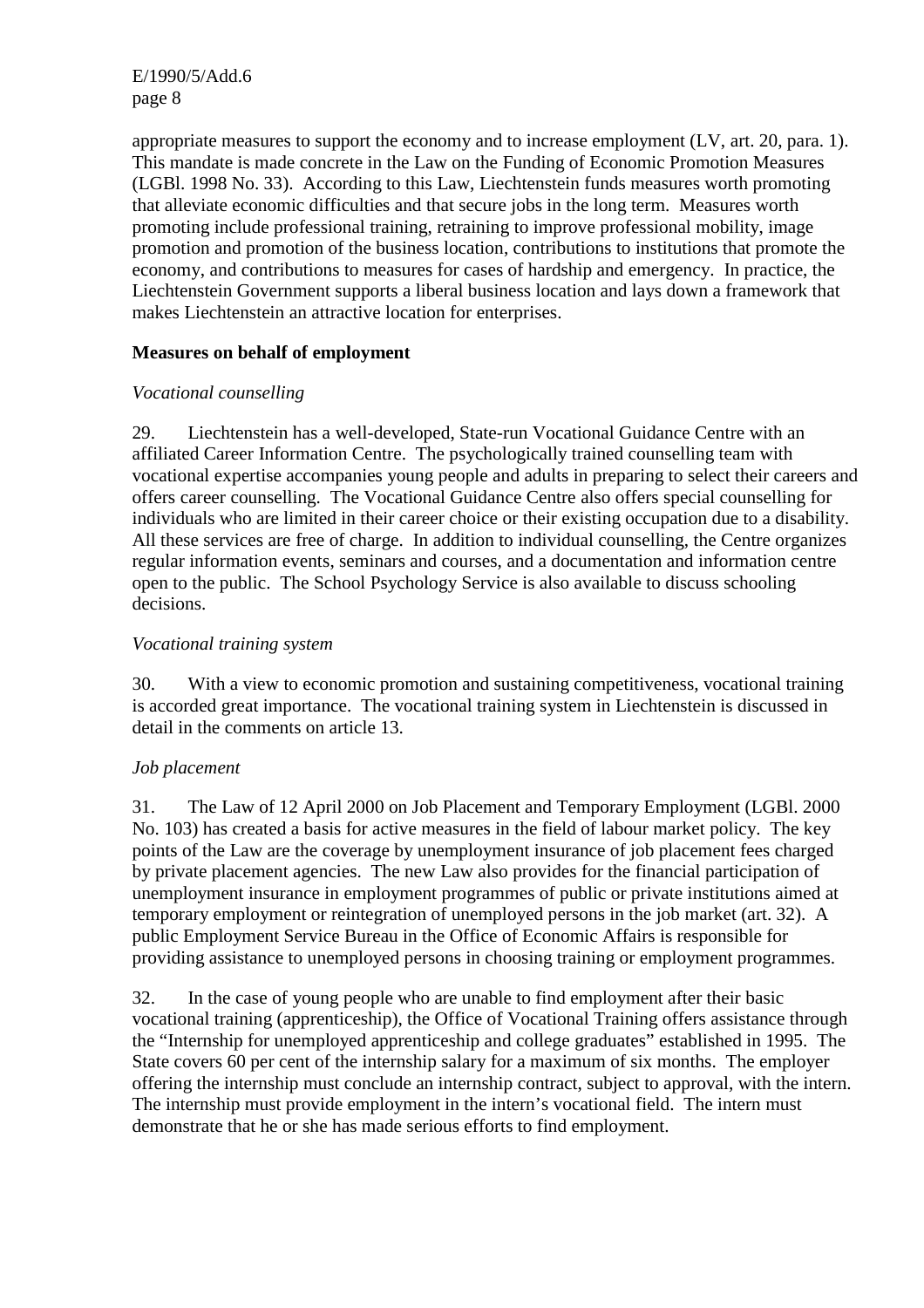appropriate measures to support the economy and to increase employment (LV, art. 20, para. 1). This mandate is made concrete in the Law on the Funding of Economic Promotion Measures (LGBl. 1998 No. 33). According to this Law, Liechtenstein funds measures worth promoting that alleviate economic difficulties and that secure jobs in the long term. Measures worth promoting include professional training, retraining to improve professional mobility, image promotion and promotion of the business location, contributions to institutions that promote the economy, and contributions to measures for cases of hardship and emergency. In practice, the Liechtenstein Government supports a liberal business location and lays down a framework that makes Liechtenstein an attractive location for enterprises.

**Measures on behalf of employment**

*Vocational counselling*

29. Liechtenstein has a well-developed, State-run Vocational Guidance Centre with an affiliated Career Information Centre. The psychologically trained counselling team with vocational expertise accompanies young people and adults in preparing to select their careers and offers career counselling. The Vocational Guidance Centre also offers special counselling for individuals who are limited in their career choice or their existing occupation due to a disability. All these services are free of charge. In addition to individual counselling, the Centre organizes regular information events, seminars and courses, and a documentation and information centre open to the public. The School Psychology Service is also available to discuss schooling decisions.

*Vocational training system*

30. With a view to economic promotion and sustaining competitiveness, vocational training is accorded great importance. The vocational training system in Liechtenstein is discussed in detail in the comments on article 13.

*Job placement*

31. The Law of 12 April 2000 on Job Placement and Temporary Employment (LGBl. 2000 No. 103) has created a basis for active measures in the field of labour market policy. The key points of the Law are the coverage by unemployment insurance of job placement fees charged by private placement agencies. The new Law also provides for the financial participation of unemployment insurance in employment programmes of public or private institutions aimed at temporary employment or reintegration of unemployed persons in the job market (art. 32). A public Employment Service Bureau in the Office of Economic Affairs is responsible for providing assistance to unemployed persons in choosing training or employment programmes.

32. In the case of young people who are unable to find employment after their basic vocational training (apprenticeship), the Office of Vocational Training offers assistance through the "Internship for unemployed apprenticeship and college graduates" established in 1995. The State covers 60 per cent of the internship salary for a maximum of six months. The employer offering the internship must conclude an internship contract, subject to approval, with the intern. The internship must provide employment in the intern's vocational field. The intern must demonstrate that he or she has made serious efforts to find employment.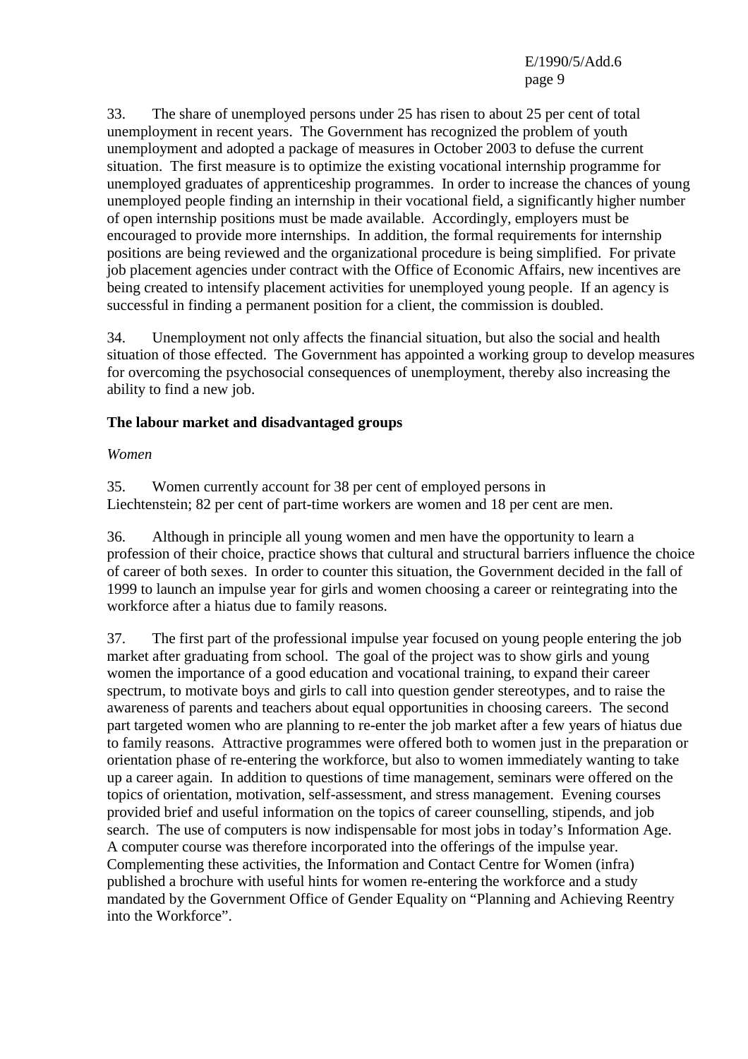33. The share of unemployed persons under 25 has risen to about 25 per cent of total unemployment in recent years. The Government has recognized the problem of youth unemployment and adopted a package of measures in October 2003 to defuse the current situation. The first measure is to optimize the existing vocational internship programme for unemployed graduates of apprenticeship programmes. In order to increase the chances of young unemployed people finding an internship in their vocational field, a significantly higher number of open internship positions must be made available. Accordingly, employers must be encouraged to provide more internships. In addition, the formal requirements for internship positions are being reviewed and the organizational procedure is being simplified. For private job placement agencies under contract with the Office of Economic Affairs, new incentives are being created to intensify placement activities for unemployed young people. If an agency is successful in finding a permanent position for a client, the commission is doubled.

34. Unemployment not only affects the financial situation, but also the social and health situation of those effected. The Government has appointed a working group to develop measures for overcoming the psychosocial consequences of unemployment, thereby also increasing the ability to find a new job.

**The labour market and disadvantaged groups**

*Women*

35. Women currently account for 38 per cent of employed persons in Liechtenstein; 82 per cent of part-time workers are women and 18 per cent are men.

36. Although in principle all young women and men have the opportunity to learn a profession of their choice, practice shows that cultural and structural barriers influence the choice of career of both sexes. In order to counter this situation, the Government decided in the fall of 1999 to launch an impulse year for girls and women choosing a career or reintegrating into the workforce after a hiatus due to family reasons.

37. The first part of the professional impulse year focused on young people entering the job market after graduating from school. The goal of the project was to show girls and young women the importance of a good education and vocational training, to expand their career spectrum, to motivate boys and girls to call into question gender stereotypes, and to raise the awareness of parents and teachers about equal opportunities in choosing careers. The second part targeted women who are planning to re-enter the job market after a few years of hiatus due to family reasons. Attractive programmes were offered both to women just in the preparation or orientation phase of re-entering the workforce, but also to women immediately wanting to take up a career again. In addition to questions of time management, seminars were offered on the topics of orientation, motivation, self-assessment, and stress management. Evening courses provided brief and useful information on the topics of career counselling, stipends, and job search. The use of computers is now indispensable for most jobs in today's Information Age. A computer course was therefore incorporated into the offerings of the impulse year. Complementing these activities, the Information and Contact Centre for Women (infra) published a brochure with useful hints for women re-entering the workforce and a study mandated by the Government Office of Gender Equality on "Planning and Achieving Reentry into the Workforce".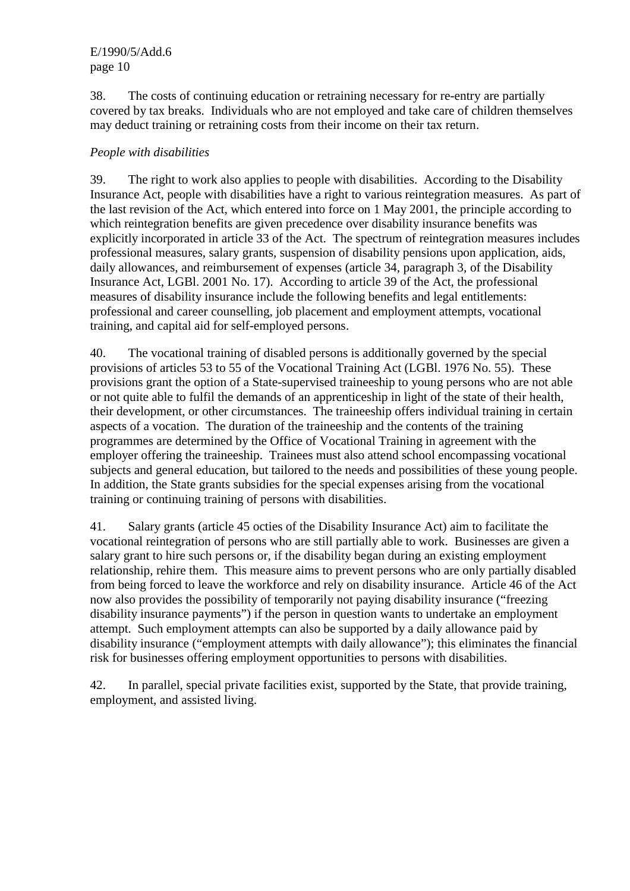38. The costs of continuing education or retraining necessary for re-entry are partially covered by tax breaks. Individuals who are not employed and take care of children themselves may deduct training or retraining costs from their income on their tax return.

*People with disabilities*

39. The right to work also applies to people with disabilities. According to the Disability Insurance Act, people with disabilities have a right to various reintegration measures. As part of the last revision of the Act, which entered into force on 1 May 2001, the principle according to which reintegration benefits are given precedence over disability insurance benefits was explicitly incorporated in article 33 of the Act. The spectrum of reintegration measures includes professional measures, salary grants, suspension of disability pensions upon application, aids, daily allowances, and reimbursement of expenses (article 34, paragraph 3, of the Disability Insurance Act, LGBl. 2001 No. 17). According to article 39 of the Act, the professional measures of disability insurance include the following benefits and legal entitlements: professional and career counselling, job placement and employment attempts, vocational training, and capital aid for self-employed persons.

40. The vocational training of disabled persons is additionally governed by the special provisions of articles 53 to 55 of the Vocational Training Act (LGBl. 1976 No. 55). These provisions grant the option of a State-supervised traineeship to young persons who are not able or not quite able to fulfil the demands of an apprenticeship in light of the state of their health, their development, or other circumstances. The traineeship offers individual training in certain aspects of a vocation. The duration of the traineeship and the contents of the training programmes are determined by the Office of Vocational Training in agreement with the employer offering the traineeship. Trainees must also attend school encompassing vocational subjects and general education, but tailored to the needs and possibilities of these young people. In addition, the State grants subsidies for the special expenses arising from the vocational training or continuing training of persons with disabilities.

41. Salary grants (article 45 octies of the Disability Insurance Act) aim to facilitate the vocational reintegration of persons who are still partially able to work. Businesses are given a salary grant to hire such persons or, if the disability began during an existing employment relationship, rehire them. This measure aims to prevent persons who are only partially disabled from being forced to leave the workforce and rely on disability insurance. Article 46 of the Act now also provides the possibility of temporarily not paying disability insurance ("freezing disability insurance payments") if the person in question wants to undertake an employment attempt. Such employment attempts can also be supported by a daily allowance paid by disability insurance ("employment attempts with daily allowance"); this eliminates the financial risk for businesses offering employment opportunities to persons with disabilities.

42. In parallel, special private facilities exist, supported by the State, that provide training, employment, and assisted living.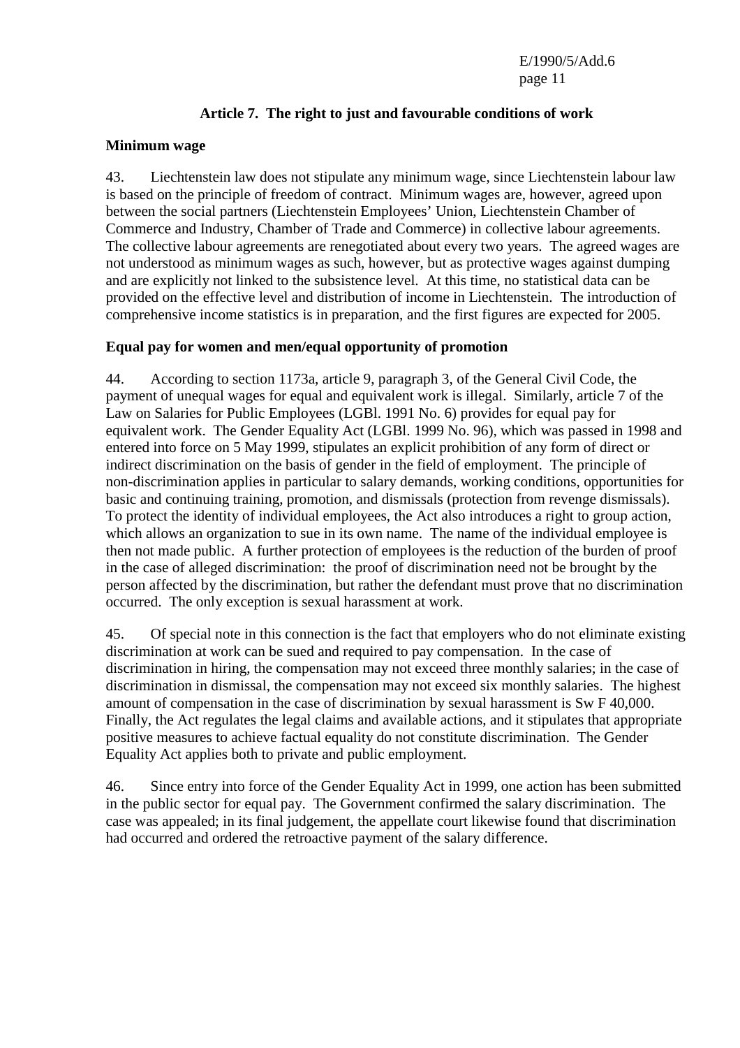## Article 7. The right to just and favourable conditions of work

### Minimum wage

43. Liechtenstein law does not stipulate any minimum wage, since Liechtenstein labour law is based on the principle of freedom of contract. Minimum wages are, however, agreed upon between the social partners (Liechtenstein Employees' Union, Liechtenstein Chamber of Commerce and Industry, Chamber of Trade and Commerce) in collective labour agreements. The collective labour agreements are renegotiated about every two years. The agreed wages are not understood as minimum wages as such, however, but as protective wages against dumping and are explicitly not linked to the subsistence level. At this time, no statistical data can be provided on the effective level and distribution of income in Liechtenstein. The introduction of comprehensive income statistics is in preparation, and the first figures are expected for 2005.

### Equal pay for women and men/equal opportunity of promotion

44. According to section 1173a, article 9, paragraph 3, of the General Civil Code, the payment of unequal wages for equal and equivalent work is illegal. Similarly, article 7 of the Law on Salaries for Public Employees (LGBl. 1991 No. 6) provides for equal pay for equivalent work. The Gender Equality Act (LGBl. 1999 No. 96), which was passed in 1998 and entered into force on 5 May 1999, stipulates an explicit prohibition of any form of direct or indirect discrimination on the basis of gender in the field of employment. The principle of non-discrimination applies in particular to salary demands, working conditions, opportunities for basic and continuing training, promotion, and dismissals (protection from revenge dismissals). To protect the identity of individual employees, the Act also introduces a right to group action, which allows an organization to sue in its own name. The name of the individual employee is then not made public. A further protection of employees is the reduction of the burden of proof in the case of alleged discrimination: the proof of discrimination need not be brought by the person affected by the discrimination, but rather the defendant must prove that no discrimination occurred. The only exception is sexual harassment at work.

45. Of special note in this connection is the fact that employers who do not eliminate existing discrimination at work can be sued and required to pay compensation. In the case of discrimination in hiring, the compensation may not exceed three monthly salaries; in the case of discrimination in dismissal, the compensation may not exceed six monthly salaries. The highest amount of compensation in the case of discrimination by sexual harassment is Sw F 40,000. Finally, the Act regulates the legal claims and available actions, and it stipulates that appropriate positive measures to achieve factual equality do not constitute discrimination. The Gender Equality Act applies both to private and public employment.

46. Since entry into force of the Gender Equality Act in 1999, one action has been submitted in the public sector for equal pay. The Government confirmed the salary discrimination. The case was appealed; in its final judgement, the appellate court likewise found that discrimination had occurred and ordered the retroactive payment of the salary difference.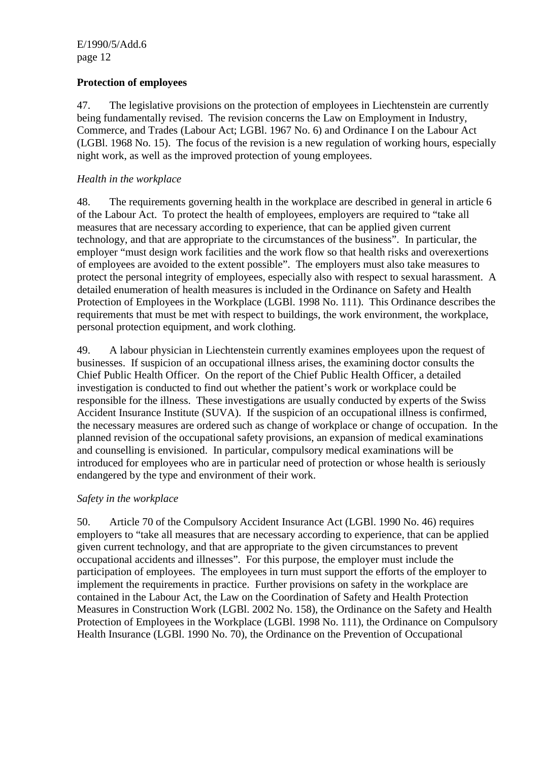**Protection of employees**

47. The legislative provisions on the protection of employees in Liechtenstein are currently being fundamentally revised. The revision concerns the Law on Employment in Industry, Commerce, and Trades (Labour Act; LGBl. 1967 No. 6) and Ordinance I on the Labour Act (LGBl. 1968 No. 15). The focus of the revision is a new regulation of working hours, especially night work, as well as the improved protection of young employees.

*Health in the workplace*

48. The requirements governing health in the workplace are described in general in article 6 of the Labour Act. To protect the health of employees, employers are required to "take all measures that are necessary according to experience, that can be applied given current technology, and that are appropriate to the circumstances of the business". In particular, the employer "must design work facilities and the work flow so that health risks and overexertions of employees are avoided to the extent possible". The employers must also take measures to protect the personal integrity of employees, especially also with respect to sexual harassment. A detailed enumeration of health measures is included in the Ordinance on Safety and Health Protection of Employees in the Workplace (LGBl. 1998 No. 111). This Ordinance describes the requirements that must be met with respect to buildings, the work environment, the workplace, personal protection equipment, and work clothing.

49. A labour physician in Liechtenstein currently examines employees upon the request of businesses. If suspicion of an occupational illness arises, the examining doctor consults the Chief Public Health Officer. On the report of the Chief Public Health Officer, a detailed investigation is conducted to find out whether the patient's work or workplace could be responsible for the illness. These investigations are usually conducted by experts of the Swiss Accident Insurance Institute (SUVA). If the suspicion of an occupational illness is confirmed, the necessary measures are ordered such as change of workplace or change of occupation. In the planned revision of the occupational safety provisions, an expansion of medical examinations and counselling is envisioned. In particular, compulsory medical examinations will be introduced for employees who are in particular need of protection or whose health is seriously endangered by the type and environment of their work.

*Safety in the workplace*

50. Article 70 of the Compulsory Accident Insurance Act (LGBl. 1990 No. 46) requires employers to "take all measures that are necessary according to experience, that can be applied given current technology, and that are appropriate to the given circumstances to prevent occupational accidents and illnesses". For this purpose, the employer must include the participation of employees. The employees in turn must support the efforts of the employer to implement the requirements in practice. Further provisions on safety in the workplace are contained in the Labour Act, the Law on the Coordination of Safety and Health Protection Measures in Construction Work (LGBl. 2002 No. 158), the Ordinance on the Safety and Health Protection of Employees in the Workplace (LGBl. 1998 No. 111), the Ordinance on Compulsory Health Insurance (LGBl. 1990 No. 70), the Ordinance on the Prevention of Occupational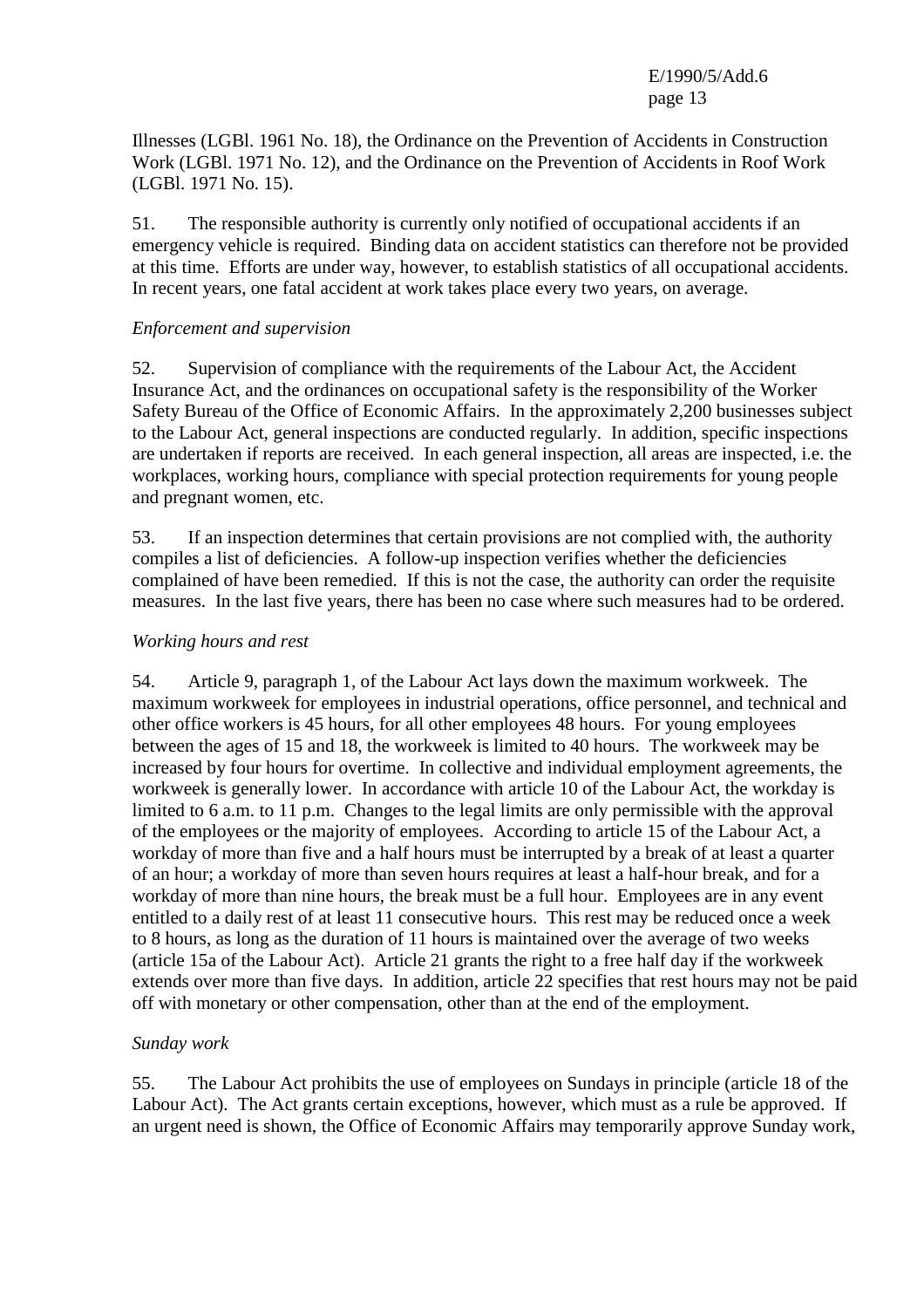Illnesses (LGBl. 1961 No. 18), the Ordinance on the Prevention of Accidents in Construction Work (LGBl. 1971 No. 12), and the Ordinance on the Prevention of Accidents in Roof Work (LGBl. 1971 No. 15).

51. The responsible authority is currently only notified of occupational accidents if an emergency vehicle is required. Binding data on accident statistics can therefore not be provided at this time. Efforts are under way, however, to establish statistics of all occupational accidents. In recent years, one fatal accident at work takes place every two years, on average.

*Enforcement and supervision*

52. Supervision of compliance with the requirements of the Labour Act, the Accident Insurance Act, and the ordinances on occupational safety is the responsibility of the Worker Safety Bureau of the Office of Economic Affairs. In the approximately 2,200 businesses subject to the Labour Act, general inspections are conducted regularly. In addition, specific inspections are undertaken if reports are received. In each general inspection, all areas are inspected, i.e. the workplaces, working hours, compliance with special protection requirements for young people and pregnant women, etc.

53. If an inspection determines that certain provisions are not complied with, the authority compiles a list of deficiencies. A follow-up inspection verifies whether the deficiencies complained of have been remedied. If this is not the case, the authority can order the requisite measures. In the last five years, there has been no case where such measures had to be ordered.

*Working hours and rest*

54. Article 9, paragraph 1, of the Labour Act lays down the maximum workweek. The maximum workweek for employees in industrial operations, office personnel, and technical and other office workers is 45 hours, for all other employees 48 hours. For young employees between the ages of 15 and 18, the workweek is limited to 40 hours. The workweek may be increased by four hours for overtime. In collective and individual employment agreements, the workweek is generally lower. In accordance with article 10 of the Labour Act, the workday is limited to 6 a.m. to 11 p.m. Changes to the legal limits are only permissible with the approval of the employees or the majority of employees. According to article 15 of the Labour Act, a workday of more than five and a half hours must be interrupted by a break of at least a quarter of an hour; a workday of more than seven hours requires at least a half-hour break, and for a workday of more than nine hours, the break must be a full hour. Employees are in any event entitled to a daily rest of at least 11 consecutive hours. This rest may be reduced once a week to 8 hours, as long as the duration of 11 hours is maintained over the average of two weeks (article 15a of the Labour Act). Article 21 grants the right to a free half day if the workweek extends over more than five days. In addition, article 22 specifies that rest hours may not be paid off with monetary or other compensation, other than at the end of the employment.

*Sunday work*

55. The Labour Act prohibits the use of employees on Sundays in principle (article 18 of the Labour Act). The Act grants certain exceptions, however, which must as a rule be approved. If an urgent need is shown, the Office of Economic Affairs may temporarily approve Sunday work,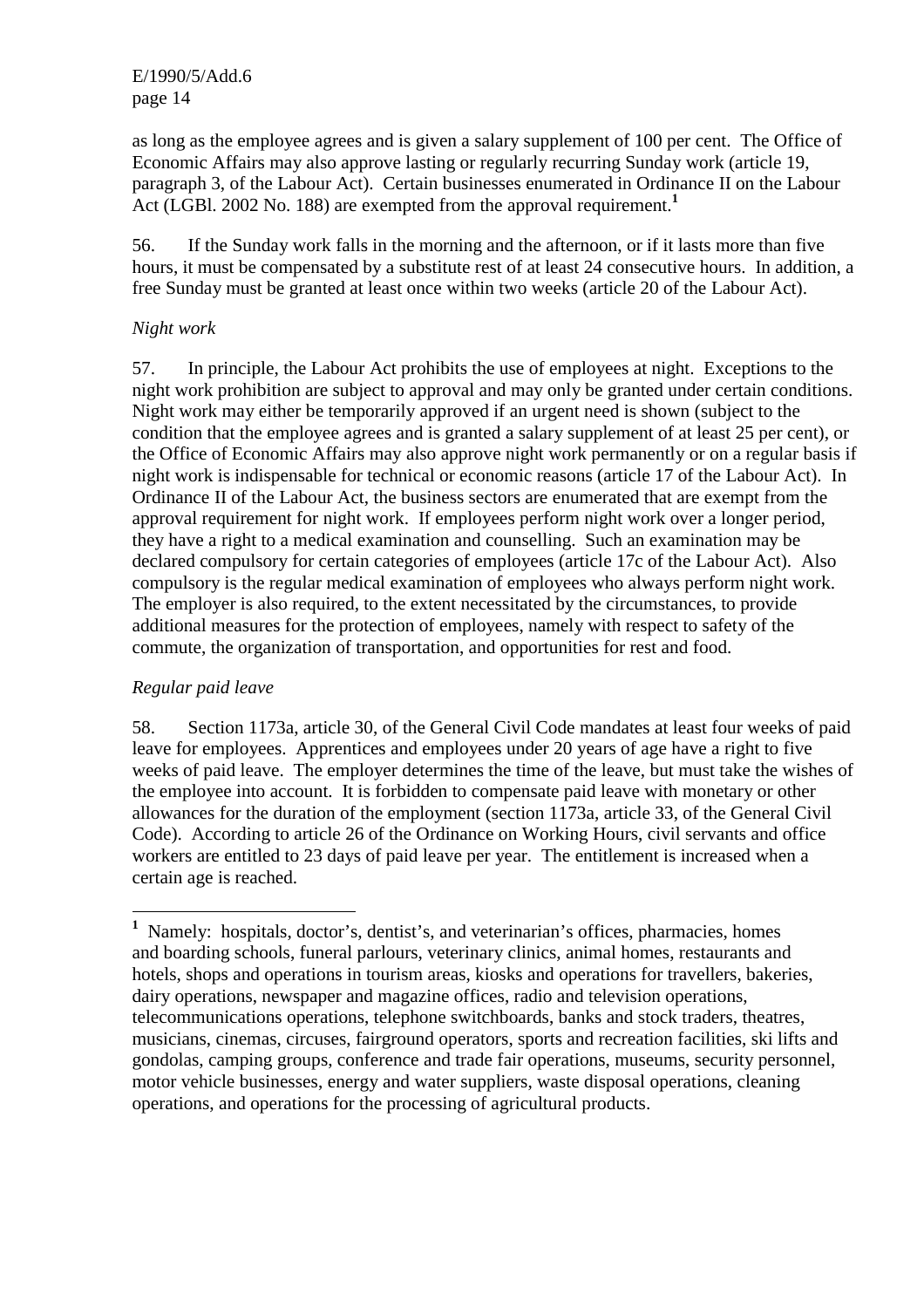as long as the employee agrees and is given a salary supplement of 100 per cent. The Office of Economic Affairs may also approve lasting or regularly recurring Sunday work (article 19, paragraph 3, of the Labour Act). Certain businesses enumerated in Ordinance II on the Labour Act (LGBl. 2002 No. 188) are exempted from the approval requirement.[1]

56. If the Sunday work falls in the morning and the afternoon, or if it lasts more than five hours, it must be compensated by a substitute rest of at least 24 consecutive hours. In addition, a free Sunday must be granted at least once within two weeks (article 20 of the Labour Act).

*Night work*

57. In principle, the Labour Act prohibits the use of employees at night. Exceptions to the night work prohibition are subject to approval and may only be granted under certain conditions. Night work may either be temporarily approved if an urgent need is shown (subject to the condition that the employee agrees and is granted a salary supplement of at least 25 per cent), or the Office of Economic Affairs may also approve night work permanently or on a regular basis if night work is indispensable for technical or economic reasons (article 17 of the Labour Act). In Ordinance II of the Labour Act, the business sectors are enumerated that are exempt from the approval requirement for night work. If employees perform night work over a longer period, they have a right to a medical examination and counselling. Such an examination may be declared compulsory for certain categories of employees (article 17c of the Labour Act). Also compulsory is the regular medical examination of employees who always perform night work. The employer is also required, to the extent necessitated by the circumstances, to provide additional measures for the protection of employees, namely with respect to safety of the commute, the organization of transportation, and opportunities for rest and food.

*Regular paid leave*

58. Section 1173a, article 30, of the General Civil Code mandates at least four weeks of paid leave for employees. Apprentices and employees under 20 years of age have a right to five weeks of paid leave. The employer determines the time of the leave, but must take the wishes of the employee into account. It is forbidden to compensate paid leave with monetary or other allowances for the duration of the employment (section 1173a, article 33, of the General Civil Code). According to article 26 of the Ordinance on Working Hours, civil servants and office workers are entitled to 23 days of paid leave per year. The entitlement is increased when a certain age is reached.

---

[1] Namely: hospitals, doctor's, dentist's, and veterinarian's offices, pharmacies, homes and boarding schools, funeral parlours, veterinary clinics, animal homes, restaurants and hotels, shops and operations in tourism areas, kiosks and operations for travellers, bakeries, dairy operations, newspaper and magazine offices, radio and television operations, telecommunications operations, telephone switchboards, banks and stock traders, theatres, musicians, cinemas, circuses, fairground operators, sports and recreation facilities, ski lifts and gondolas, camping groups, conference and trade fair operations, museums, security personnel, motor vehicle businesses, energy and water suppliers, waste disposal operations, cleaning operations, and operations for the processing of agricultural products.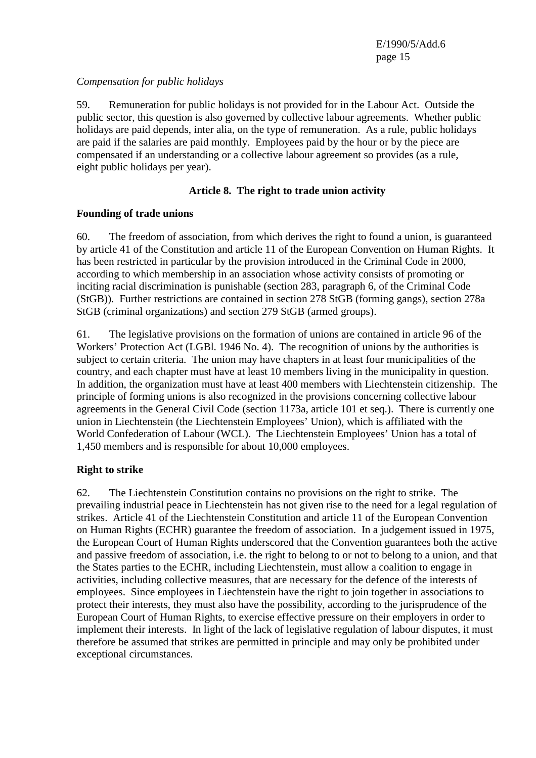*Compensation for public holidays*

59. Remuneration for public holidays is not provided for in the Labour Act. Outside the public sector, this question is also governed by collective labour agreements. Whether public holidays are paid depends, inter alia, on the type of remuneration. As a rule, public holidays are paid if the salaries are paid monthly. Employees paid by the hour or by the piece are compensated if an understanding or a collective labour agreement so provides (as a rule, eight public holidays per year).

## Article 8. The right to trade union activity

### Founding of trade unions

60. The freedom of association, from which derives the right to found a union, is guaranteed by article 41 of the Constitution and article 11 of the European Convention on Human Rights. It has been restricted in particular by the provision introduced in the Criminal Code in 2000, according to which membership in an association whose activity consists of promoting or inciting racial discrimination is punishable (section 283, paragraph 6, of the Criminal Code (StGB)). Further restrictions are contained in section 278 StGB (forming gangs), section 278a StGB (criminal organizations) and section 279 StGB (armed groups).

61. The legislative provisions on the formation of unions are contained in article 96 of the Workers' Protection Act (LGBl. 1946 No. 4). The recognition of unions by the authorities is subject to certain criteria. The union may have chapters in at least four municipalities of the country, and each chapter must have at least 10 members living in the municipality in question. In addition, the organization must have at least 400 members with Liechtenstein citizenship. The principle of forming unions is also recognized in the provisions concerning collective labour agreements in the General Civil Code (section 1173a, article 101 et seq.). There is currently one union in Liechtenstein (the Liechtenstein Employees' Union), which is affiliated with the World Confederation of Labour (WCL). The Liechtenstein Employees' Union has a total of 1,450 members and is responsible for about 10,000 employees.

### Right to strike

62. The Liechtenstein Constitution contains no provisions on the right to strike. The prevailing industrial peace in Liechtenstein has not given rise to the need for a legal regulation of strikes. Article 41 of the Liechtenstein Constitution and article 11 of the European Convention on Human Rights (ECHR) guarantee the freedom of association. In a judgement issued in 1975, the European Court of Human Rights underscored that the Convention guarantees both the active and passive freedom of association, i.e. the right to belong to or not to belong to a union, and that the States parties to the ECHR, including Liechtenstein, must allow a coalition to engage in activities, including collective measures, that are necessary for the defence of the interests of employees. Since employees in Liechtenstein have the right to join together in associations to protect their interests, they must also have the possibility, according to the jurisprudence of the European Court of Human Rights, to exercise effective pressure on their employers in order to implement their interests. In light of the lack of legislative regulation of labour disputes, it must therefore be assumed that strikes are permitted in principle and may only be prohibited under exceptional circumstances.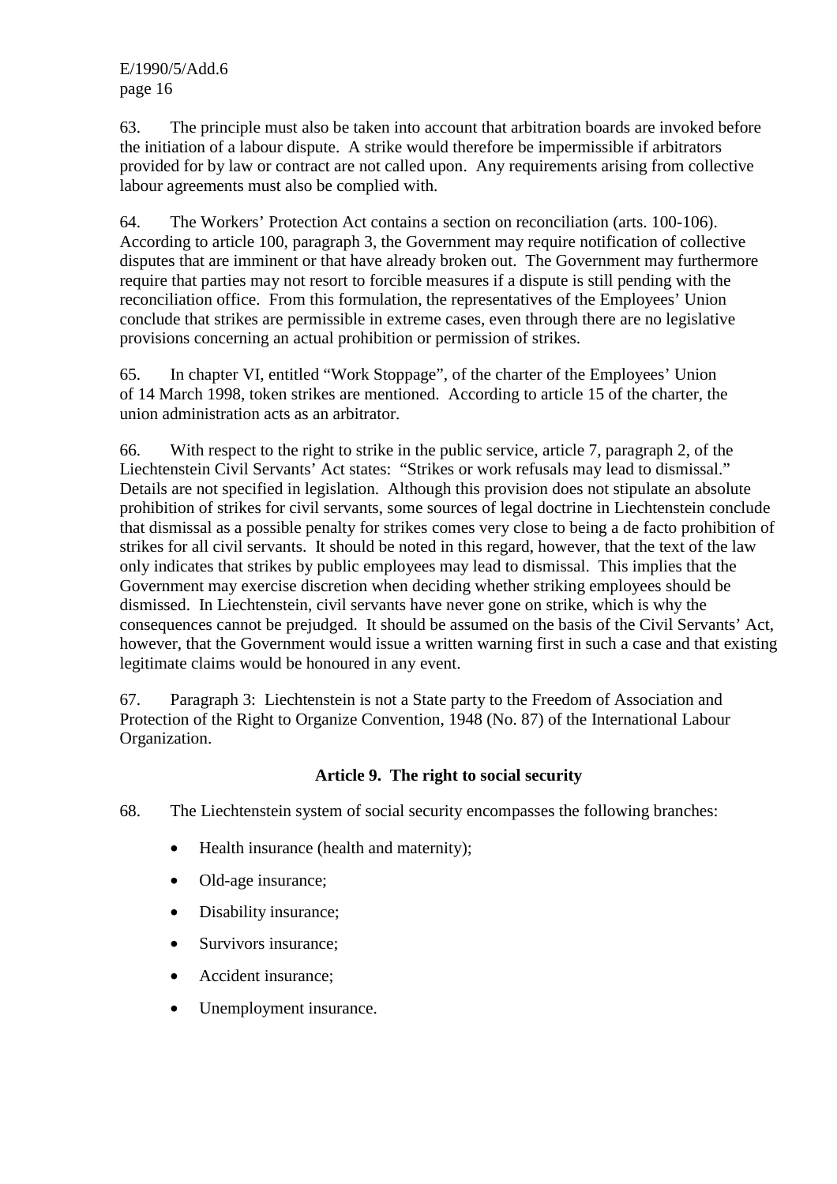63. The principle must also be taken into account that arbitration boards are invoked before the initiation of a labour dispute. A strike would therefore be impermissible if arbitrators provided for by law or contract are not called upon. Any requirements arising from collective labour agreements must also be complied with.

64. The Workers' Protection Act contains a section on reconciliation (arts. 100-106). According to article 100, paragraph 3, the Government may require notification of collective disputes that are imminent or that have already broken out. The Government may furthermore require that parties may not resort to forcible measures if a dispute is still pending with the reconciliation office. From this formulation, the representatives of the Employees' Union conclude that strikes are permissible in extreme cases, even through there are no legislative provisions concerning an actual prohibition or permission of strikes.

65. In chapter VI, entitled "Work Stoppage", of the charter of the Employees' Union of 14 March 1998, token strikes are mentioned. According to article 15 of the charter, the union administration acts as an arbitrator.

66. With respect to the right to strike in the public service, article 7, paragraph 2, of the Liechtenstein Civil Servants' Act states: "Strikes or work refusals may lead to dismissal." Details are not specified in legislation. Although this provision does not stipulate an absolute prohibition of strikes for civil servants, some sources of legal doctrine in Liechtenstein conclude that dismissal as a possible penalty for strikes comes very close to being a de facto prohibition of strikes for all civil servants. It should be noted in this regard, however, that the text of the law only indicates that strikes by public employees may lead to dismissal. This implies that the Government may exercise discretion when deciding whether striking employees should be dismissed. In Liechtenstein, civil servants have never gone on strike, which is why the consequences cannot be prejudged. It should be assumed on the basis of the Civil Servants' Act, however, that the Government would issue a written warning first in such a case and that existing legitimate claims would be honoured in any event.

67. Paragraph 3: Liechtenstein is not a State party to the Freedom of Association and Protection of the Right to Organize Convention, 1948 (No. 87) of the International Labour Organization.

## Article 9. The right to social security

68. The Liechtenstein system of social security encompasses the following branches:

- Health insurance (health and maternity);
- Old-age insurance;
- Disability insurance;
- Survivors insurance;
- Accident insurance;
- Unemployment insurance.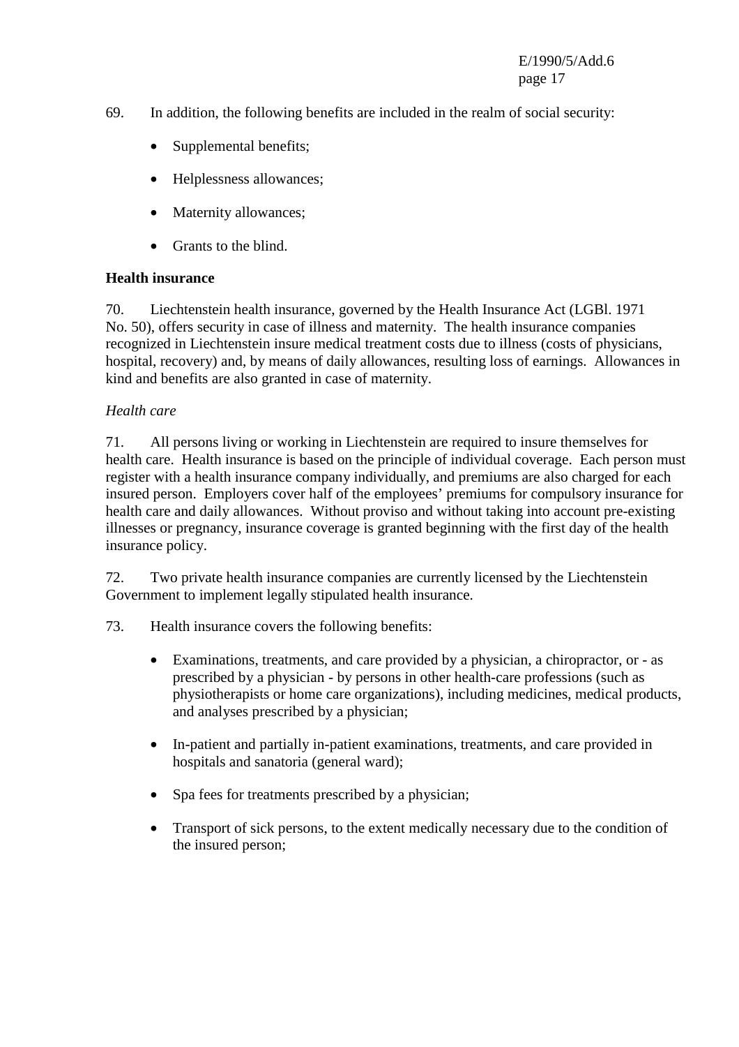69. In addition, the following benefits are included in the realm of social security:

- Supplemental benefits;
- Helplessness allowances;
- Maternity allowances;
- Grants to the blind.

**Health insurance**

70. Liechtenstein health insurance, governed by the Health Insurance Act (LGBl. 1971 No. 50), offers security in case of illness and maternity. The health insurance companies recognized in Liechtenstein insure medical treatment costs due to illness (costs of physicians, hospital, recovery) and, by means of daily allowances, resulting loss of earnings. Allowances in kind and benefits are also granted in case of maternity.

*Health care*

71. All persons living or working in Liechtenstein are required to insure themselves for health care. Health insurance is based on the principle of individual coverage. Each person must register with a health insurance company individually, and premiums are also charged for each insured person. Employers cover half of the employees' premiums for compulsory insurance for health care and daily allowances. Without proviso and without taking into account pre-existing illnesses or pregnancy, insurance coverage is granted beginning with the first day of the health insurance policy.

72. Two private health insurance companies are currently licensed by the Liechtenstein Government to implement legally stipulated health insurance.

73. Health insurance covers the following benefits:

- Examinations, treatments, and care provided by a physician, a chiropractor, or - as prescribed by a physician - by persons in other health-care professions (such as physiotherapists or home care organizations), including medicines, medical products, and analyses prescribed by a physician;
- In-patient and partially in-patient examinations, treatments, and care provided in hospitals and sanatoria (general ward);
- Spa fees for treatments prescribed by a physician;
- Transport of sick persons, to the extent medically necessary due to the condition of the insured person;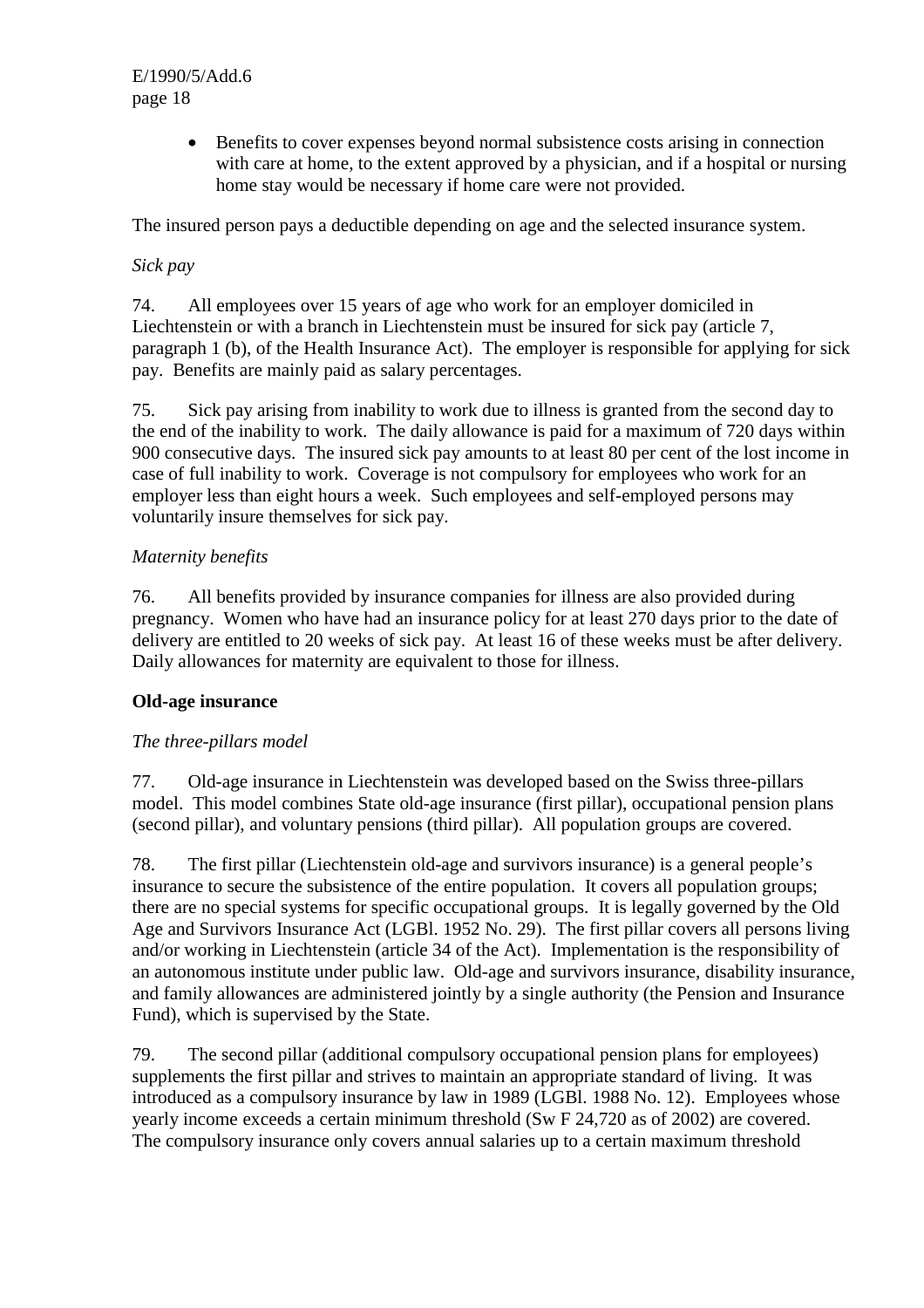- Benefits to cover expenses beyond normal subsistence costs arising in connection with care at home, to the extent approved by a physician, and if a hospital or nursing home stay would be necessary if home care were not provided.

The insured person pays a deductible depending on age and the selected insurance system.

*Sick pay*

74. All employees over 15 years of age who work for an employer domiciled in Liechtenstein or with a branch in Liechtenstein must be insured for sick pay (article 7, paragraph 1 (b), of the Health Insurance Act). The employer is responsible for applying for sick pay. Benefits are mainly paid as salary percentages.

75. Sick pay arising from inability to work due to illness is granted from the second day to the end of the inability to work. The daily allowance is paid for a maximum of 720 days within 900 consecutive days. The insured sick pay amounts to at least 80 per cent of the lost income in case of full inability to work. Coverage is not compulsory for employees who work for an employer less than eight hours a week. Such employees and self-employed persons may voluntarily insure themselves for sick pay.

*Maternity benefits*

76. All benefits provided by insurance companies for illness are also provided during pregnancy. Women who have had an insurance policy for at least 270 days prior to the date of delivery are entitled to 20 weeks of sick pay. At least 16 of these weeks must be after delivery. Daily allowances for maternity are equivalent to those for illness.

**Old-age insurance**

*The three-pillars model*

77. Old-age insurance in Liechtenstein was developed based on the Swiss three-pillars model. This model combines State old-age insurance (first pillar), occupational pension plans (second pillar), and voluntary pensions (third pillar). All population groups are covered.

78. The first pillar (Liechtenstein old-age and survivors insurance) is a general people's insurance to secure the subsistence of the entire population. It covers all population groups; there are no special systems for specific occupational groups. It is legally governed by the Old Age and Survivors Insurance Act (LGBl. 1952 No. 29). The first pillar covers all persons living and/or working in Liechtenstein (article 34 of the Act). Implementation is the responsibility of an autonomous institute under public law. Old-age and survivors insurance, disability insurance, and family allowances are administered jointly by a single authority (the Pension and Insurance Fund), which is supervised by the State.

79. The second pillar (additional compulsory occupational pension plans for employees) supplements the first pillar and strives to maintain an appropriate standard of living. It was introduced as a compulsory insurance by law in 1989 (LGBl. 1988 No. 12). Employees whose yearly income exceeds a certain minimum threshold (Sw F 24,720 as of 2002) are covered. The compulsory insurance only covers annual salaries up to a certain maximum threshold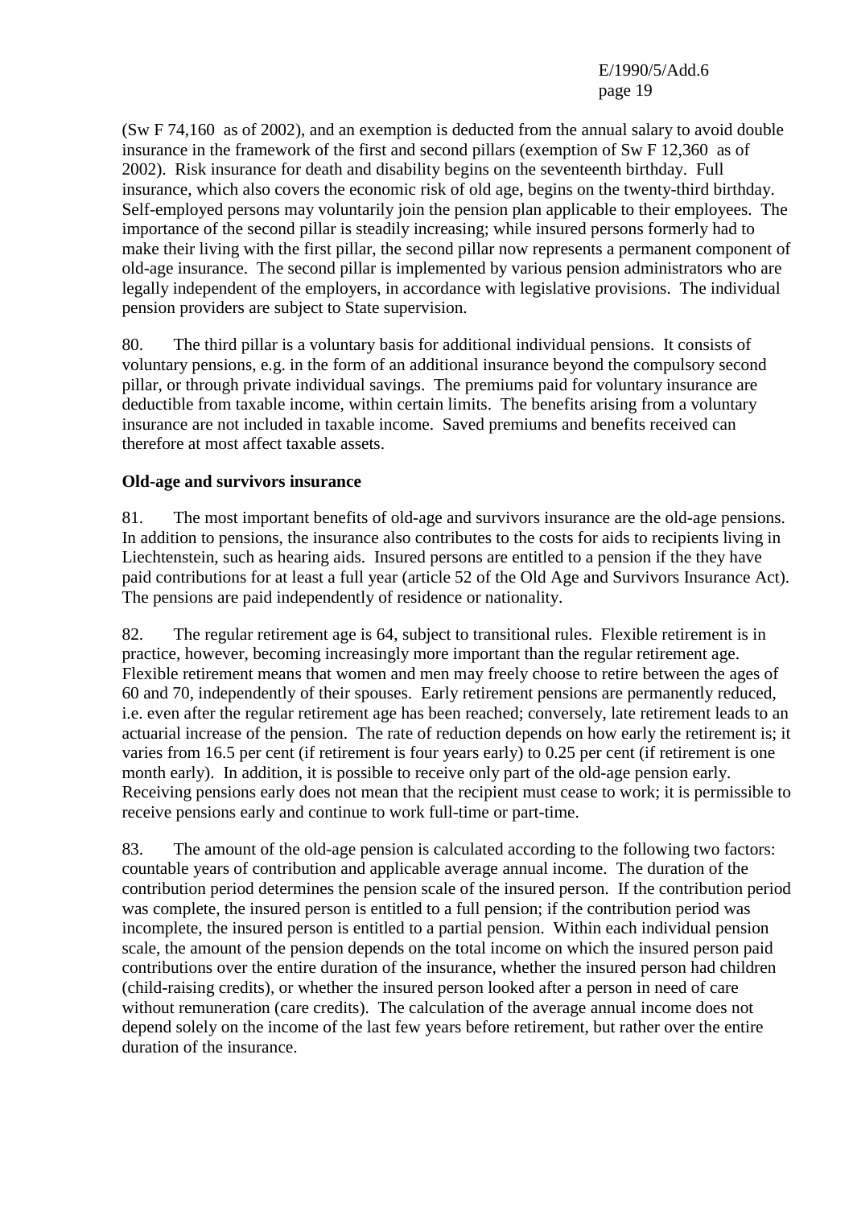(Sw F 74,160 as of 2002), and an exemption is deducted from the annual salary to avoid double insurance in the framework of the first and second pillars (exemption of Sw F 12,360 as of 2002). Risk insurance for death and disability begins on the seventeenth birthday. Full insurance, which also covers the economic risk of old age, begins on the twenty-third birthday. Self-employed persons may voluntarily join the pension plan applicable to their employees. The importance of the second pillar is steadily increasing; while insured persons formerly had to make their living with the first pillar, the second pillar now represents a permanent component of old-age insurance. The second pillar is implemented by various pension administrators who are legally independent of the employers, in accordance with legislative provisions. The individual pension providers are subject to State supervision.

80. The third pillar is a voluntary basis for additional individual pensions. It consists of voluntary pensions, e.g. in the form of an additional insurance beyond the compulsory second pillar, or through private individual savings. The premiums paid for voluntary insurance are deductible from taxable income, within certain limits. The benefits arising from a voluntary insurance are not included in taxable income. Saved premiums and benefits received can therefore at most affect taxable assets.

**Old-age and survivors insurance**

81. The most important benefits of old-age and survivors insurance are the old-age pensions. In addition to pensions, the insurance also contributes to the costs for aids to recipients living in Liechtenstein, such as hearing aids. Insured persons are entitled to a pension if the they have paid contributions for at least a full year (article 52 of the Old Age and Survivors Insurance Act). The pensions are paid independently of residence or nationality.

82. The regular retirement age is 64, subject to transitional rules. Flexible retirement is in practice, however, becoming increasingly more important than the regular retirement age. Flexible retirement means that women and men may freely choose to retire between the ages of 60 and 70, independently of their spouses. Early retirement pensions are permanently reduced, i.e. even after the regular retirement age has been reached; conversely, late retirement leads to an actuarial increase of the pension. The rate of reduction depends on how early the retirement is; it varies from 16.5 per cent (if retirement is four years early) to 0.25 per cent (if retirement is one month early). In addition, it is possible to receive only part of the old-age pension early. Receiving pensions early does not mean that the recipient must cease to work; it is permissible to receive pensions early and continue to work full-time or part-time.

83. The amount of the old-age pension is calculated according to the following two factors: countable years of contribution and applicable average annual income. The duration of the contribution period determines the pension scale of the insured person. If the contribution period was complete, the insured person is entitled to a full pension; if the contribution period was incomplete, the insured person is entitled to a partial pension. Within each individual pension scale, the amount of the pension depends on the total income on which the insured person paid contributions over the entire duration of the insurance, whether the insured person had children (child-raising credits), or whether the insured person looked after a person in need of care without remuneration (care credits). The calculation of the average annual income does not depend solely on the income of the last few years before retirement, but rather over the entire duration of the insurance.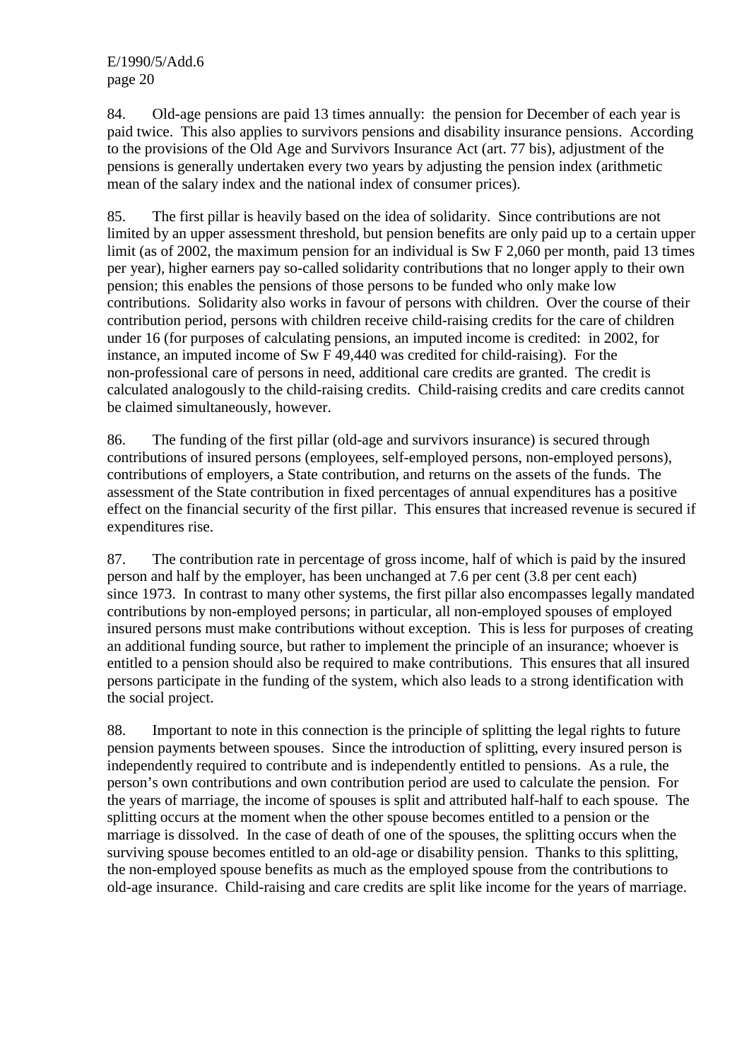84. Old-age pensions are paid 13 times annually: the pension for December of each year is paid twice. This also applies to survivors pensions and disability insurance pensions. According to the provisions of the Old Age and Survivors Insurance Act (art. 77 bis), adjustment of the pensions is generally undertaken every two years by adjusting the pension index (arithmetic mean of the salary index and the national index of consumer prices).

85. The first pillar is heavily based on the idea of solidarity. Since contributions are not limited by an upper assessment threshold, but pension benefits are only paid up to a certain upper limit (as of 2002, the maximum pension for an individual is Sw F 2,060 per month, paid 13 times per year), higher earners pay so-called solidarity contributions that no longer apply to their own pension; this enables the pensions of those persons to be funded who only make low contributions. Solidarity also works in favour of persons with children. Over the course of their contribution period, persons with children receive child-raising credits for the care of children under 16 (for purposes of calculating pensions, an imputed income is credited: in 2002, for instance, an imputed income of Sw F 49,440 was credited for child-raising). For the non-professional care of persons in need, additional care credits are granted. The credit is calculated analogously to the child-raising credits. Child-raising credits and care credits cannot be claimed simultaneously, however.

86. The funding of the first pillar (old-age and survivors insurance) is secured through contributions of insured persons (employees, self-employed persons, non-employed persons), contributions of employers, a State contribution, and returns on the assets of the funds. The assessment of the State contribution in fixed percentages of annual expenditures has a positive effect on the financial security of the first pillar. This ensures that increased revenue is secured if expenditures rise.

87. The contribution rate in percentage of gross income, half of which is paid by the insured person and half by the employer, has been unchanged at 7.6 per cent (3.8 per cent each) since 1973. In contrast to many other systems, the first pillar also encompasses legally mandated contributions by non-employed persons; in particular, all non-employed spouses of employed insured persons must make contributions without exception. This is less for purposes of creating an additional funding source, but rather to implement the principle of an insurance; whoever is entitled to a pension should also be required to make contributions. This ensures that all insured persons participate in the funding of the system, which also leads to a strong identification with the social project.

88. Important to note in this connection is the principle of splitting the legal rights to future pension payments between spouses. Since the introduction of splitting, every insured person is independently required to contribute and is independently entitled to pensions. As a rule, the person's own contributions and own contribution period are used to calculate the pension. For the years of marriage, the income of spouses is split and attributed half-half to each spouse. The splitting occurs at the moment when the other spouse becomes entitled to a pension or the marriage is dissolved. In the case of death of one of the spouses, the splitting occurs when the surviving spouse becomes entitled to an old-age or disability pension. Thanks to this splitting, the non-employed spouse benefits as much as the employed spouse from the contributions to old-age insurance. Child-raising and care credits are split like income for the years of marriage.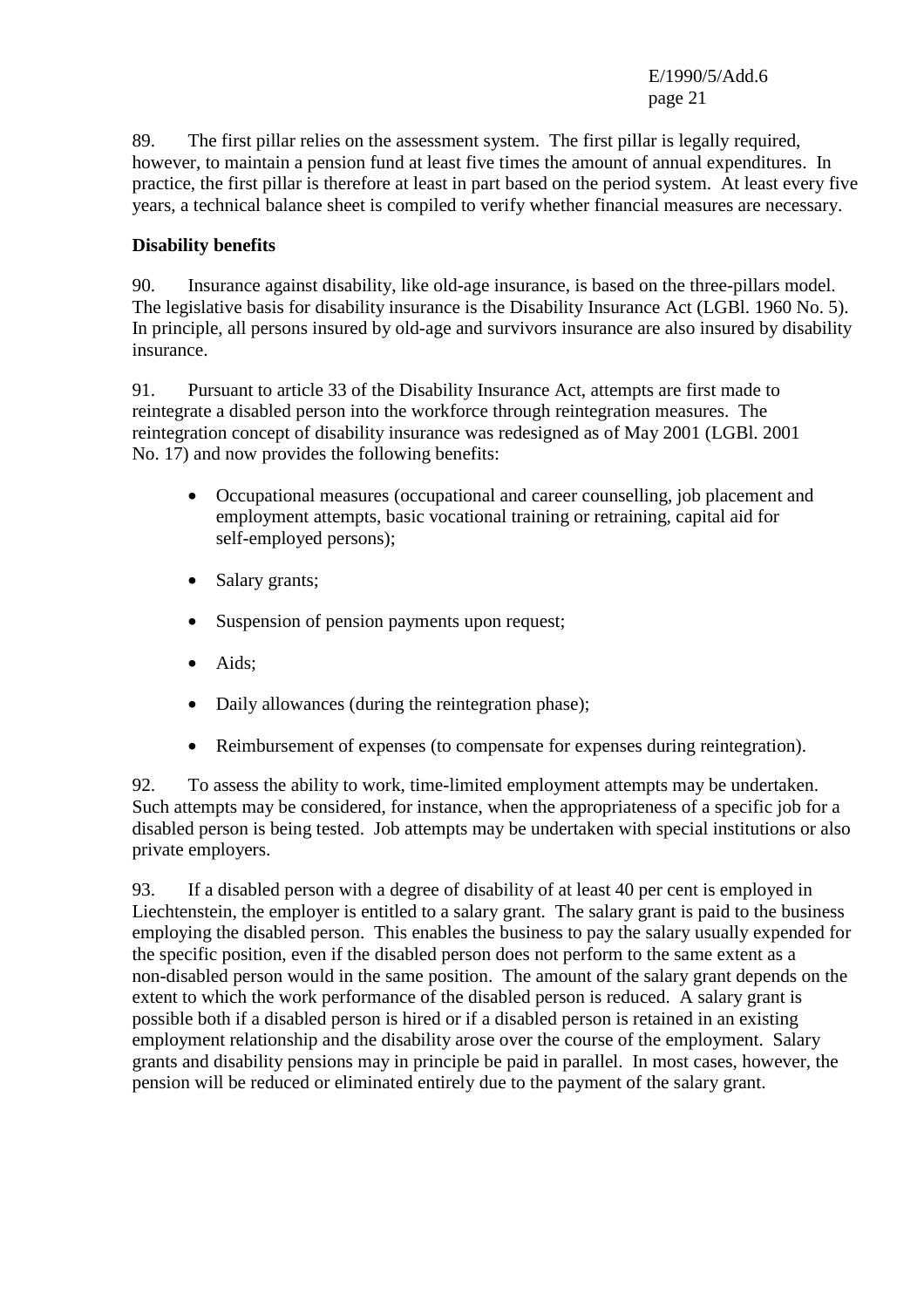89. The first pillar relies on the assessment system. The first pillar is legally required, however, to maintain a pension fund at least five times the amount of annual expenditures. In practice, the first pillar is therefore at least in part based on the period system. At least every five years, a technical balance sheet is compiled to verify whether financial measures are necessary.

**Disability benefits**

90. Insurance against disability, like old-age insurance, is based on the three-pillars model. The legislative basis for disability insurance is the Disability Insurance Act (LGBl. 1960 No. 5). In principle, all persons insured by old-age and survivors insurance are also insured by disability insurance.

91. Pursuant to article 33 of the Disability Insurance Act, attempts are first made to reintegrate a disabled person into the workforce through reintegration measures. The reintegration concept of disability insurance was redesigned as of May 2001 (LGBl. 2001 No. 17) and now provides the following benefits:

- Occupational measures (occupational and career counselling, job placement and employment attempts, basic vocational training or retraining, capital aid for self-employed persons);
- Salary grants;
- Suspension of pension payments upon request;
- Aids;
- Daily allowances (during the reintegration phase);
- Reimbursement of expenses (to compensate for expenses during reintegration).

92. To assess the ability to work, time-limited employment attempts may be undertaken. Such attempts may be considered, for instance, when the appropriateness of a specific job for a disabled person is being tested. Job attempts may be undertaken with special institutions or also private employers.

93. If a disabled person with a degree of disability of at least 40 per cent is employed in Liechtenstein, the employer is entitled to a salary grant. The salary grant is paid to the business employing the disabled person. This enables the business to pay the salary usually expended for the specific position, even if the disabled person does not perform to the same extent as a non-disabled person would in the same position. The amount of the salary grant depends on the extent to which the work performance of the disabled person is reduced. A salary grant is possible both if a disabled person is hired or if a disabled person is retained in an existing employment relationship and the disability arose over the course of the employment. Salary grants and disability pensions may in principle be paid in parallel. In most cases, however, the pension will be reduced or eliminated entirely due to the payment of the salary grant.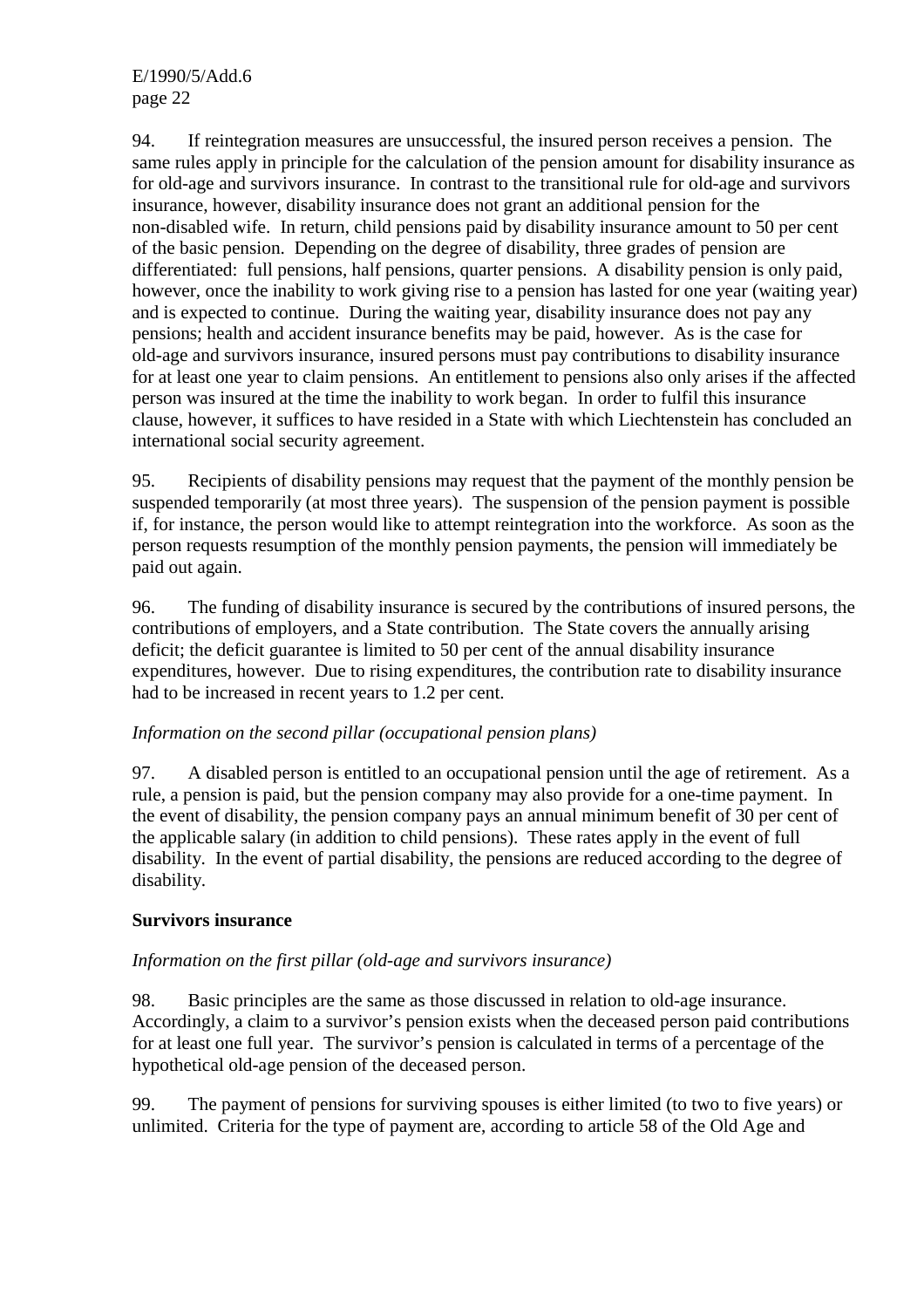94. If reintegration measures are unsuccessful, the insured person receives a pension. The same rules apply in principle for the calculation of the pension amount for disability insurance as for old-age and survivors insurance. In contrast to the transitional rule for old-age and survivors insurance, however, disability insurance does not grant an additional pension for the non-disabled wife. In return, child pensions paid by disability insurance amount to 50 per cent of the basic pension. Depending on the degree of disability, three grades of pension are differentiated: full pensions, half pensions, quarter pensions. A disability pension is only paid, however, once the inability to work giving rise to a pension has lasted for one year (waiting year) and is expected to continue. During the waiting year, disability insurance does not pay any pensions; health and accident insurance benefits may be paid, however. As is the case for old-age and survivors insurance, insured persons must pay contributions to disability insurance for at least one year to claim pensions. An entitlement to pensions also only arises if the affected person was insured at the time the inability to work began. In order to fulfil this insurance clause, however, it suffices to have resided in a State with which Liechtenstein has concluded an international social security agreement.

95. Recipients of disability pensions may request that the payment of the monthly pension be suspended temporarily (at most three years). The suspension of the pension payment is possible if, for instance, the person would like to attempt reintegration into the workforce. As soon as the person requests resumption of the monthly pension payments, the pension will immediately be paid out again.

96. The funding of disability insurance is secured by the contributions of insured persons, the contributions of employers, and a State contribution. The State covers the annually arising deficit; the deficit guarantee is limited to 50 per cent of the annual disability insurance expenditures, however. Due to rising expenditures, the contribution rate to disability insurance had to be increased in recent years to 1.2 per cent.

*Information on the second pillar (occupational pension plans)*

97. A disabled person is entitled to an occupational pension until the age of retirement. As a rule, a pension is paid, but the pension company may also provide for a one-time payment. In the event of disability, the pension company pays an annual minimum benefit of 30 per cent of the applicable salary (in addition to child pensions). These rates apply in the event of full disability. In the event of partial disability, the pensions are reduced according to the degree of disability.

**Survivors insurance**

*Information on the first pillar (old-age and survivors insurance)*

98. Basic principles are the same as those discussed in relation to old-age insurance. Accordingly, a claim to a survivor's pension exists when the deceased person paid contributions for at least one full year. The survivor's pension is calculated in terms of a percentage of the hypothetical old-age pension of the deceased person.

99. The payment of pensions for surviving spouses is either limited (to two to five years) or unlimited. Criteria for the type of payment are, according to article 58 of the Old Age and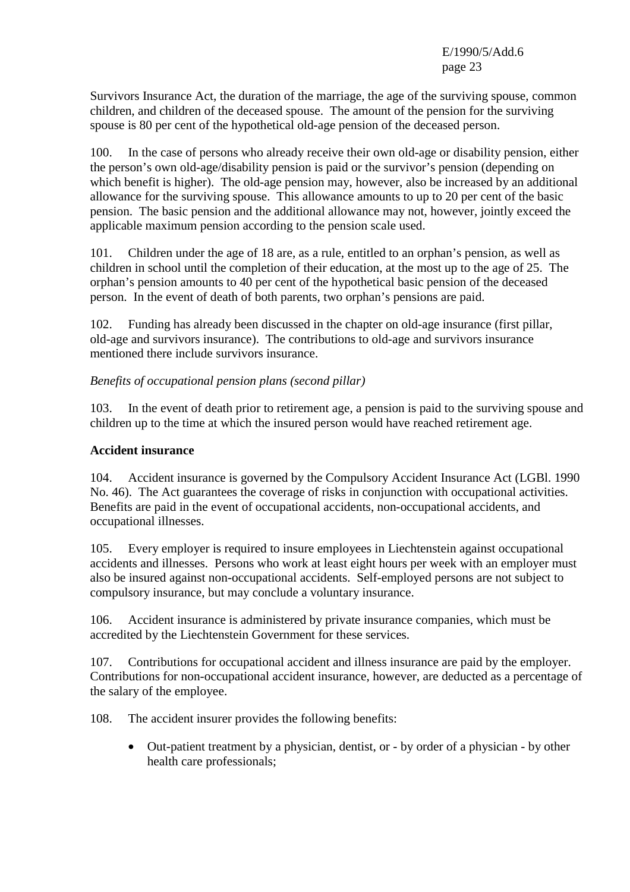Survivors Insurance Act, the duration of the marriage, the age of the surviving spouse, common children, and children of the deceased spouse. The amount of the pension for the surviving spouse is 80 per cent of the hypothetical old-age pension of the deceased person.

100. In the case of persons who already receive their own old-age or disability pension, either the person's own old-age/disability pension is paid or the survivor's pension (depending on which benefit is higher). The old-age pension may, however, also be increased by an additional allowance for the surviving spouse. This allowance amounts to up to 20 per cent of the basic pension. The basic pension and the additional allowance may not, however, jointly exceed the applicable maximum pension according to the pension scale used.

101. Children under the age of 18 are, as a rule, entitled to an orphan's pension, as well as children in school until the completion of their education, at the most up to the age of 25. The orphan's pension amounts to 40 per cent of the hypothetical basic pension of the deceased person. In the event of death of both parents, two orphan's pensions are paid.

102. Funding has already been discussed in the chapter on old-age insurance (first pillar, old-age and survivors insurance). The contributions to old-age and survivors insurance mentioned there include survivors insurance.

*Benefits of occupational pension plans (second pillar)*

103. In the event of death prior to retirement age, a pension is paid to the surviving spouse and children up to the time at which the insured person would have reached retirement age.

**Accident insurance**

104. Accident insurance is governed by the Compulsory Accident Insurance Act (LGBl. 1990 No. 46). The Act guarantees the coverage of risks in conjunction with occupational activities. Benefits are paid in the event of occupational accidents, non-occupational accidents, and occupational illnesses.

105. Every employer is required to insure employees in Liechtenstein against occupational accidents and illnesses. Persons who work at least eight hours per week with an employer must also be insured against non-occupational accidents. Self-employed persons are not subject to compulsory insurance, but may conclude a voluntary insurance.

106. Accident insurance is administered by private insurance companies, which must be accredited by the Liechtenstein Government for these services.

107. Contributions for occupational accident and illness insurance are paid by the employer. Contributions for non-occupational accident insurance, however, are deducted as a percentage of the salary of the employee.

108. The accident insurer provides the following benefits:

- Out-patient treatment by a physician, dentist, or - by order of a physician - by other health care professionals;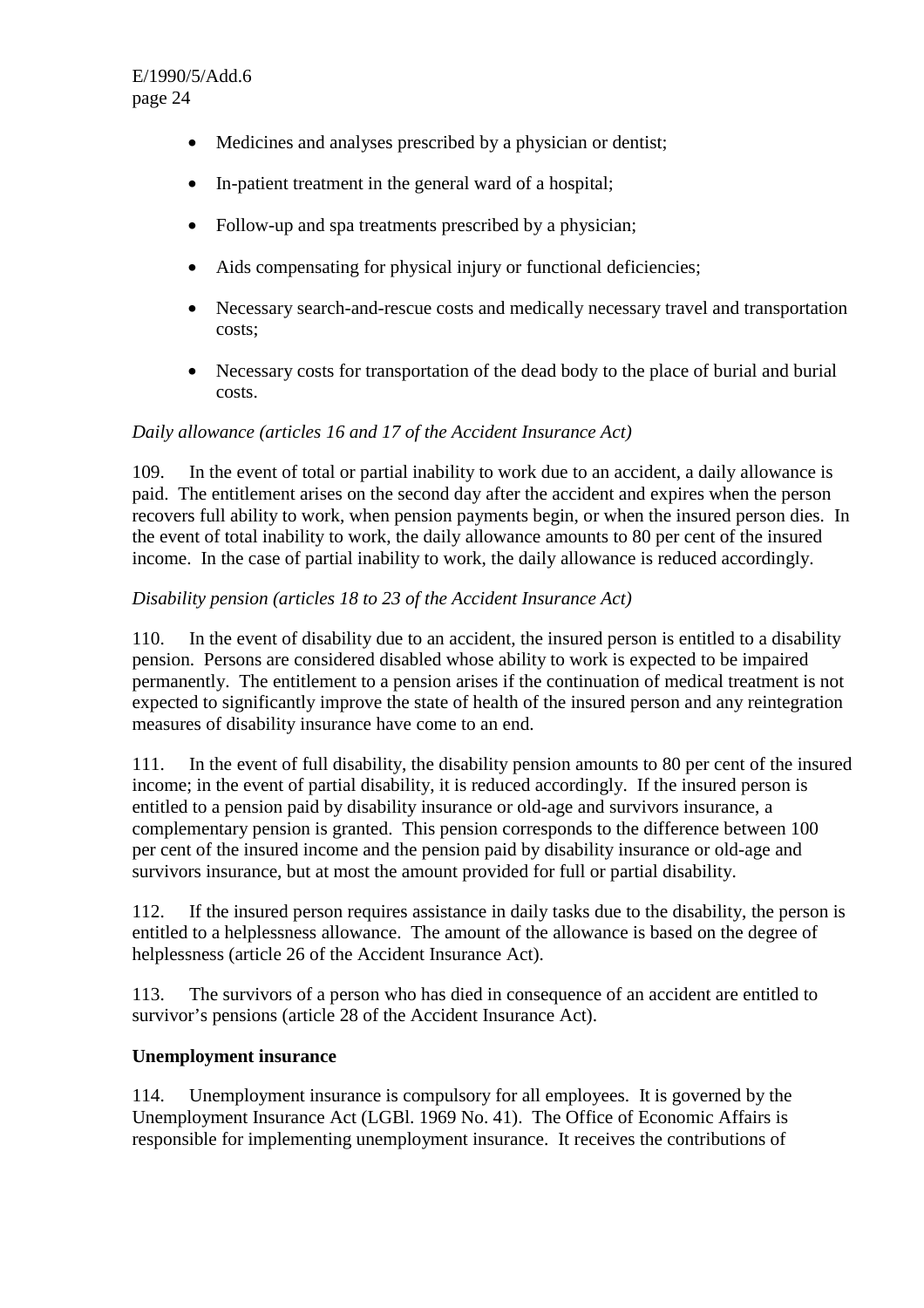- Medicines and analyses prescribed by a physician or dentist;

- In-patient treatment in the general ward of a hospital;

- Follow-up and spa treatments prescribed by a physician;

- Aids compensating for physical injury or functional deficiencies;

- Necessary search-and-rescue costs and medically necessary travel and transportation costs;

- Necessary costs for transportation of the dead body to the place of burial and burial costs.

*Daily allowance (articles 16 and 17 of the Accident Insurance Act)*

109. In the event of total or partial inability to work due to an accident, a daily allowance is paid. The entitlement arises on the second day after the accident and expires when the person recovers full ability to work, when pension payments begin, or when the insured person dies. In the event of total inability to work, the daily allowance amounts to 80 per cent of the insured income. In the case of partial inability to work, the daily allowance is reduced accordingly.

*Disability pension (articles 18 to 23 of the Accident Insurance Act)*

110. In the event of disability due to an accident, the insured person is entitled to a disability pension. Persons are considered disabled whose ability to work is expected to be impaired permanently. The entitlement to a pension arises if the continuation of medical treatment is not expected to significantly improve the state of health of the insured person and any reintegration measures of disability insurance have come to an end.

111. In the event of full disability, the disability pension amounts to 80 per cent of the insured income; in the event of partial disability, it is reduced accordingly. If the insured person is entitled to a pension paid by disability insurance or old-age and survivors insurance, a complementary pension is granted. This pension corresponds to the difference between 100 per cent of the insured income and the pension paid by disability insurance or old-age and survivors insurance, but at most the amount provided for full or partial disability.

112. If the insured person requires assistance in daily tasks due to the disability, the person is entitled to a helplessness allowance. The amount of the allowance is based on the degree of helplessness (article 26 of the Accident Insurance Act).

113. The survivors of a person who has died in consequence of an accident are entitled to survivor's pensions (article 28 of the Accident Insurance Act).

**Unemployment insurance**

114. Unemployment insurance is compulsory for all employees. It is governed by the Unemployment Insurance Act (LGBl. 1969 No. 41). The Office of Economic Affairs is responsible for implementing unemployment insurance. It receives the contributions of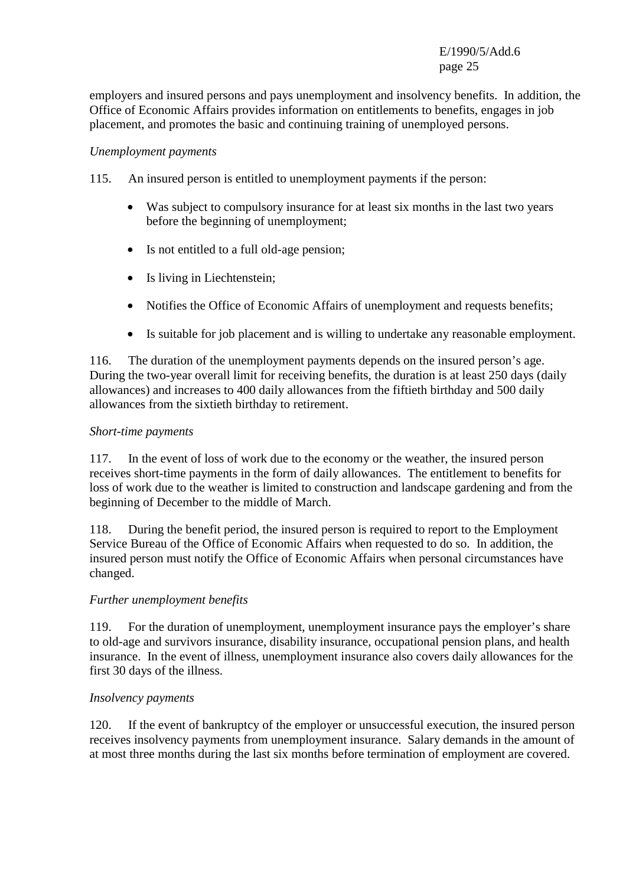employers and insured persons and pays unemployment and insolvency benefits. In addition, the Office of Economic Affairs provides information on entitlements to benefits, engages in job placement, and promotes the basic and continuing training of unemployed persons.

*Unemployment payments*

115. An insured person is entitled to unemployment payments if the person:

- Was subject to compulsory insurance for at least six months in the last two years before the beginning of unemployment;
- Is not entitled to a full old-age pension;
- Is living in Liechtenstein;
- Notifies the Office of Economic Affairs of unemployment and requests benefits;
- Is suitable for job placement and is willing to undertake any reasonable employment.

116. The duration of the unemployment payments depends on the insured person's age. During the two-year overall limit for receiving benefits, the duration is at least 250 days (daily allowances) and increases to 400 daily allowances from the fiftieth birthday and 500 daily allowances from the sixtieth birthday to retirement.

*Short-time payments*

117. In the event of loss of work due to the economy or the weather, the insured person receives short-time payments in the form of daily allowances. The entitlement to benefits for loss of work due to the weather is limited to construction and landscape gardening and from the beginning of December to the middle of March.

118. During the benefit period, the insured person is required to report to the Employment Service Bureau of the Office of Economic Affairs when requested to do so. In addition, the insured person must notify the Office of Economic Affairs when personal circumstances have changed.

*Further unemployment benefits*

119. For the duration of unemployment, unemployment insurance pays the employer's share to old-age and survivors insurance, disability insurance, occupational pension plans, and health insurance. In the event of illness, unemployment insurance also covers daily allowances for the first 30 days of the illness.

*Insolvency payments*

120. If the event of bankruptcy of the employer or unsuccessful execution, the insured person receives insolvency payments from unemployment insurance. Salary demands in the amount of at most three months during the last six months before termination of employment are covered.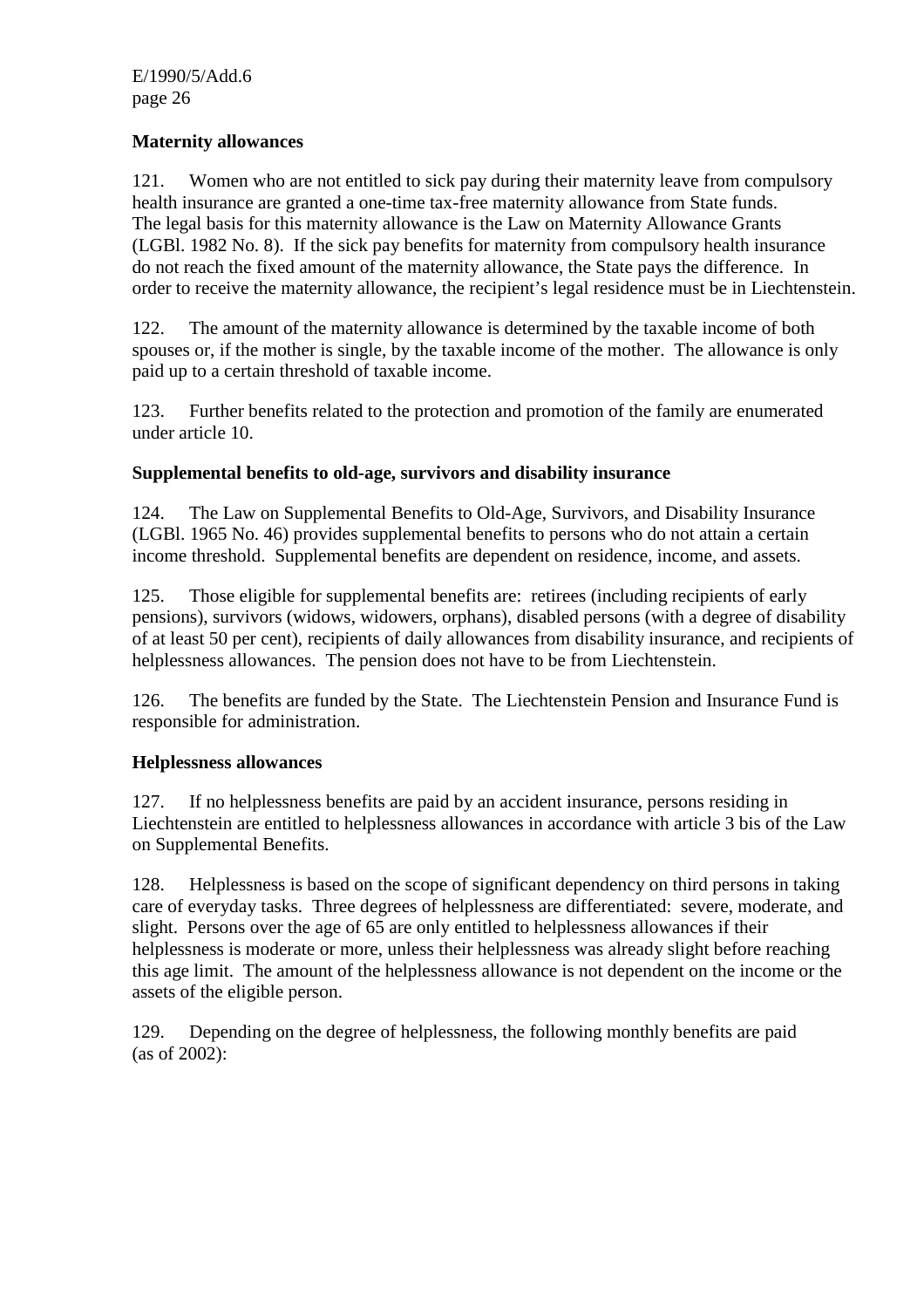**Maternity allowances**

121. Women who are not entitled to sick pay during their maternity leave from compulsory health insurance are granted a one-time tax-free maternity allowance from State funds. The legal basis for this maternity allowance is the Law on Maternity Allowance Grants (LGBl. 1982 No. 8). If the sick pay benefits for maternity from compulsory health insurance do not reach the fixed amount of the maternity allowance, the State pays the difference. In order to receive the maternity allowance, the recipient's legal residence must be in Liechtenstein.

122. The amount of the maternity allowance is determined by the taxable income of both spouses or, if the mother is single, by the taxable income of the mother. The allowance is only paid up to a certain threshold of taxable income.

123. Further benefits related to the protection and promotion of the family are enumerated under article 10.

**Supplemental benefits to old-age, survivors and disability insurance**

124. The Law on Supplemental Benefits to Old-Age, Survivors, and Disability Insurance (LGBl. 1965 No. 46) provides supplemental benefits to persons who do not attain a certain income threshold. Supplemental benefits are dependent on residence, income, and assets.

125. Those eligible for supplemental benefits are: retirees (including recipients of early pensions), survivors (widows, widowers, orphans), disabled persons (with a degree of disability of at least 50 per cent), recipients of daily allowances from disability insurance, and recipients of helplessness allowances. The pension does not have to be from Liechtenstein.

126. The benefits are funded by the State. The Liechtenstein Pension and Insurance Fund is responsible for administration.

**Helplessness allowances**

127. If no helplessness benefits are paid by an accident insurance, persons residing in Liechtenstein are entitled to helplessness allowances in accordance with article 3 bis of the Law on Supplemental Benefits.

128. Helplessness is based on the scope of significant dependency on third persons in taking care of everyday tasks. Three degrees of helplessness are differentiated: severe, moderate, and slight. Persons over the age of 65 are only entitled to helplessness allowances if their helplessness is moderate or more, unless their helplessness was already slight before reaching this age limit. The amount of the helplessness allowance is not dependent on the income or the assets of the eligible person.

129. Depending on the degree of helplessness, the following monthly benefits are paid (as of 2002):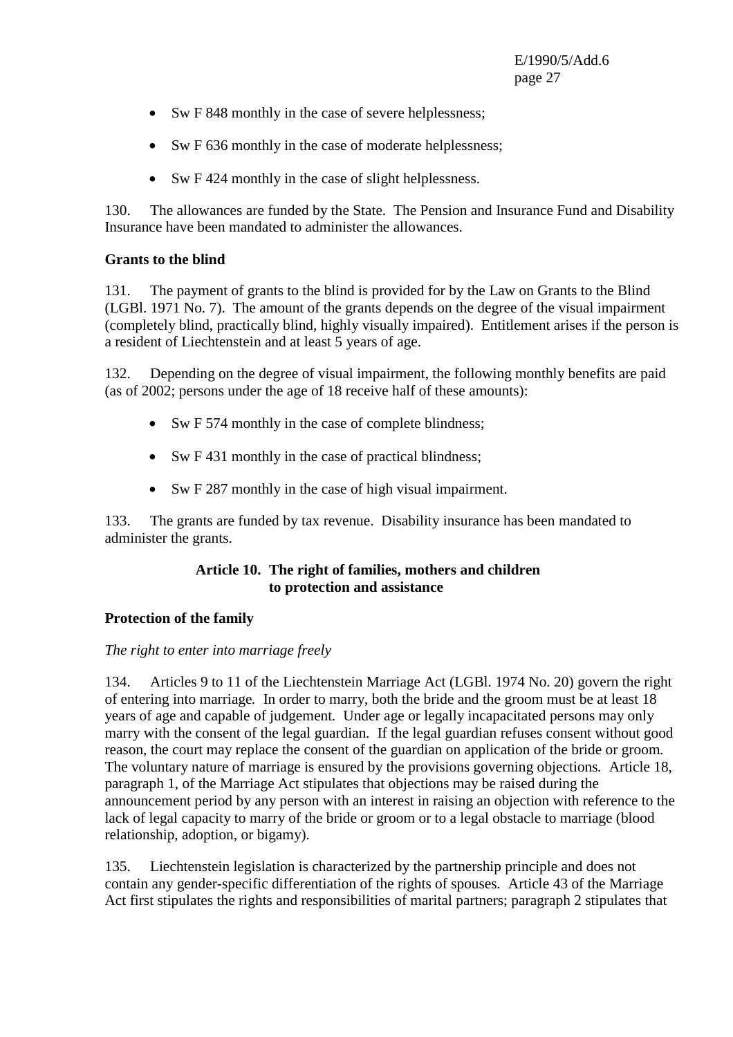- Sw F 848 monthly in the case of severe helplessness;
- Sw F 636 monthly in the case of moderate helplessness;
- Sw F 424 monthly in the case of slight helplessness.

130. The allowances are funded by the State. The Pension and Insurance Fund and Disability Insurance have been mandated to administer the allowances.

**Grants to the blind**

131. The payment of grants to the blind is provided for by the Law on Grants to the Blind (LGBl. 1971 No. 7). The amount of the grants depends on the degree of the visual impairment (completely blind, practically blind, highly visually impaired). Entitlement arises if the person is a resident of Liechtenstein and at least 5 years of age.

132. Depending on the degree of visual impairment, the following monthly benefits are paid (as of 2002; persons under the age of 18 receive half of these amounts):

- Sw F 574 monthly in the case of complete blindness;
- Sw F 431 monthly in the case of practical blindness;
- Sw F 287 monthly in the case of high visual impairment.

133. The grants are funded by tax revenue. Disability insurance has been mandated to administer the grants.

## Article 10. The right of families, mothers and children to protection and assistance

**Protection of the family**

*The right to enter into marriage freely*

134. Articles 9 to 11 of the Liechtenstein Marriage Act (LGBl. 1974 No. 20) govern the right of entering into marriage. In order to marry, both the bride and the groom must be at least 18 years of age and capable of judgement. Under age or legally incapacitated persons may only marry with the consent of the legal guardian. If the legal guardian refuses consent without good reason, the court may replace the consent of the guardian on application of the bride or groom. The voluntary nature of marriage is ensured by the provisions governing objections. Article 18, paragraph 1, of the Marriage Act stipulates that objections may be raised during the announcement period by any person with an interest in raising an objection with reference to the lack of legal capacity to marry of the bride or groom or to a legal obstacle to marriage (blood relationship, adoption, or bigamy).

135. Liechtenstein legislation is characterized by the partnership principle and does not contain any gender-specific differentiation of the rights of spouses. Article 43 of the Marriage Act first stipulates the rights and responsibilities of marital partners; paragraph 2 stipulates that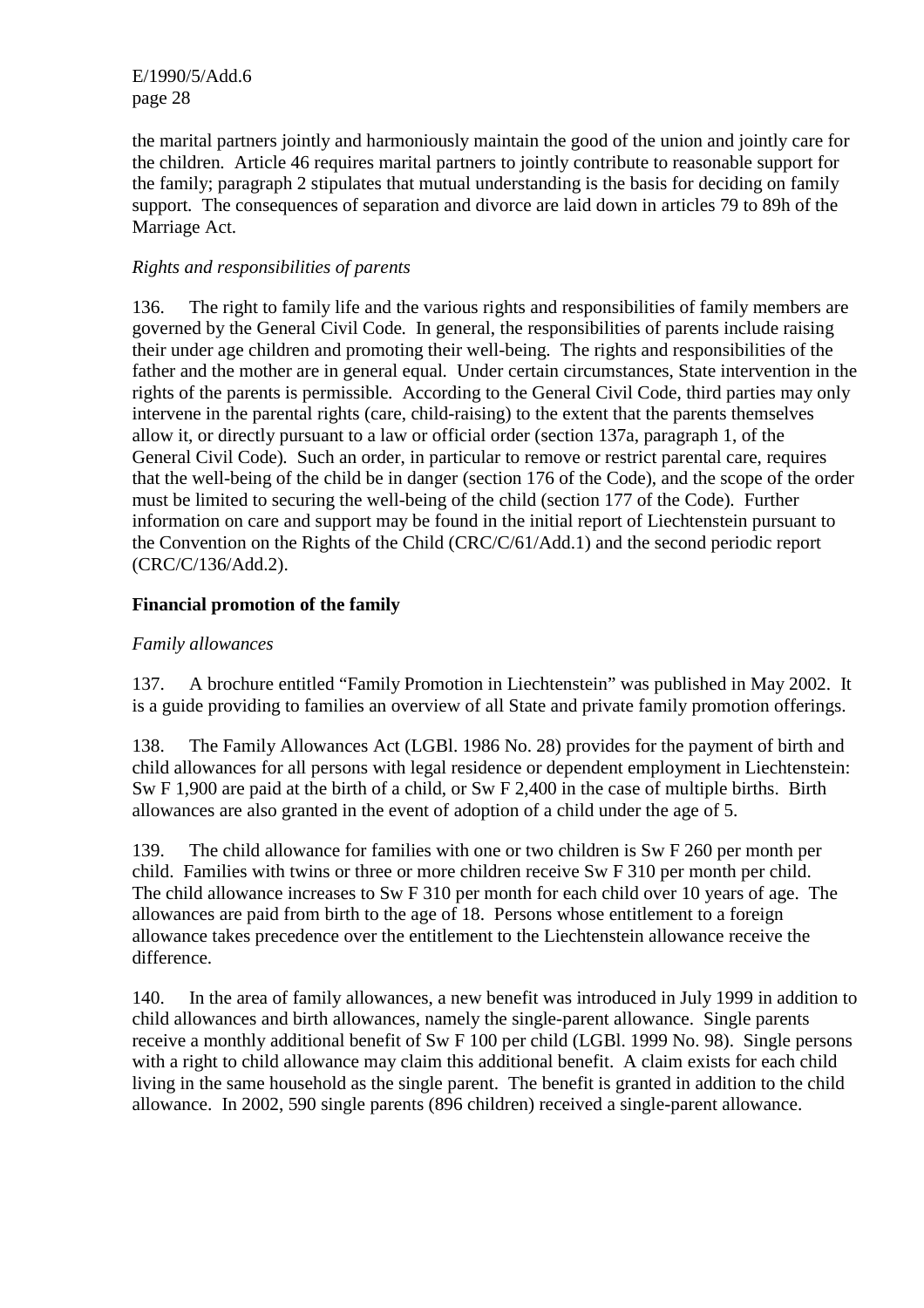the marital partners jointly and harmoniously maintain the good of the union and jointly care for the children. Article 46 requires marital partners to jointly contribute to reasonable support for the family; paragraph 2 stipulates that mutual understanding is the basis for deciding on family support. The consequences of separation and divorce are laid down in articles 79 to 89h of the Marriage Act.

*Rights and responsibilities of parents*

136. The right to family life and the various rights and responsibilities of family members are governed by the General Civil Code. In general, the responsibilities of parents include raising their under age children and promoting their well-being. The rights and responsibilities of the father and the mother are in general equal. Under certain circumstances, State intervention in the rights of the parents is permissible. According to the General Civil Code, third parties may only intervene in the parental rights (care, child-raising) to the extent that the parents themselves allow it, or directly pursuant to a law or official order (section 137a, paragraph 1, of the General Civil Code). Such an order, in particular to remove or restrict parental care, requires that the well-being of the child be in danger (section 176 of the Code), and the scope of the order must be limited to securing the well-being of the child (section 177 of the Code). Further information on care and support may be found in the initial report of Liechtenstein pursuant to the Convention on the Rights of the Child (CRC/C/61/Add.1) and the second periodic report (CRC/C/136/Add.2).

**Financial promotion of the family**

*Family allowances*

137. A brochure entitled "Family Promotion in Liechtenstein" was published in May 2002. It is a guide providing to families an overview of all State and private family promotion offerings.

138. The Family Allowances Act (LGBl. 1986 No. 28) provides for the payment of birth and child allowances for all persons with legal residence or dependent employment in Liechtenstein: Sw F 1,900 are paid at the birth of a child, or Sw F 2,400 in the case of multiple births. Birth allowances are also granted in the event of adoption of a child under the age of 5.

139. The child allowance for families with one or two children is Sw F 260 per month per child. Families with twins or three or more children receive Sw F 310 per month per child. The child allowance increases to Sw F 310 per month for each child over 10 years of age. The allowances are paid from birth to the age of 18. Persons whose entitlement to a foreign allowance takes precedence over the entitlement to the Liechtenstein allowance receive the difference.

140. In the area of family allowances, a new benefit was introduced in July 1999 in addition to child allowances and birth allowances, namely the single-parent allowance. Single parents receive a monthly additional benefit of Sw F 100 per child (LGBl. 1999 No. 98). Single persons with a right to child allowance may claim this additional benefit. A claim exists for each child living in the same household as the single parent. The benefit is granted in addition to the child allowance. In 2002, 590 single parents (896 children) received a single-parent allowance.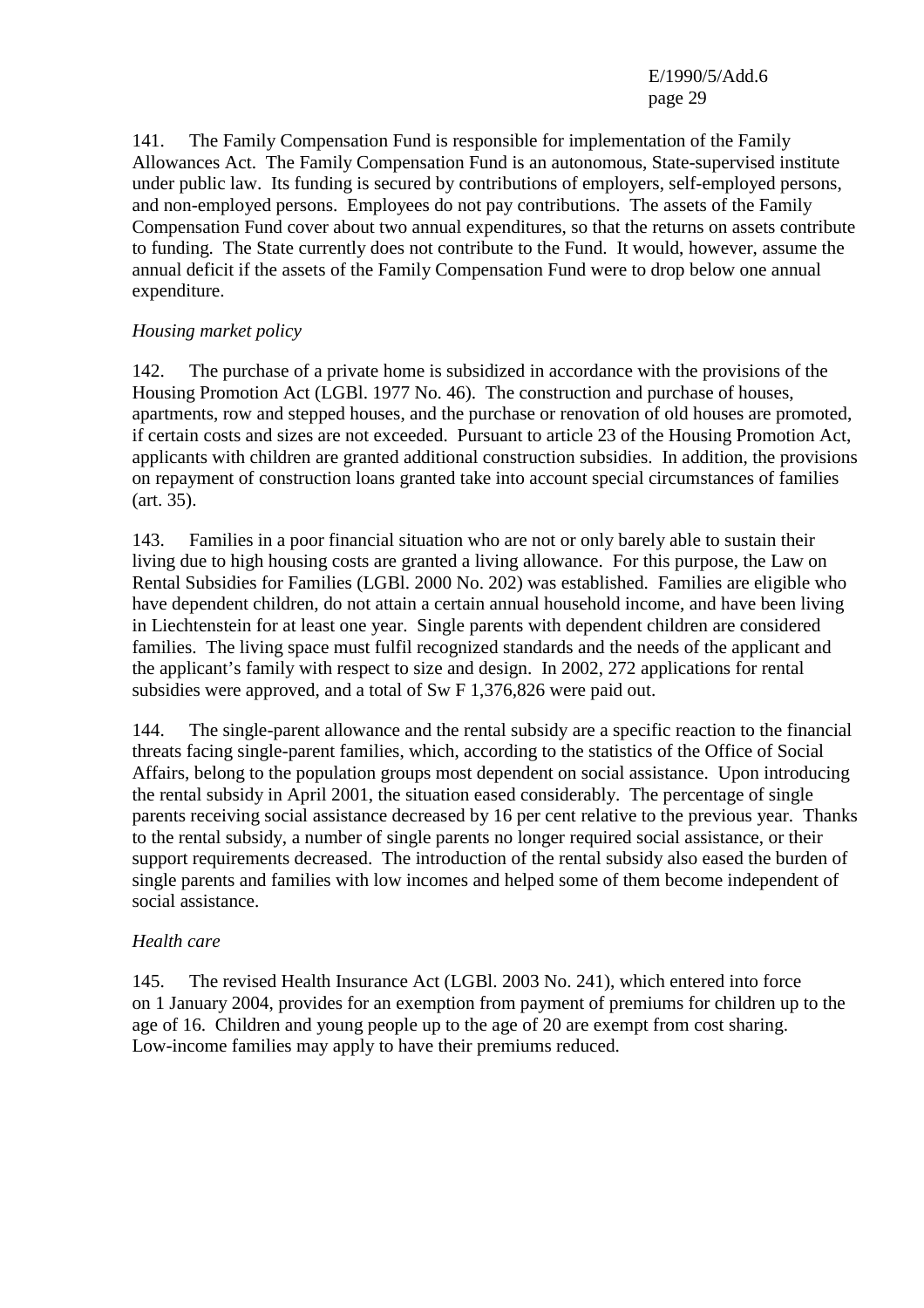141. The Family Compensation Fund is responsible for implementation of the Family Allowances Act. The Family Compensation Fund is an autonomous, State-supervised institute under public law. Its funding is secured by contributions of employers, self-employed persons, and non-employed persons. Employees do not pay contributions. The assets of the Family Compensation Fund cover about two annual expenditures, so that the returns on assets contribute to funding. The State currently does not contribute to the Fund. It would, however, assume the annual deficit if the assets of the Family Compensation Fund were to drop below one annual expenditure.

*Housing market policy*

142. The purchase of a private home is subsidized in accordance with the provisions of the Housing Promotion Act (LGBl. 1977 No. 46). The construction and purchase of houses, apartments, row and stepped houses, and the purchase or renovation of old houses are promoted, if certain costs and sizes are not exceeded. Pursuant to article 23 of the Housing Promotion Act, applicants with children are granted additional construction subsidies. In addition, the provisions on repayment of construction loans granted take into account special circumstances of families (art. 35).

143. Families in a poor financial situation who are not or only barely able to sustain their living due to high housing costs are granted a living allowance. For this purpose, the Law on Rental Subsidies for Families (LGBl. 2000 No. 202) was established. Families are eligible who have dependent children, do not attain a certain annual household income, and have been living in Liechtenstein for at least one year. Single parents with dependent children are considered families. The living space must fulfil recognized standards and the needs of the applicant and the applicant's family with respect to size and design. In 2002, 272 applications for rental subsidies were approved, and a total of Sw F 1,376,826 were paid out.

144. The single-parent allowance and the rental subsidy are a specific reaction to the financial threats facing single-parent families, which, according to the statistics of the Office of Social Affairs, belong to the population groups most dependent on social assistance. Upon introducing the rental subsidy in April 2001, the situation eased considerably. The percentage of single parents receiving social assistance decreased by 16 per cent relative to the previous year. Thanks to the rental subsidy, a number of single parents no longer required social assistance, or their support requirements decreased. The introduction of the rental subsidy also eased the burden of single parents and families with low incomes and helped some of them become independent of social assistance.

*Health care*

145. The revised Health Insurance Act (LGBl. 2003 No. 241), which entered into force on 1 January 2004, provides for an exemption from payment of premiums for children up to the age of 16. Children and young people up to the age of 20 are exempt from cost sharing. Low-income families may apply to have their premiums reduced.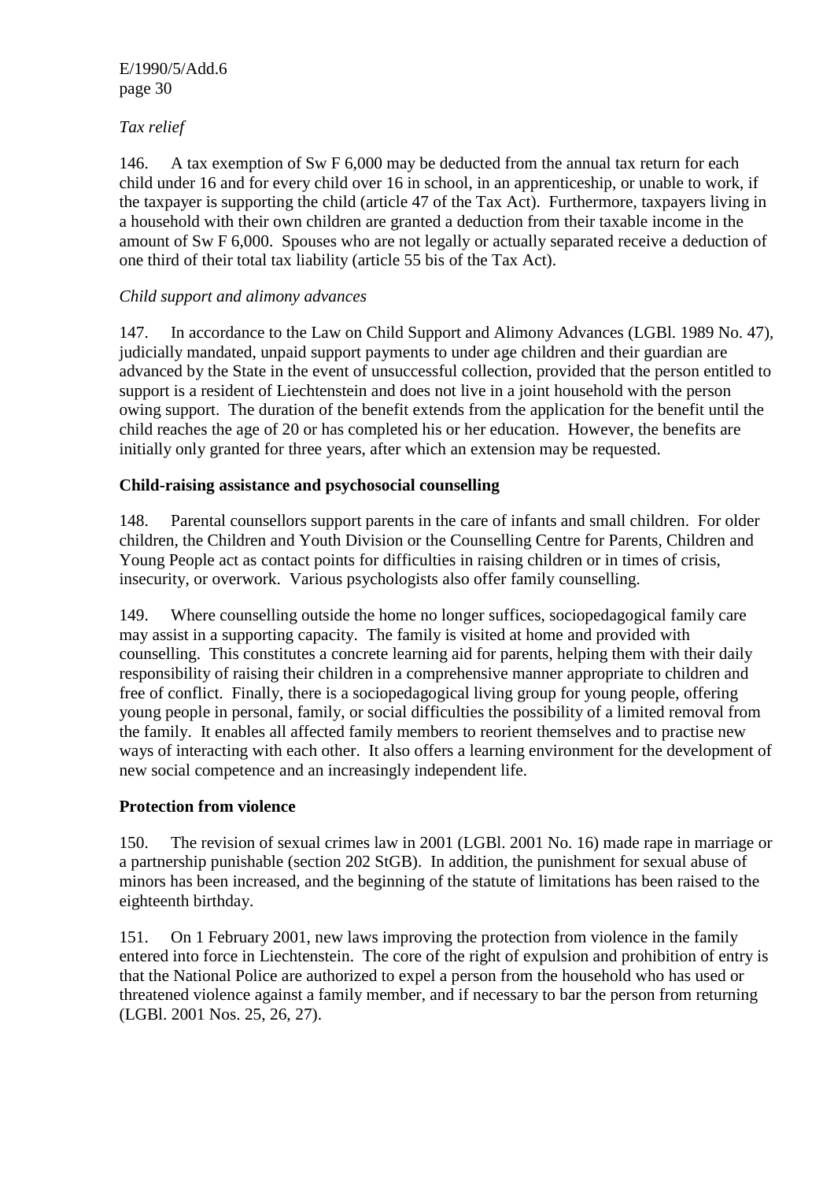*Tax relief*

146. A tax exemption of Sw F 6,000 may be deducted from the annual tax return for each child under 16 and for every child over 16 in school, in an apprenticeship, or unable to work, if the taxpayer is supporting the child (article 47 of the Tax Act). Furthermore, taxpayers living in a household with their own children are granted a deduction from their taxable income in the amount of Sw F 6,000. Spouses who are not legally or actually separated receive a deduction of one third of their total tax liability (article 55 bis of the Tax Act).

*Child support and alimony advances*

147. In accordance to the Law on Child Support and Alimony Advances (LGBl. 1989 No. 47), judicially mandated, unpaid support payments to under age children and their guardian are advanced by the State in the event of unsuccessful collection, provided that the person entitled to support is a resident of Liechtenstein and does not live in a joint household with the person owing support. The duration of the benefit extends from the application for the benefit until the child reaches the age of 20 or has completed his or her education. However, the benefits are initially only granted for three years, after which an extension may be requested.

**Child-raising assistance and psychosocial counselling**

148. Parental counsellors support parents in the care of infants and small children. For older children, the Children and Youth Division or the Counselling Centre for Parents, Children and Young People act as contact points for difficulties in raising children or in times of crisis, insecurity, or overwork. Various psychologists also offer family counselling.

149. Where counselling outside the home no longer suffices, sociopedagogical family care may assist in a supporting capacity. The family is visited at home and provided with counselling. This constitutes a concrete learning aid for parents, helping them with their daily responsibility of raising their children in a comprehensive manner appropriate to children and free of conflict. Finally, there is a sociopedagogical living group for young people, offering young people in personal, family, or social difficulties the possibility of a limited removal from the family. It enables all affected family members to reorient themselves and to practise new ways of interacting with each other. It also offers a learning environment for the development of new social competence and an increasingly independent life.

**Protection from violence**

150. The revision of sexual crimes law in 2001 (LGBl. 2001 No. 16) made rape in marriage or a partnership punishable (section 202 StGB). In addition, the punishment for sexual abuse of minors has been increased, and the beginning of the statute of limitations has been raised to the eighteenth birthday.

151. On 1 February 2001, new laws improving the protection from violence in the family entered into force in Liechtenstein. The core of the right of expulsion and prohibition of entry is that the National Police are authorized to expel a person from the household who has used or threatened violence against a family member, and if necessary to bar the person from returning (LGBl. 2001 Nos. 25, 26, 27).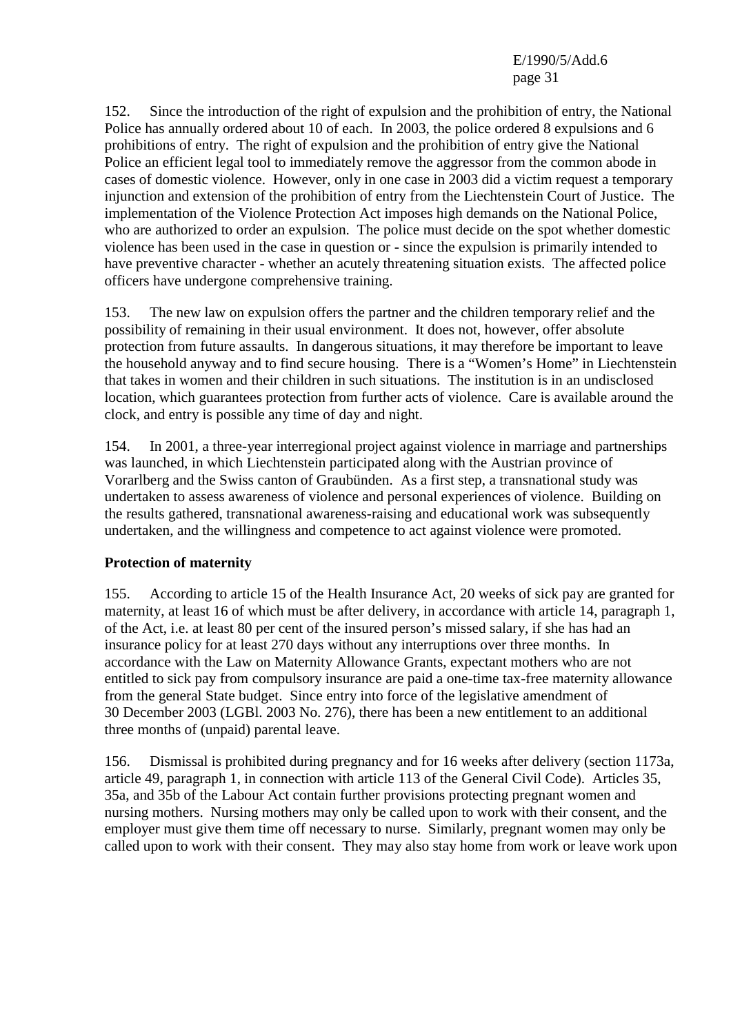152. Since the introduction of the right of expulsion and the prohibition of entry, the National Police has annually ordered about 10 of each. In 2003, the police ordered 8 expulsions and 6 prohibitions of entry. The right of expulsion and the prohibition of entry give the National Police an efficient legal tool to immediately remove the aggressor from the common abode in cases of domestic violence. However, only in one case in 2003 did a victim request a temporary injunction and extension of the prohibition of entry from the Liechtenstein Court of Justice. The implementation of the Violence Protection Act imposes high demands on the National Police, who are authorized to order an expulsion. The police must decide on the spot whether domestic violence has been used in the case in question or - since the expulsion is primarily intended to have preventive character - whether an acutely threatening situation exists. The affected police officers have undergone comprehensive training.

153. The new law on expulsion offers the partner and the children temporary relief and the possibility of remaining in their usual environment. It does not, however, offer absolute protection from future assaults. In dangerous situations, it may therefore be important to leave the household anyway and to find secure housing. There is a "Women's Home" in Liechtenstein that takes in women and their children in such situations. The institution is in an undisclosed location, which guarantees protection from further acts of violence. Care is available around the clock, and entry is possible any time of day and night.

154. In 2001, a three-year interregional project against violence in marriage and partnerships was launched, in which Liechtenstein participated along with the Austrian province of Vorarlberg and the Swiss canton of Graubünden. As a first step, a transnational study was undertaken to assess awareness of violence and personal experiences of violence. Building on the results gathered, transnational awareness-raising and educational work was subsequently undertaken, and the willingness and competence to act against violence were promoted.

**Protection of maternity**

155. According to article 15 of the Health Insurance Act, 20 weeks of sick pay are granted for maternity, at least 16 of which must be after delivery, in accordance with article 14, paragraph 1, of the Act, i.e. at least 80 per cent of the insured person's missed salary, if she has had an insurance policy for at least 270 days without any interruptions over three months. In accordance with the Law on Maternity Allowance Grants, expectant mothers who are not entitled to sick pay from compulsory insurance are paid a one-time tax-free maternity allowance from the general State budget. Since entry into force of the legislative amendment of 30 December 2003 (LGBl. 2003 No. 276), there has been a new entitlement to an additional three months of (unpaid) parental leave.

156. Dismissal is prohibited during pregnancy and for 16 weeks after delivery (section 1173a, article 49, paragraph 1, in connection with article 113 of the General Civil Code). Articles 35, 35a, and 35b of the Labour Act contain further provisions protecting pregnant women and nursing mothers. Nursing mothers may only be called upon to work with their consent, and the employer must give them time off necessary to nurse. Similarly, pregnant women may only be called upon to work with their consent. They may also stay home from work or leave work upon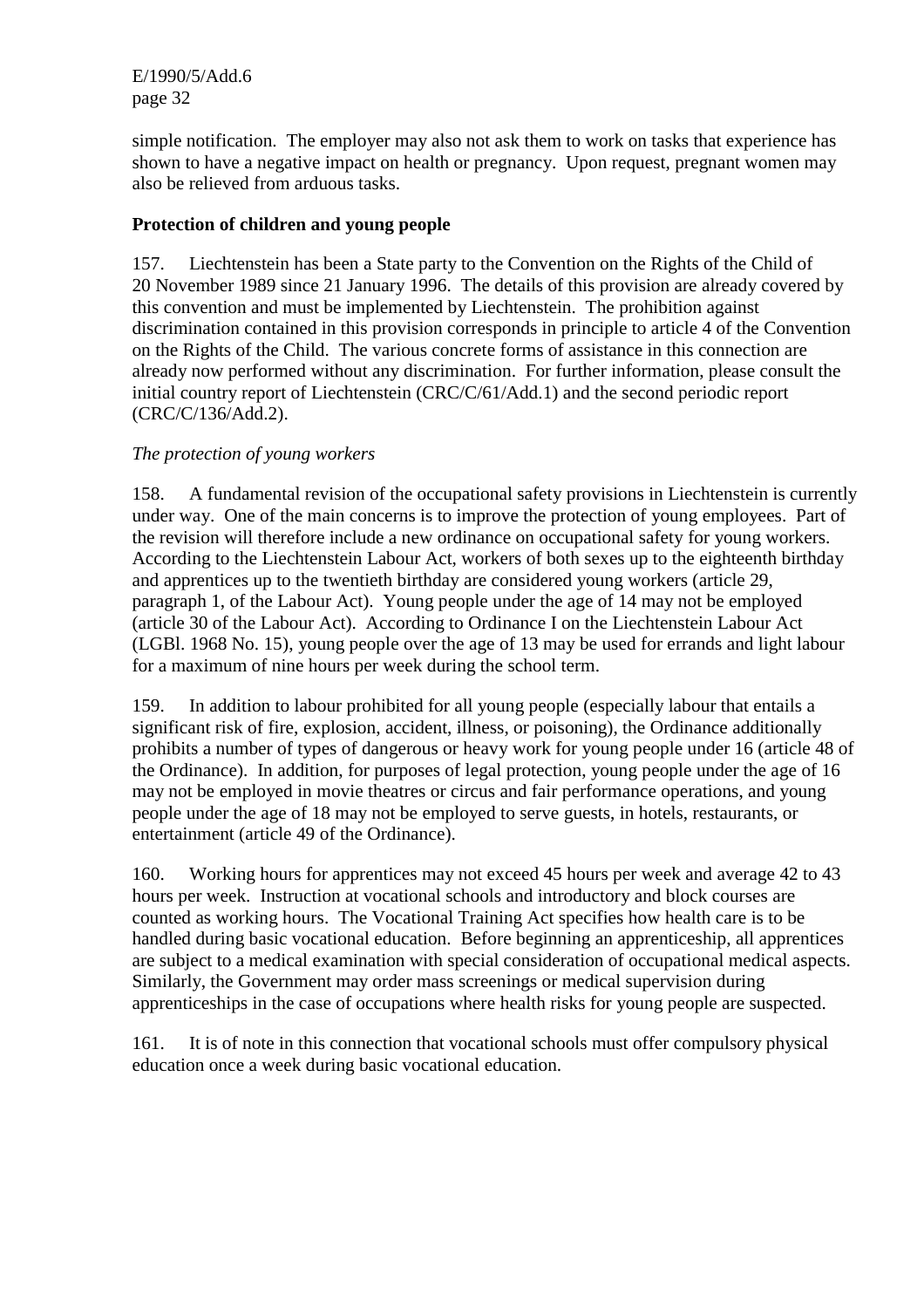simple notification. The employer may also not ask them to work on tasks that experience has shown to have a negative impact on health or pregnancy. Upon request, pregnant women may also be relieved from arduous tasks.

**Protection of children and young people**

157. Liechtenstein has been a State party to the Convention on the Rights of the Child of 20 November 1989 since 21 January 1996. The details of this provision are already covered by this convention and must be implemented by Liechtenstein. The prohibition against discrimination contained in this provision corresponds in principle to article 4 of the Convention on the Rights of the Child. The various concrete forms of assistance in this connection are already now performed without any discrimination. For further information, please consult the initial country report of Liechtenstein (CRC/C/61/Add.1) and the second periodic report (CRC/C/136/Add.2).

*The protection of young workers*

158. A fundamental revision of the occupational safety provisions in Liechtenstein is currently under way. One of the main concerns is to improve the protection of young employees. Part of the revision will therefore include a new ordinance on occupational safety for young workers. According to the Liechtenstein Labour Act, workers of both sexes up to the eighteenth birthday and apprentices up to the twentieth birthday are considered young workers (article 29, paragraph 1, of the Labour Act). Young people under the age of 14 may not be employed (article 30 of the Labour Act). According to Ordinance I on the Liechtenstein Labour Act (LGBl. 1968 No. 15), young people over the age of 13 may be used for errands and light labour for a maximum of nine hours per week during the school term.

159. In addition to labour prohibited for all young people (especially labour that entails a significant risk of fire, explosion, accident, illness, or poisoning), the Ordinance additionally prohibits a number of types of dangerous or heavy work for young people under 16 (article 48 of the Ordinance). In addition, for purposes of legal protection, young people under the age of 16 may not be employed in movie theatres or circus and fair performance operations, and young people under the age of 18 may not be employed to serve guests, in hotels, restaurants, or entertainment (article 49 of the Ordinance).

160. Working hours for apprentices may not exceed 45 hours per week and average 42 to 43 hours per week. Instruction at vocational schools and introductory and block courses are counted as working hours. The Vocational Training Act specifies how health care is to be handled during basic vocational education. Before beginning an apprenticeship, all apprentices are subject to a medical examination with special consideration of occupational medical aspects. Similarly, the Government may order mass screenings or medical supervision during apprenticeships in the case of occupations where health risks for young people are suspected.

161. It is of note in this connection that vocational schools must offer compulsory physical education once a week during basic vocational education.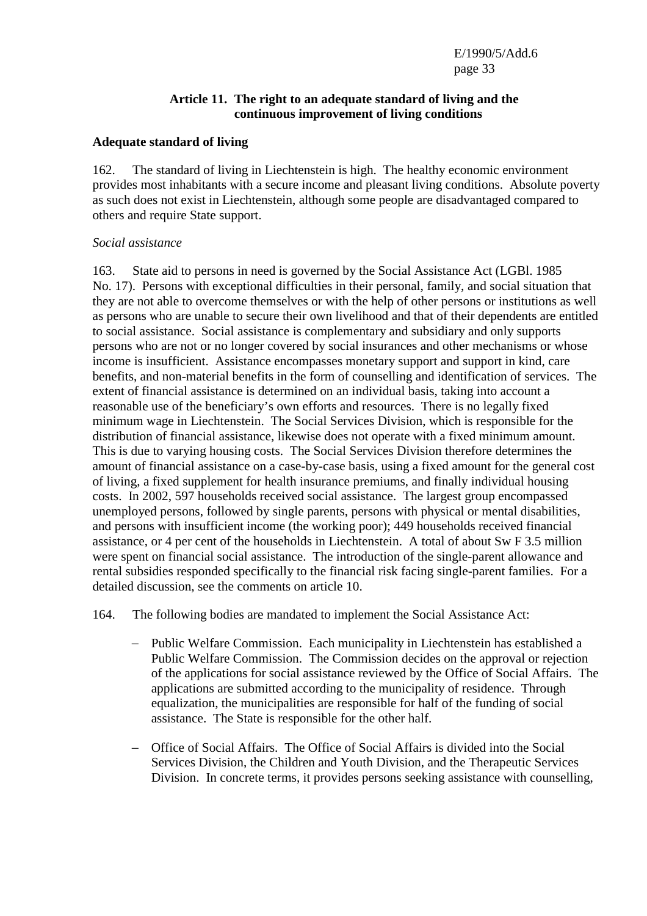### Article 11. The right to an adequate standard of living and the continuous improvement of living conditions

**Adequate standard of living**

162. The standard of living in Liechtenstein is high. The healthy economic environment provides most inhabitants with a secure income and pleasant living conditions. Absolute poverty as such does not exist in Liechtenstein, although some people are disadvantaged compared to others and require State support.

*Social assistance*

163. State aid to persons in need is governed by the Social Assistance Act (LGBl. 1985 No. 17). Persons with exceptional difficulties in their personal, family, and social situation that they are not able to overcome themselves or with the help of other persons or institutions as well as persons who are unable to secure their own livelihood and that of their dependents are entitled to social assistance. Social assistance is complementary and subsidiary and only supports persons who are not or no longer covered by social insurances and other mechanisms or whose income is insufficient. Assistance encompasses monetary support and support in kind, care benefits, and non-material benefits in the form of counselling and identification of services. The extent of financial assistance is determined on an individual basis, taking into account a reasonable use of the beneficiary's own efforts and resources. There is no legally fixed minimum wage in Liechtenstein. The Social Services Division, which is responsible for the distribution of financial assistance, likewise does not operate with a fixed minimum amount. This is due to varying housing costs. The Social Services Division therefore determines the amount of financial assistance on a case-by-case basis, using a fixed amount for the general cost of living, a fixed supplement for health insurance premiums, and finally individual housing costs. In 2002, 597 households received social assistance. The largest group encompassed unemployed persons, followed by single parents, persons with physical or mental disabilities, and persons with insufficient income (the working poor); 449 households received financial assistance, or 4 per cent of the households in Liechtenstein. A total of about Sw F 3.5 million were spent on financial social assistance. The introduction of the single-parent allowance and rental subsidies responded specifically to the financial risk facing single-parent families. For a detailed discussion, see the comments on article 10.

164. The following bodies are mandated to implement the Social Assistance Act:

- Public Welfare Commission. Each municipality in Liechtenstein has established a Public Welfare Commission. The Commission decides on the approval or rejection of the applications for social assistance reviewed by the Office of Social Affairs. The applications are submitted according to the municipality of residence. Through equalization, the municipalities are responsible for half of the funding of social assistance. The State is responsible for the other half.

- Office of Social Affairs. The Office of Social Affairs is divided into the Social Services Division, the Children and Youth Division, and the Therapeutic Services Division. In concrete terms, it provides persons seeking assistance with counselling,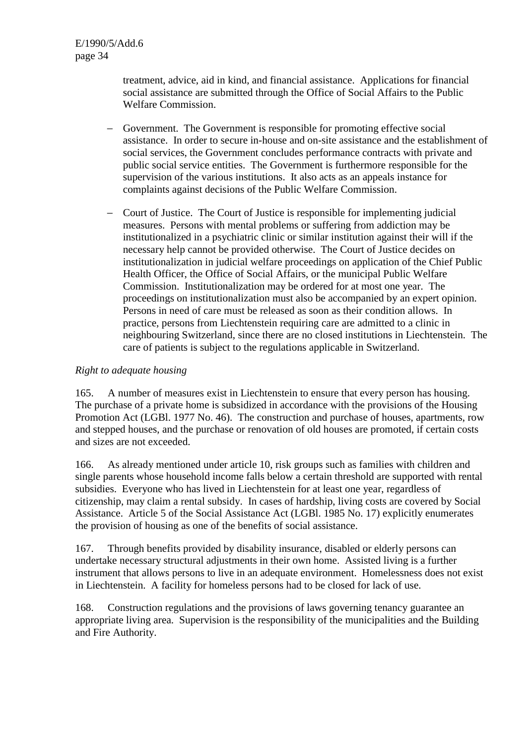treatment, advice, aid in kind, and financial assistance. Applications for financial social assistance are submitted through the Office of Social Affairs to the Public Welfare Commission.

- Government. The Government is responsible for promoting effective social assistance. In order to secure in-house and on-site assistance and the establishment of social services, the Government concludes performance contracts with private and public social service entities. The Government is furthermore responsible for the supervision of the various institutions. It also acts as an appeals instance for complaints against decisions of the Public Welfare Commission.

- Court of Justice. The Court of Justice is responsible for implementing judicial measures. Persons with mental problems or suffering from addiction may be institutionalized in a psychiatric clinic or similar institution against their will if the necessary help cannot be provided otherwise. The Court of Justice decides on institutionalization in judicial welfare proceedings on application of the Chief Public Health Officer, the Office of Social Affairs, or the municipal Public Welfare Commission. Institutionalization may be ordered for at most one year. The proceedings on institutionalization must also be accompanied by an expert opinion. Persons in need of care must be released as soon as their condition allows. In practice, persons from Liechtenstein requiring care are admitted to a clinic in neighbouring Switzerland, since there are no closed institutions in Liechtenstein. The care of patients is subject to the regulations applicable in Switzerland.

*Right to adequate housing*

165. A number of measures exist in Liechtenstein to ensure that every person has housing. The purchase of a private home is subsidized in accordance with the provisions of the Housing Promotion Act (LGBl. 1977 No. 46). The construction and purchase of houses, apartments, row and stepped houses, and the purchase or renovation of old houses are promoted, if certain costs and sizes are not exceeded.

166. As already mentioned under article 10, risk groups such as families with children and single parents whose household income falls below a certain threshold are supported with rental subsidies. Everyone who has lived in Liechtenstein for at least one year, regardless of citizenship, may claim a rental subsidy. In cases of hardship, living costs are covered by Social Assistance. Article 5 of the Social Assistance Act (LGBl. 1985 No. 17) explicitly enumerates the provision of housing as one of the benefits of social assistance.

167. Through benefits provided by disability insurance, disabled or elderly persons can undertake necessary structural adjustments in their own home. Assisted living is a further instrument that allows persons to live in an adequate environment. Homelessness does not exist in Liechtenstein. A facility for homeless persons had to be closed for lack of use.

168. Construction regulations and the provisions of laws governing tenancy guarantee an appropriate living area. Supervision is the responsibility of the municipalities and the Building and Fire Authority.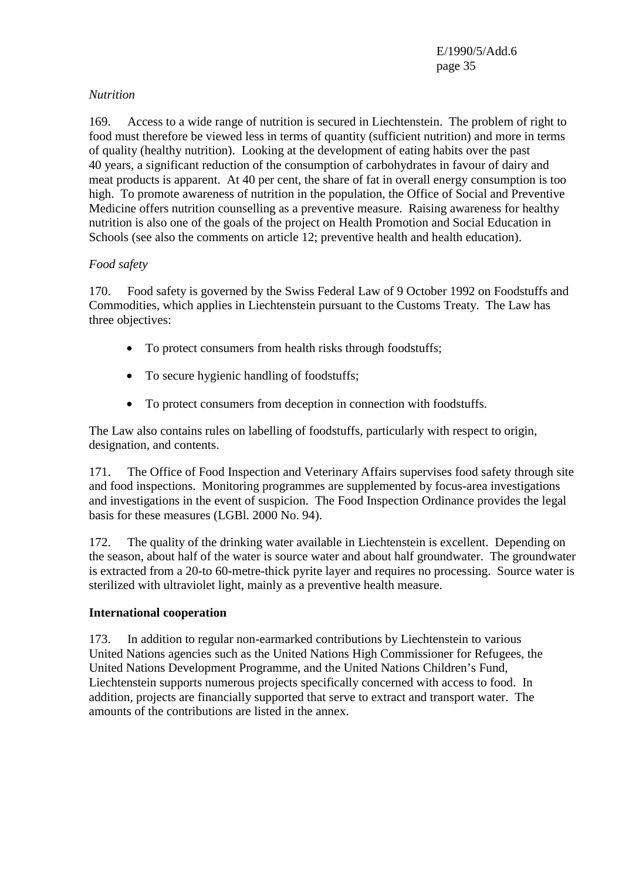*Nutrition*

169. Access to a wide range of nutrition is secured in Liechtenstein. The problem of right to food must therefore be viewed less in terms of quantity (sufficient nutrition) and more in terms of quality (healthy nutrition). Looking at the development of eating habits over the past 40 years, a significant reduction of the consumption of carbohydrates in favour of dairy and meat products is apparent. At 40 per cent, the share of fat in overall energy consumption is too high. To promote awareness of nutrition in the population, the Office of Social and Preventive Medicine offers nutrition counselling as a preventive measure. Raising awareness for healthy nutrition is also one of the goals of the project on Health Promotion and Social Education in Schools (see also the comments on article 12; preventive health and health education).

*Food safety*

170. Food safety is governed by the Swiss Federal Law of 9 October 1992 on Foodstuffs and Commodities, which applies in Liechtenstein pursuant to the Customs Treaty. The Law has three objectives:

- To protect consumers from health risks through foodstuffs;
- To secure hygienic handling of foodstuffs;
- To protect consumers from deception in connection with foodstuffs.

The Law also contains rules on labelling of foodstuffs, particularly with respect to origin, designation, and contents.

171. The Office of Food Inspection and Veterinary Affairs supervises food safety through site and food inspections. Monitoring programmes are supplemented by focus-area investigations and investigations in the event of suspicion. The Food Inspection Ordinance provides the legal basis for these measures (LGBl. 2000 No. 94).

172. The quality of the drinking water available in Liechtenstein is excellent. Depending on the season, about half of the water is source water and about half groundwater. The groundwater is extracted from a 20-to 60-metre-thick pyrite layer and requires no processing. Source water is sterilized with ultraviolet light, mainly as a preventive health measure.

**International cooperation**

173. In addition to regular non-earmarked contributions by Liechtenstein to various United Nations agencies such as the United Nations High Commissioner for Refugees, the United Nations Development Programme, and the United Nations Children's Fund, Liechtenstein supports numerous projects specifically concerned with access to food. In addition, projects are financially supported that serve to extract and transport water. The amounts of the contributions are listed in the annex.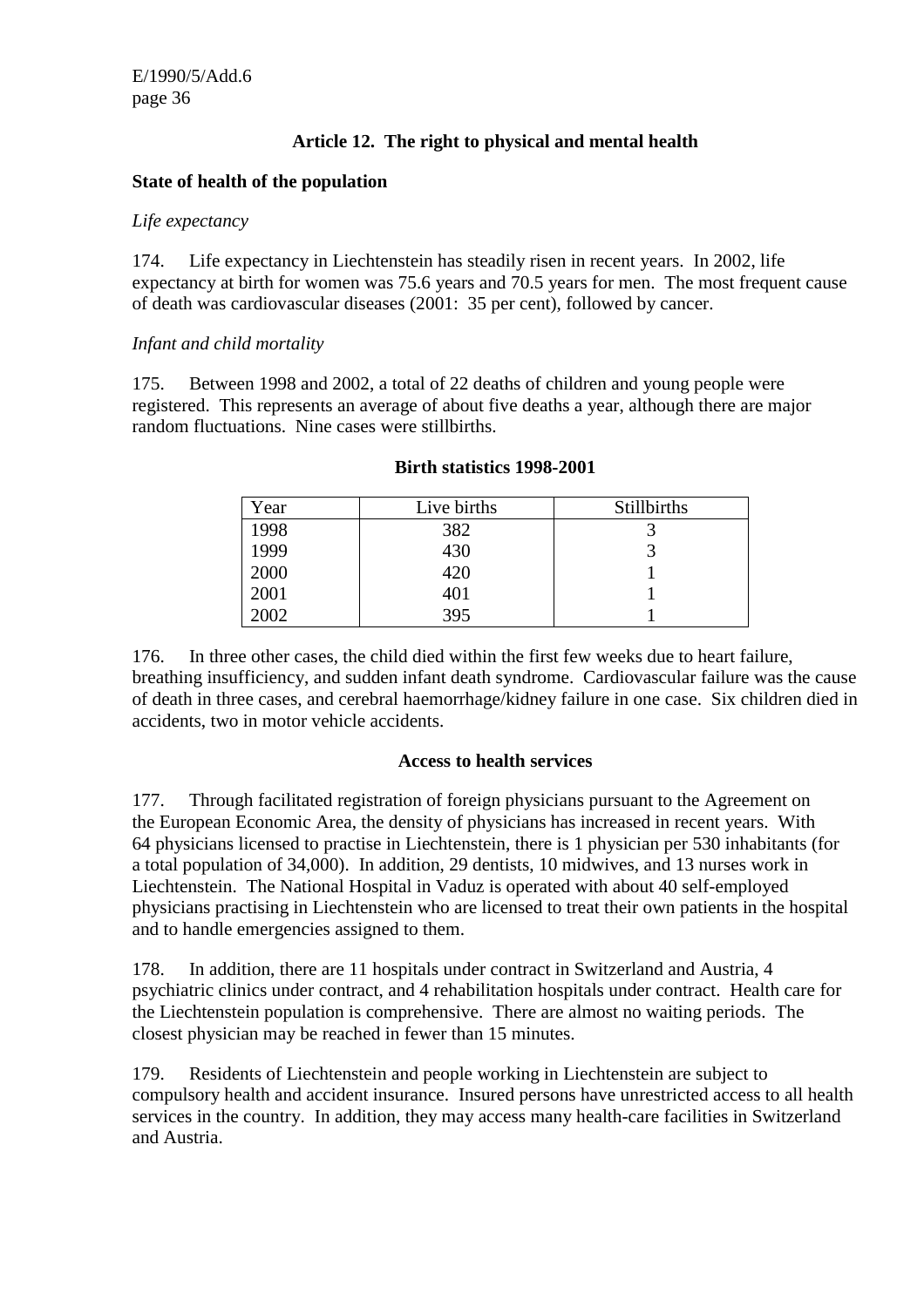## Article 12. The right to physical and mental health

### State of health of the population

*Life expectancy*

174. Life expectancy in Liechtenstein has steadily risen in recent years. In 2002, life expectancy at birth for women was 75.6 years and 70.5 years for men. The most frequent cause of death was cardiovascular diseases (2001: 35 per cent), followed by cancer.

*Infant and child mortality*

175. Between 1998 and 2002, a total of 22 deaths of children and young people were registered. This represents an average of about five deaths a year, although there are major random fluctuations. Nine cases were stillbirths.

**Birth statistics 1998-2001**

| Year | Live births | Stillbirths |
|---|---|---|
| 1998 | 382 | 3 |
| 1999 | 430 | 3 |
| 2000 | 420 | 1 |
| 2001 | 401 | 1 |
| 2002 | 395 | 1 |

176. In three other cases, the child died within the first few weeks due to heart failure, breathing insufficiency, and sudden infant death syndrome. Cardiovascular failure was the cause of death in three cases, and cerebral haemorrhage/kidney failure in one case. Six children died in accidents, two in motor vehicle accidents.

### Access to health services

177. Through facilitated registration of foreign physicians pursuant to the Agreement on the European Economic Area, the density of physicians has increased in recent years. With 64 physicians licensed to practise in Liechtenstein, there is 1 physician per 530 inhabitants (for a total population of 34,000). In addition, 29 dentists, 10 midwives, and 13 nurses work in Liechtenstein. The National Hospital in Vaduz is operated with about 40 self-employed physicians practising in Liechtenstein who are licensed to treat their own patients in the hospital and to handle emergencies assigned to them.

178. In addition, there are 11 hospitals under contract in Switzerland and Austria, 4 psychiatric clinics under contract, and 4 rehabilitation hospitals under contract. Health care for the Liechtenstein population is comprehensive. There are almost no waiting periods. The closest physician may be reached in fewer than 15 minutes.

179. Residents of Liechtenstein and people working in Liechtenstein are subject to compulsory health and accident insurance. Insured persons have unrestricted access to all health services in the country. In addition, they may access many health-care facilities in Switzerland and Austria.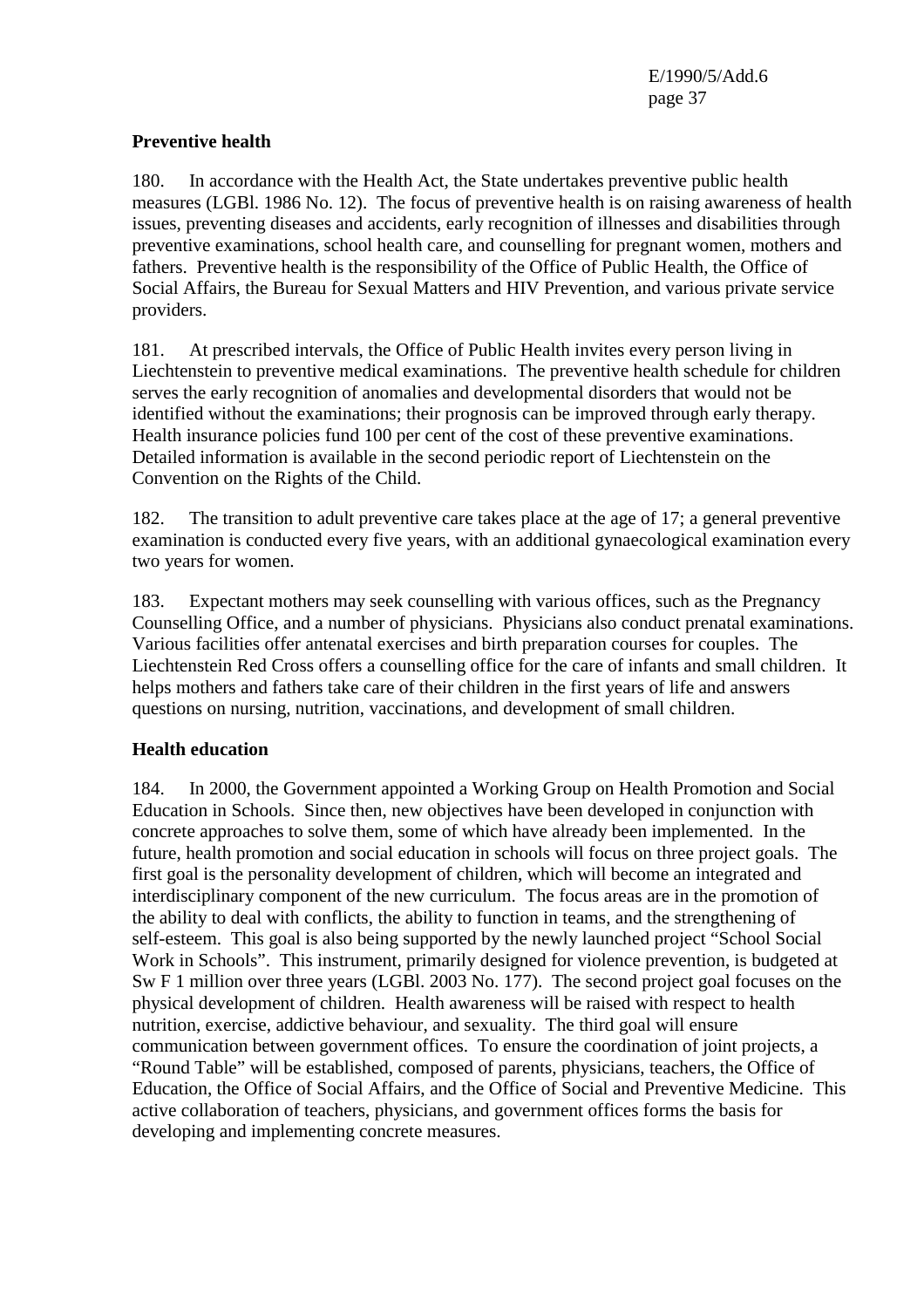**Preventive health**

180. In accordance with the Health Act, the State undertakes preventive public health measures (LGBl. 1986 No. 12). The focus of preventive health is on raising awareness of health issues, preventing diseases and accidents, early recognition of illnesses and disabilities through preventive examinations, school health care, and counselling for pregnant women, mothers and fathers. Preventive health is the responsibility of the Office of Public Health, the Office of Social Affairs, the Bureau for Sexual Matters and HIV Prevention, and various private service providers.

181. At prescribed intervals, the Office of Public Health invites every person living in Liechtenstein to preventive medical examinations. The preventive health schedule for children serves the early recognition of anomalies and developmental disorders that would not be identified without the examinations; their prognosis can be improved through early therapy. Health insurance policies fund 100 per cent of the cost of these preventive examinations. Detailed information is available in the second periodic report of Liechtenstein on the Convention on the Rights of the Child.

182. The transition to adult preventive care takes place at the age of 17; a general preventive examination is conducted every five years, with an additional gynaecological examination every two years for women.

183. Expectant mothers may seek counselling with various offices, such as the Pregnancy Counselling Office, and a number of physicians. Physicians also conduct prenatal examinations. Various facilities offer antenatal exercises and birth preparation courses for couples. The Liechtenstein Red Cross offers a counselling office for the care of infants and small children. It helps mothers and fathers take care of their children in the first years of life and answers questions on nursing, nutrition, vaccinations, and development of small children.

**Health education**

184. In 2000, the Government appointed a Working Group on Health Promotion and Social Education in Schools. Since then, new objectives have been developed in conjunction with concrete approaches to solve them, some of which have already been implemented. In the future, health promotion and social education in schools will focus on three project goals. The first goal is the personality development of children, which will become an integrated and interdisciplinary component of the new curriculum. The focus areas are in the promotion of the ability to deal with conflicts, the ability to function in teams, and the strengthening of self-esteem. This goal is also being supported by the newly launched project "School Social Work in Schools". This instrument, primarily designed for violence prevention, is budgeted at Sw F 1 million over three years (LGBl. 2003 No. 177). The second project goal focuses on the physical development of children. Health awareness will be raised with respect to health nutrition, exercise, addictive behaviour, and sexuality. The third goal will ensure communication between government offices. To ensure the coordination of joint projects, a "Round Table" will be established, composed of parents, physicians, teachers, the Office of Education, the Office of Social Affairs, and the Office of Social and Preventive Medicine. This active collaboration of teachers, physicians, and government offices forms the basis for developing and implementing concrete measures.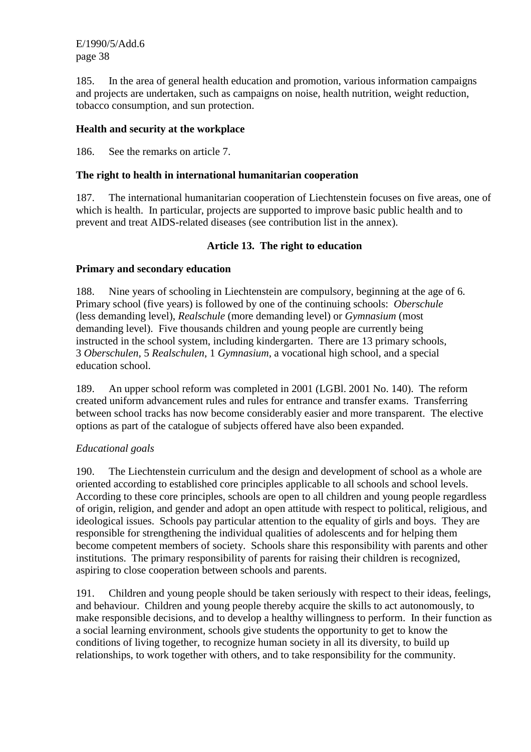185. In the area of general health education and promotion, various information campaigns and projects are undertaken, such as campaigns on noise, health nutrition, weight reduction, tobacco consumption, and sun protection.

### Health and security at the workplace

186. See the remarks on article 7.

### The right to health in international humanitarian cooperation

187. The international humanitarian cooperation of Liechtenstein focuses on five areas, one of which is health. In particular, projects are supported to improve basic public health and to prevent and treat AIDS-related diseases (see contribution list in the annex).

## Article 13. The right to education

### Primary and secondary education

188. Nine years of schooling in Liechtenstein are compulsory, beginning at the age of 6. Primary school (five years) is followed by one of the continuing schools: *Oberschule* (less demanding level), *Realschule* (more demanding level) or *Gymnasium* (most demanding level). Five thousands children and young people are currently being instructed in the school system, including kindergarten. There are 13 primary schools, 3 *Oberschulen*, 5 *Realschulen*, 1 *Gymnasium*, a vocational high school, and a special education school.

189. An upper school reform was completed in 2001 (LGBl. 2001 No. 140). The reform created uniform advancement rules and rules for entrance and transfer exams. Transferring between school tracks has now become considerably easier and more transparent. The elective options as part of the catalogue of subjects offered have also been expanded.

*Educational goals*

190. The Liechtenstein curriculum and the design and development of school as a whole are oriented according to established core principles applicable to all schools and school levels. According to these core principles, schools are open to all children and young people regardless of origin, religion, and gender and adopt an open attitude with respect to political, religious, and ideological issues. Schools pay particular attention to the equality of girls and boys. They are responsible for strengthening the individual qualities of adolescents and for helping them become competent members of society. Schools share this responsibility with parents and other institutions. The primary responsibility of parents for raising their children is recognized, aspiring to close cooperation between schools and parents.

191. Children and young people should be taken seriously with respect to their ideas, feelings, and behaviour. Children and young people thereby acquire the skills to act autonomously, to make responsible decisions, and to develop a healthy willingness to perform. In their function as a social learning environment, schools give students the opportunity to get to know the conditions of living together, to recognize human society in all its diversity, to build up relationships, to work together with others, and to take responsibility for the community.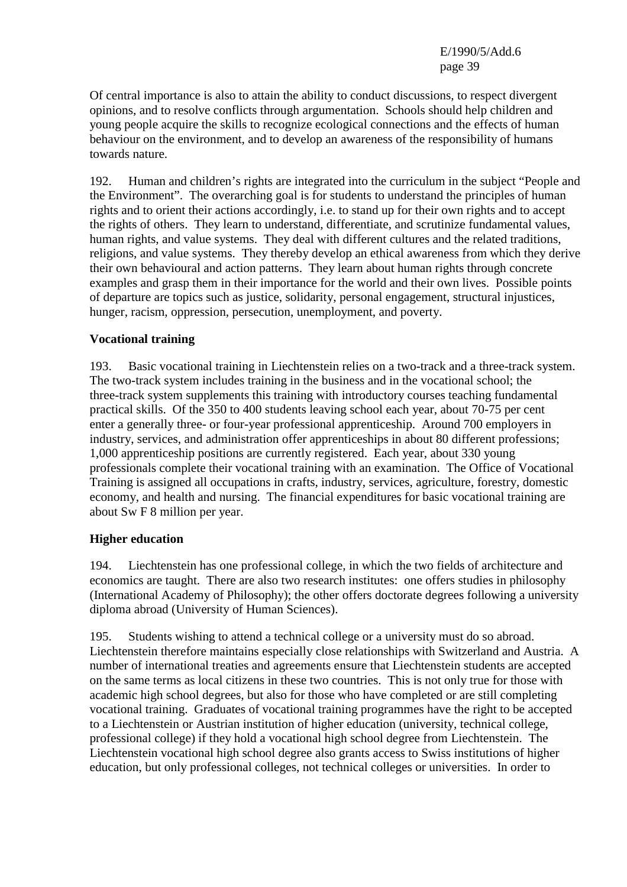Of central importance is also to attain the ability to conduct discussions, to respect divergent opinions, and to resolve conflicts through argumentation. Schools should help children and young people acquire the skills to recognize ecological connections and the effects of human behaviour on the environment, and to develop an awareness of the responsibility of humans towards nature.

192. Human and children's rights are integrated into the curriculum in the subject "People and the Environment". The overarching goal is for students to understand the principles of human rights and to orient their actions accordingly, i.e. to stand up for their own rights and to accept the rights of others. They learn to understand, differentiate, and scrutinize fundamental values, human rights, and value systems. They deal with different cultures and the related traditions, religions, and value systems. They thereby develop an ethical awareness from which they derive their own behavioural and action patterns. They learn about human rights through concrete examples and grasp them in their importance for the world and their own lives. Possible points of departure are topics such as justice, solidarity, personal engagement, structural injustices, hunger, racism, oppression, persecution, unemployment, and poverty.

**Vocational training**

193. Basic vocational training in Liechtenstein relies on a two-track and a three-track system. The two-track system includes training in the business and in the vocational school; the three-track system supplements this training with introductory courses teaching fundamental practical skills. Of the 350 to 400 students leaving school each year, about 70-75 per cent enter a generally three- or four-year professional apprenticeship. Around 700 employers in industry, services, and administration offer apprenticeships in about 80 different professions; 1,000 apprenticeship positions are currently registered. Each year, about 330 young professionals complete their vocational training with an examination. The Office of Vocational Training is assigned all occupations in crafts, industry, services, agriculture, forestry, domestic economy, and health and nursing. The financial expenditures for basic vocational training are about Sw F 8 million per year.

**Higher education**

194. Liechtenstein has one professional college, in which the two fields of architecture and economics are taught. There are also two research institutes: one offers studies in philosophy (International Academy of Philosophy); the other offers doctorate degrees following a university diploma abroad (University of Human Sciences).

195. Students wishing to attend a technical college or a university must do so abroad. Liechtenstein therefore maintains especially close relationships with Switzerland and Austria. A number of international treaties and agreements ensure that Liechtenstein students are accepted on the same terms as local citizens in these two countries. This is not only true for those with academic high school degrees, but also for those who have completed or are still completing vocational training. Graduates of vocational training programmes have the right to be accepted to a Liechtenstein or Austrian institution of higher education (university, technical college, professional college) if they hold a vocational high school degree from Liechtenstein. The Liechtenstein vocational high school degree also grants access to Swiss institutions of higher education, but only professional colleges, not technical colleges or universities. In order to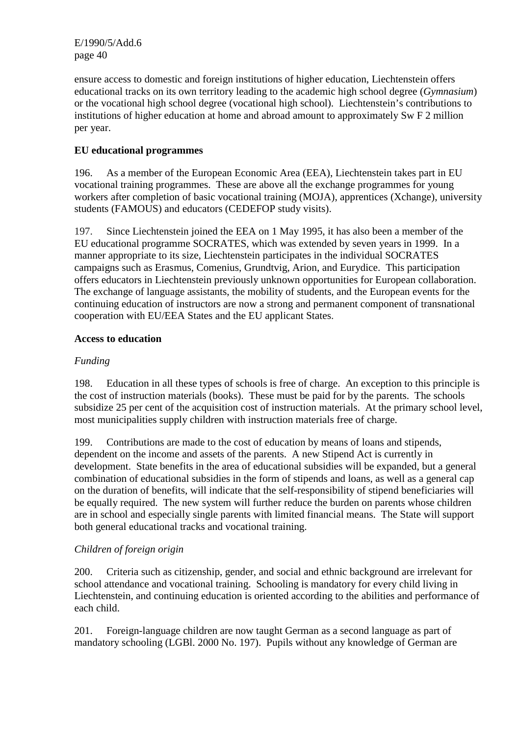ensure access to domestic and foreign institutions of higher education, Liechtenstein offers educational tracks on its own territory leading to the academic high school degree (*Gymnasium*) or the vocational high school degree (vocational high school). Liechtenstein's contributions to institutions of higher education at home and abroad amount to approximately Sw F 2 million per year.

**EU educational programmes**

196. As a member of the European Economic Area (EEA), Liechtenstein takes part in EU vocational training programmes. These are above all the exchange programmes for young workers after completion of basic vocational training (MOJA), apprentices (Xchange), university students (FAMOUS) and educators (CEDEFOP study visits).

197. Since Liechtenstein joined the EEA on 1 May 1995, it has also been a member of the EU educational programme SOCRATES, which was extended by seven years in 1999. In a manner appropriate to its size, Liechtenstein participates in the individual SOCRATES campaigns such as Erasmus, Comenius, Grundtvig, Arion, and Eurydice. This participation offers educators in Liechtenstein previously unknown opportunities for European collaboration. The exchange of language assistants, the mobility of students, and the European events for the continuing education of instructors are now a strong and permanent component of transnational cooperation with EU/EEA States and the EU applicant States.

**Access to education**

*Funding*

198. Education in all these types of schools is free of charge. An exception to this principle is the cost of instruction materials (books). These must be paid for by the parents. The schools subsidize 25 per cent of the acquisition cost of instruction materials. At the primary school level, most municipalities supply children with instruction materials free of charge.

199. Contributions are made to the cost of education by means of loans and stipends, dependent on the income and assets of the parents. A new Stipend Act is currently in development. State benefits in the area of educational subsidies will be expanded, but a general combination of educational subsidies in the form of stipends and loans, as well as a general cap on the duration of benefits, will indicate that the self-responsibility of stipend beneficiaries will be equally required. The new system will further reduce the burden on parents whose children are in school and especially single parents with limited financial means. The State will support both general educational tracks and vocational training.

*Children of foreign origin*

200. Criteria such as citizenship, gender, and social and ethnic background are irrelevant for school attendance and vocational training. Schooling is mandatory for every child living in Liechtenstein, and continuing education is oriented according to the abilities and performance of each child.

201. Foreign-language children are now taught German as a second language as part of mandatory schooling (LGBl. 2000 No. 197). Pupils without any knowledge of German are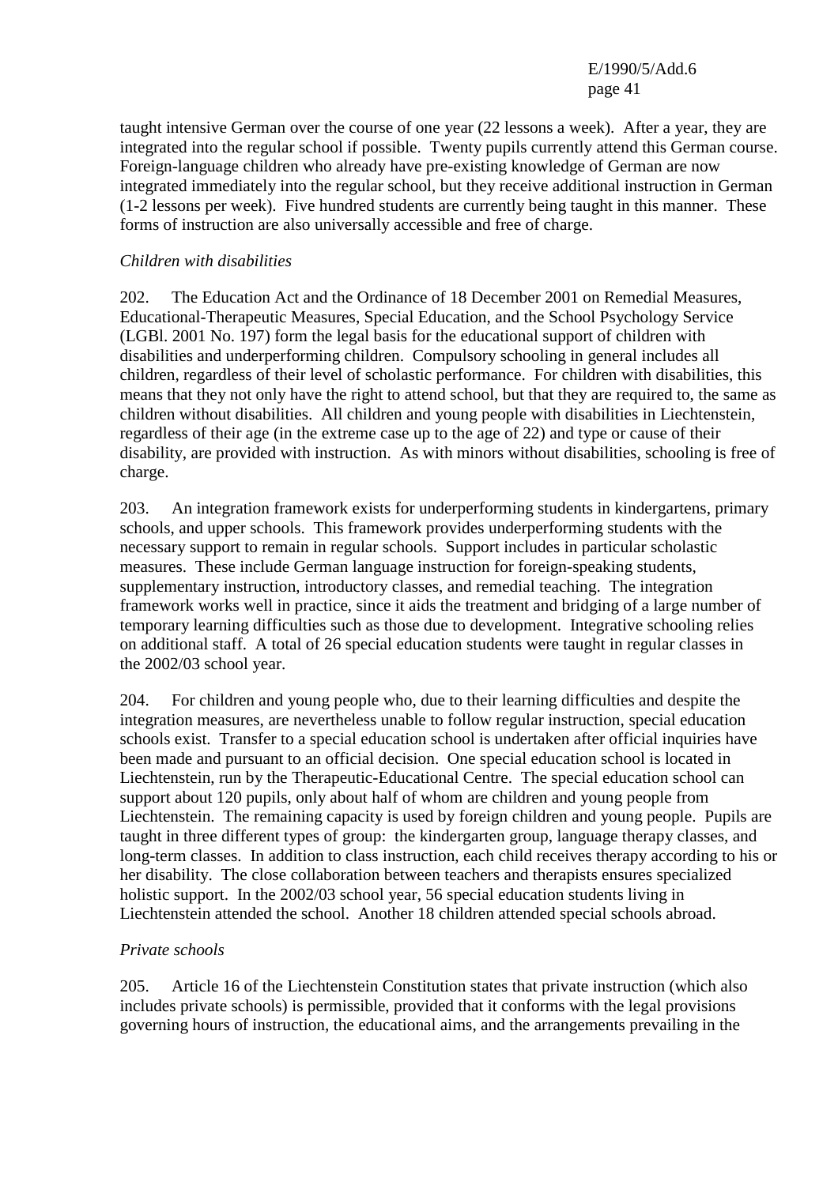taught intensive German over the course of one year (22 lessons a week). After a year, they are integrated into the regular school if possible. Twenty pupils currently attend this German course. Foreign-language children who already have pre-existing knowledge of German are now integrated immediately into the regular school, but they receive additional instruction in German (1-2 lessons per week). Five hundred students are currently being taught in this manner. These forms of instruction are also universally accessible and free of charge.

*Children with disabilities*

202. The Education Act and the Ordinance of 18 December 2001 on Remedial Measures, Educational-Therapeutic Measures, Special Education, and the School Psychology Service (LGBl. 2001 No. 197) form the legal basis for the educational support of children with disabilities and underperforming children. Compulsory schooling in general includes all children, regardless of their level of scholastic performance. For children with disabilities, this means that they not only have the right to attend school, but that they are required to, the same as children without disabilities. All children and young people with disabilities in Liechtenstein, regardless of their age (in the extreme case up to the age of 22) and type or cause of their disability, are provided with instruction. As with minors without disabilities, schooling is free of charge.

203. An integration framework exists for underperforming students in kindergartens, primary schools, and upper schools. This framework provides underperforming students with the necessary support to remain in regular schools. Support includes in particular scholastic measures. These include German language instruction for foreign-speaking students, supplementary instruction, introductory classes, and remedial teaching. The integration framework works well in practice, since it aids the treatment and bridging of a large number of temporary learning difficulties such as those due to development. Integrative schooling relies on additional staff. A total of 26 special education students were taught in regular classes in the 2002/03 school year.

204. For children and young people who, due to their learning difficulties and despite the integration measures, are nevertheless unable to follow regular instruction, special education schools exist. Transfer to a special education school is undertaken after official inquiries have been made and pursuant to an official decision. One special education school is located in Liechtenstein, run by the Therapeutic-Educational Centre. The special education school can support about 120 pupils, only about half of whom are children and young people from Liechtenstein. The remaining capacity is used by foreign children and young people. Pupils are taught in three different types of group: the kindergarten group, language therapy classes, and long-term classes. In addition to class instruction, each child receives therapy according to his or her disability. The close collaboration between teachers and therapists ensures specialized holistic support. In the 2002/03 school year, 56 special education students living in Liechtenstein attended the school. Another 18 children attended special schools abroad.

*Private schools*

205. Article 16 of the Liechtenstein Constitution states that private instruction (which also includes private schools) is permissible, provided that it conforms with the legal provisions governing hours of instruction, the educational aims, and the arrangements prevailing in the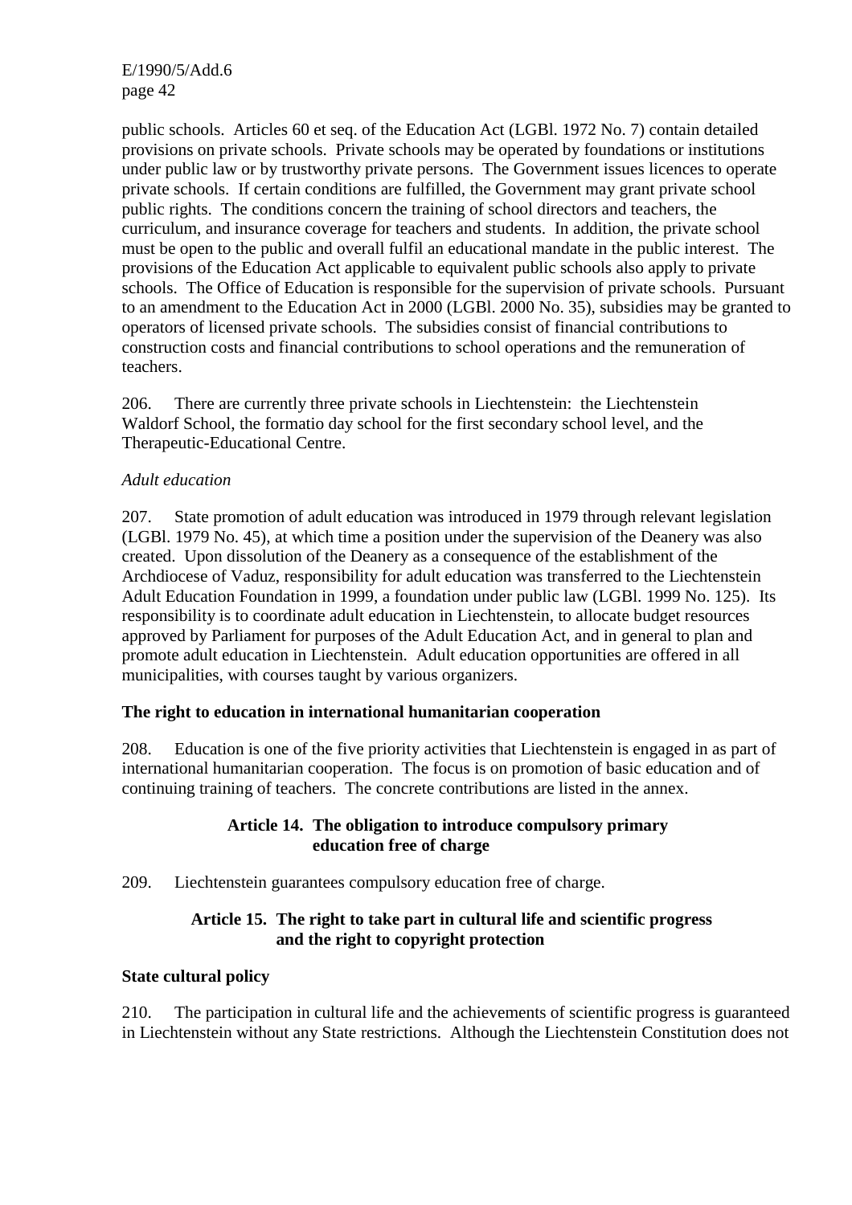public schools. Articles 60 et seq. of the Education Act (LGBl. 1972 No. 7) contain detailed provisions on private schools. Private schools may be operated by foundations or institutions under public law or by trustworthy private persons. The Government issues licences to operate private schools. If certain conditions are fulfilled, the Government may grant private school public rights. The conditions concern the training of school directors and teachers, the curriculum, and insurance coverage for teachers and students. In addition, the private school must be open to the public and overall fulfil an educational mandate in the public interest. The provisions of the Education Act applicable to equivalent public schools also apply to private schools. The Office of Education is responsible for the supervision of private schools. Pursuant to an amendment to the Education Act in 2000 (LGBl. 2000 No. 35), subsidies may be granted to operators of licensed private schools. The subsidies consist of financial contributions to construction costs and financial contributions to school operations and the remuneration of teachers.

206. There are currently three private schools in Liechtenstein: the Liechtenstein Waldorf School, the formatio day school for the first secondary school level, and the Therapeutic-Educational Centre.

*Adult education*

207. State promotion of adult education was introduced in 1979 through relevant legislation (LGBl. 1979 No. 45), at which time a position under the supervision of the Deanery was also created. Upon dissolution of the Deanery as a consequence of the establishment of the Archdiocese of Vaduz, responsibility for adult education was transferred to the Liechtenstein Adult Education Foundation in 1999, a foundation under public law (LGBl. 1999 No. 125). Its responsibility is to coordinate adult education in Liechtenstein, to allocate budget resources approved by Parliament for purposes of the Adult Education Act, and in general to plan and promote adult education in Liechtenstein. Adult education opportunities are offered in all municipalities, with courses taught by various organizers.

**The right to education in international humanitarian cooperation**

208. Education is one of the five priority activities that Liechtenstein is engaged in as part of international humanitarian cooperation. The focus is on promotion of basic education and of continuing training of teachers. The concrete contributions are listed in the annex.

## Article 14. The obligation to introduce compulsory primary education free of charge

209. Liechtenstein guarantees compulsory education free of charge.

## Article 15. The right to take part in cultural life and scientific progress and the right to copyright protection

**State cultural policy**

210. The participation in cultural life and the achievements of scientific progress is guaranteed in Liechtenstein without any State restrictions. Although the Liechtenstein Constitution does not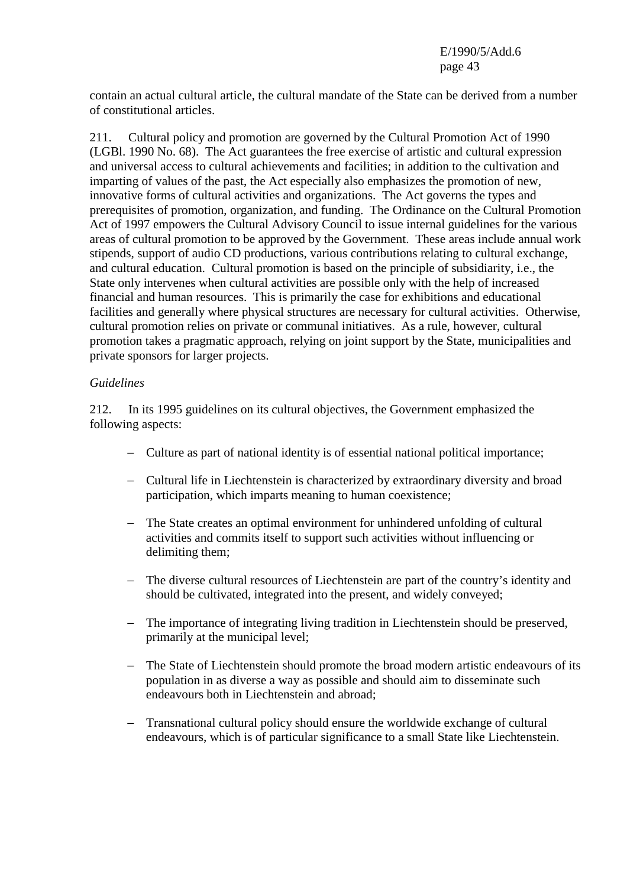contain an actual cultural article, the cultural mandate of the State can be derived from a number of constitutional articles.

211. Cultural policy and promotion are governed by the Cultural Promotion Act of 1990 (LGBl. 1990 No. 68). The Act guarantees the free exercise of artistic and cultural expression and universal access to cultural achievements and facilities; in addition to the cultivation and imparting of values of the past, the Act especially also emphasizes the promotion of new, innovative forms of cultural activities and organizations. The Act governs the types and prerequisites of promotion, organization, and funding. The Ordinance on the Cultural Promotion Act of 1997 empowers the Cultural Advisory Council to issue internal guidelines for the various areas of cultural promotion to be approved by the Government. These areas include annual work stipends, support of audio CD productions, various contributions relating to cultural exchange, and cultural education. Cultural promotion is based on the principle of subsidiarity, i.e., the State only intervenes when cultural activities are possible only with the help of increased financial and human resources. This is primarily the case for exhibitions and educational facilities and generally where physical structures are necessary for cultural activities. Otherwise, cultural promotion relies on private or communal initiatives. As a rule, however, cultural promotion takes a pragmatic approach, relying on joint support by the State, municipalities and private sponsors for larger projects.

*Guidelines*

212. In its 1995 guidelines on its cultural objectives, the Government emphasized the following aspects:

- Culture as part of national identity is of essential national political importance;
- Cultural life in Liechtenstein is characterized by extraordinary diversity and broad participation, which imparts meaning to human coexistence;
- The State creates an optimal environment for unhindered unfolding of cultural activities and commits itself to support such activities without influencing or delimiting them;
- The diverse cultural resources of Liechtenstein are part of the country's identity and should be cultivated, integrated into the present, and widely conveyed;
- The importance of integrating living tradition in Liechtenstein should be preserved, primarily at the municipal level;
- The State of Liechtenstein should promote the broad modern artistic endeavours of its population in as diverse a way as possible and should aim to disseminate such endeavours both in Liechtenstein and abroad;
- Transnational cultural policy should ensure the worldwide exchange of cultural endeavours, which is of particular significance to a small State like Liechtenstein.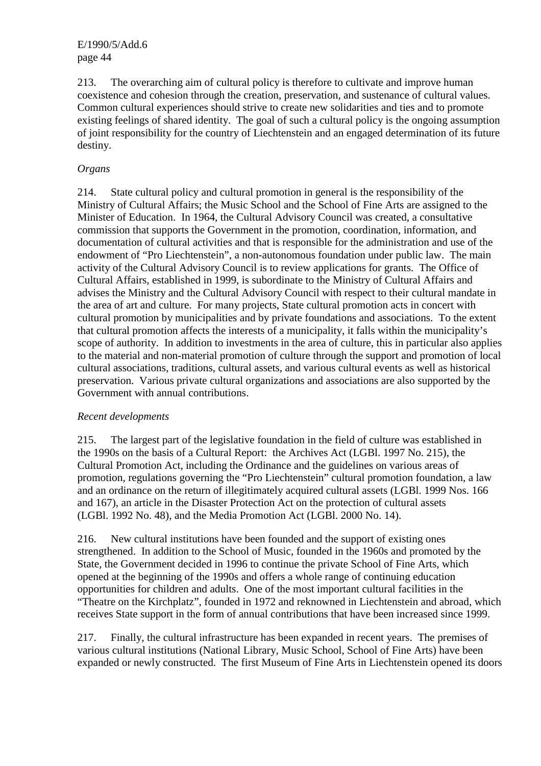213. The overarching aim of cultural policy is therefore to cultivate and improve human coexistence and cohesion through the creation, preservation, and sustenance of cultural values. Common cultural experiences should strive to create new solidarities and ties and to promote existing feelings of shared identity. The goal of such a cultural policy is the ongoing assumption of joint responsibility for the country of Liechtenstein and an engaged determination of its future destiny.

*Organs*

214. State cultural policy and cultural promotion in general is the responsibility of the Ministry of Cultural Affairs; the Music School and the School of Fine Arts are assigned to the Minister of Education. In 1964, the Cultural Advisory Council was created, a consultative commission that supports the Government in the promotion, coordination, information, and documentation of cultural activities and that is responsible for the administration and use of the endowment of "Pro Liechtenstein", a non-autonomous foundation under public law. The main activity of the Cultural Advisory Council is to review applications for grants. The Office of Cultural Affairs, established in 1999, is subordinate to the Ministry of Cultural Affairs and advises the Ministry and the Cultural Advisory Council with respect to their cultural mandate in the area of art and culture. For many projects, State cultural promotion acts in concert with cultural promotion by municipalities and by private foundations and associations. To the extent that cultural promotion affects the interests of a municipality, it falls within the municipality's scope of authority. In addition to investments in the area of culture, this in particular also applies to the material and non-material promotion of culture through the support and promotion of local cultural associations, traditions, cultural assets, and various cultural events as well as historical preservation. Various private cultural organizations and associations are also supported by the Government with annual contributions.

*Recent developments*

215. The largest part of the legislative foundation in the field of culture was established in the 1990s on the basis of a Cultural Report: the Archives Act (LGBl. 1997 No. 215), the Cultural Promotion Act, including the Ordinance and the guidelines on various areas of promotion, regulations governing the "Pro Liechtenstein" cultural promotion foundation, a law and an ordinance on the return of illegitimately acquired cultural assets (LGBl. 1999 Nos. 166 and 167), an article in the Disaster Protection Act on the protection of cultural assets (LGBl. 1992 No. 48), and the Media Promotion Act (LGBl. 2000 No. 14).

216. New cultural institutions have been founded and the support of existing ones strengthened. In addition to the School of Music, founded in the 1960s and promoted by the State, the Government decided in 1996 to continue the private School of Fine Arts, which opened at the beginning of the 1990s and offers a whole range of continuing education opportunities for children and adults. One of the most important cultural facilities in the "Theatre on the Kirchplatz", founded in 1972 and reknowned in Liechtenstein and abroad, which receives State support in the form of annual contributions that have been increased since 1999.

217. Finally, the cultural infrastructure has been expanded in recent years. The premises of various cultural institutions (National Library, Music School, School of Fine Arts) have been expanded or newly constructed. The first Museum of Fine Arts in Liechtenstein opened its doors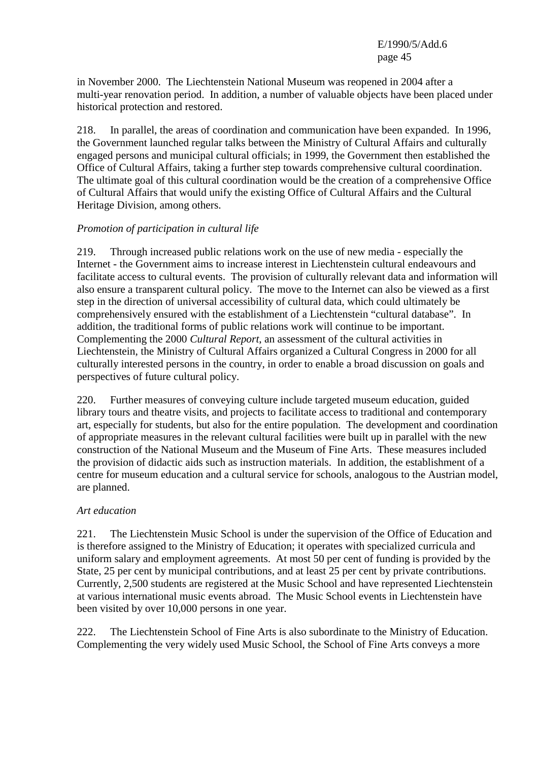in November 2000. The Liechtenstein National Museum was reopened in 2004 after a multi-year renovation period. In addition, a number of valuable objects have been placed under historical protection and restored.

218. In parallel, the areas of coordination and communication have been expanded. In 1996, the Government launched regular talks between the Ministry of Cultural Affairs and culturally engaged persons and municipal cultural officials; in 1999, the Government then established the Office of Cultural Affairs, taking a further step towards comprehensive cultural coordination. The ultimate goal of this cultural coordination would be the creation of a comprehensive Office of Cultural Affairs that would unify the existing Office of Cultural Affairs and the Cultural Heritage Division, among others.

*Promotion of participation in cultural life*

219. Through increased public relations work on the use of new media - especially the Internet - the Government aims to increase interest in Liechtenstein cultural endeavours and facilitate access to cultural events. The provision of culturally relevant data and information will also ensure a transparent cultural policy. The move to the Internet can also be viewed as a first step in the direction of universal accessibility of cultural data, which could ultimately be comprehensively ensured with the establishment of a Liechtenstein "cultural database". In addition, the traditional forms of public relations work will continue to be important. Complementing the 2000 *Cultural Report*, an assessment of the cultural activities in Liechtenstein, the Ministry of Cultural Affairs organized a Cultural Congress in 2000 for all culturally interested persons in the country, in order to enable a broad discussion on goals and perspectives of future cultural policy.

220. Further measures of conveying culture include targeted museum education, guided library tours and theatre visits, and projects to facilitate access to traditional and contemporary art, especially for students, but also for the entire population. The development and coordination of appropriate measures in the relevant cultural facilities were built up in parallel with the new construction of the National Museum and the Museum of Fine Arts. These measures included the provision of didactic aids such as instruction materials. In addition, the establishment of a centre for museum education and a cultural service for schools, analogous to the Austrian model, are planned.

*Art education*

221. The Liechtenstein Music School is under the supervision of the Office of Education and is therefore assigned to the Ministry of Education; it operates with specialized curricula and uniform salary and employment agreements. At most 50 per cent of funding is provided by the State, 25 per cent by municipal contributions, and at least 25 per cent by private contributions. Currently, 2,500 students are registered at the Music School and have represented Liechtenstein at various international music events abroad. The Music School events in Liechtenstein have been visited by over 10,000 persons in one year.

222. The Liechtenstein School of Fine Arts is also subordinate to the Ministry of Education. Complementing the very widely used Music School, the School of Fine Arts conveys a more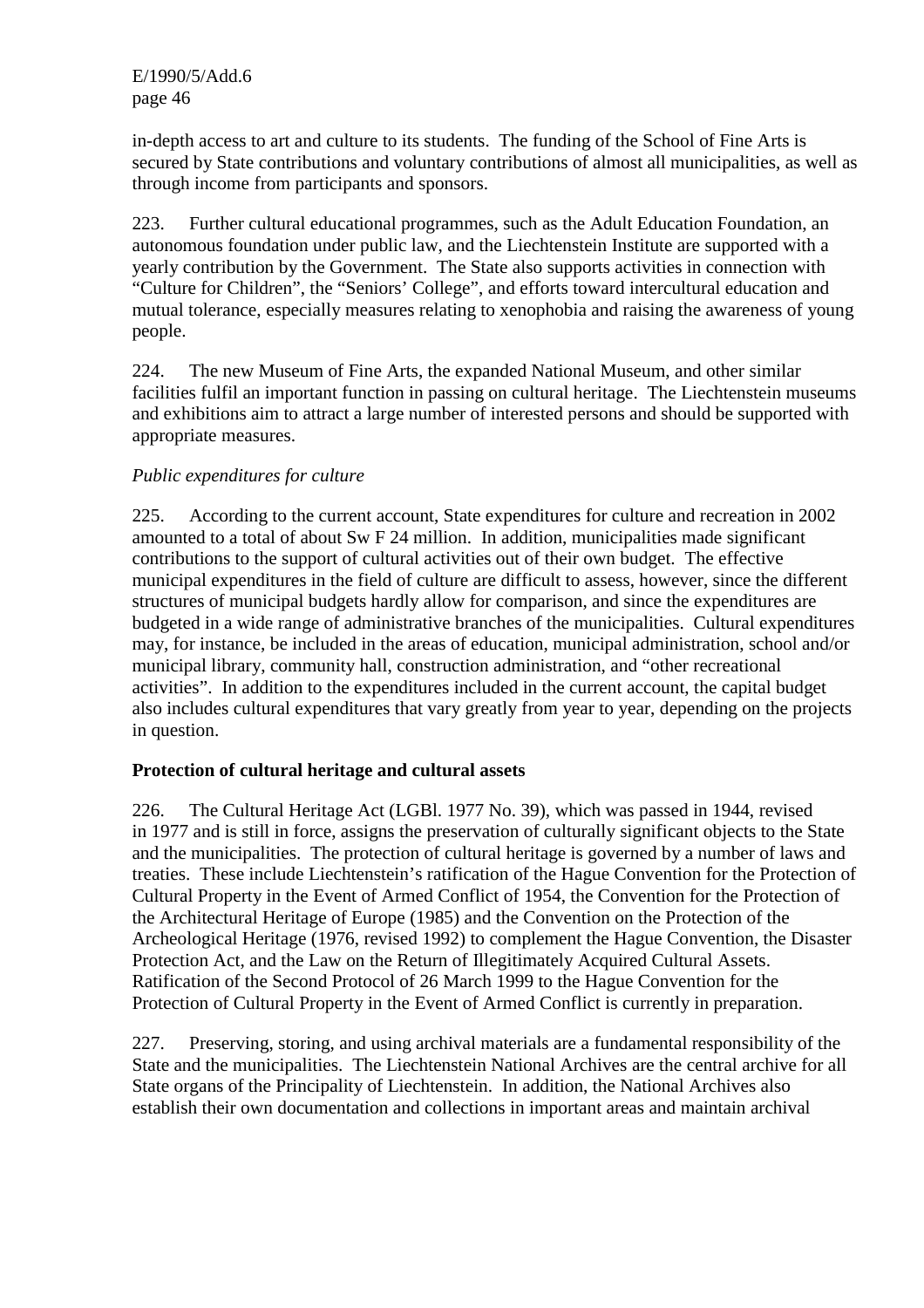in-depth access to art and culture to its students. The funding of the School of Fine Arts is secured by State contributions and voluntary contributions of almost all municipalities, as well as through income from participants and sponsors.

223. Further cultural educational programmes, such as the Adult Education Foundation, an autonomous foundation under public law, and the Liechtenstein Institute are supported with a yearly contribution by the Government. The State also supports activities in connection with "Culture for Children", the "Seniors' College", and efforts toward intercultural education and mutual tolerance, especially measures relating to xenophobia and raising the awareness of young people.

224. The new Museum of Fine Arts, the expanded National Museum, and other similar facilities fulfil an important function in passing on cultural heritage. The Liechtenstein museums and exhibitions aim to attract a large number of interested persons and should be supported with appropriate measures.

*Public expenditures for culture*

225. According to the current account, State expenditures for culture and recreation in 2002 amounted to a total of about Sw F 24 million. In addition, municipalities made significant contributions to the support of cultural activities out of their own budget. The effective municipal expenditures in the field of culture are difficult to assess, however, since the different structures of municipal budgets hardly allow for comparison, and since the expenditures are budgeted in a wide range of administrative branches of the municipalities. Cultural expenditures may, for instance, be included in the areas of education, municipal administration, school and/or municipal library, community hall, construction administration, and "other recreational activities". In addition to the expenditures included in the current account, the capital budget also includes cultural expenditures that vary greatly from year to year, depending on the projects in question.

**Protection of cultural heritage and cultural assets**

226. The Cultural Heritage Act (LGBl. 1977 No. 39), which was passed in 1944, revised in 1977 and is still in force, assigns the preservation of culturally significant objects to the State and the municipalities. The protection of cultural heritage is governed by a number of laws and treaties. These include Liechtenstein's ratification of the Hague Convention for the Protection of Cultural Property in the Event of Armed Conflict of 1954, the Convention for the Protection of the Architectural Heritage of Europe (1985) and the Convention on the Protection of the Archeological Heritage (1976, revised 1992) to complement the Hague Convention, the Disaster Protection Act, and the Law on the Return of Illegitimately Acquired Cultural Assets. Ratification of the Second Protocol of 26 March 1999 to the Hague Convention for the Protection of Cultural Property in the Event of Armed Conflict is currently in preparation.

227. Preserving, storing, and using archival materials are a fundamental responsibility of the State and the municipalities. The Liechtenstein National Archives are the central archive for all State organs of the Principality of Liechtenstein. In addition, the National Archives also establish their own documentation and collections in important areas and maintain archival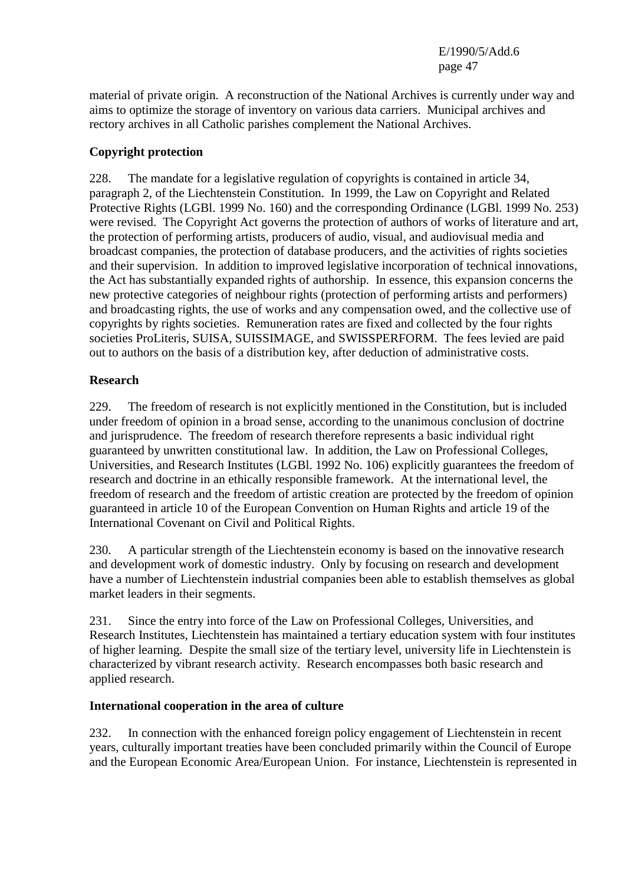material of private origin. A reconstruction of the National Archives is currently under way and aims to optimize the storage of inventory on various data carriers. Municipal archives and rectory archives in all Catholic parishes complement the National Archives.

**Copyright protection**

228. The mandate for a legislative regulation of copyrights is contained in article 34, paragraph 2, of the Liechtenstein Constitution. In 1999, the Law on Copyright and Related Protective Rights (LGBl. 1999 No. 160) and the corresponding Ordinance (LGBl. 1999 No. 253) were revised. The Copyright Act governs the protection of authors of works of literature and art, the protection of performing artists, producers of audio, visual, and audiovisual media and broadcast companies, the protection of database producers, and the activities of rights societies and their supervision. In addition to improved legislative incorporation of technical innovations, the Act has substantially expanded rights of authorship. In essence, this expansion concerns the new protective categories of neighbour rights (protection of performing artists and performers) and broadcasting rights, the use of works and any compensation owed, and the collective use of copyrights by rights societies. Remuneration rates are fixed and collected by the four rights societies ProLiteris, SUISA, SUISSIMAGE, and SWISSPERFORM. The fees levied are paid out to authors on the basis of a distribution key, after deduction of administrative costs.

**Research**

229. The freedom of research is not explicitly mentioned in the Constitution, but is included under freedom of opinion in a broad sense, according to the unanimous conclusion of doctrine and jurisprudence. The freedom of research therefore represents a basic individual right guaranteed by unwritten constitutional law. In addition, the Law on Professional Colleges, Universities, and Research Institutes (LGBl. 1992 No. 106) explicitly guarantees the freedom of research and doctrine in an ethically responsible framework. At the international level, the freedom of research and the freedom of artistic creation are protected by the freedom of opinion guaranteed in article 10 of the European Convention on Human Rights and article 19 of the International Covenant on Civil and Political Rights.

230. A particular strength of the Liechtenstein economy is based on the innovative research and development work of domestic industry. Only by focusing on research and development have a number of Liechtenstein industrial companies been able to establish themselves as global market leaders in their segments.

231. Since the entry into force of the Law on Professional Colleges, Universities, and Research Institutes, Liechtenstein has maintained a tertiary education system with four institutes of higher learning. Despite the small size of the tertiary level, university life in Liechtenstein is characterized by vibrant research activity. Research encompasses both basic research and applied research.

**International cooperation in the area of culture**

232. In connection with the enhanced foreign policy engagement of Liechtenstein in recent years, culturally important treaties have been concluded primarily within the Council of Europe and the European Economic Area/European Union. For instance, Liechtenstein is represented in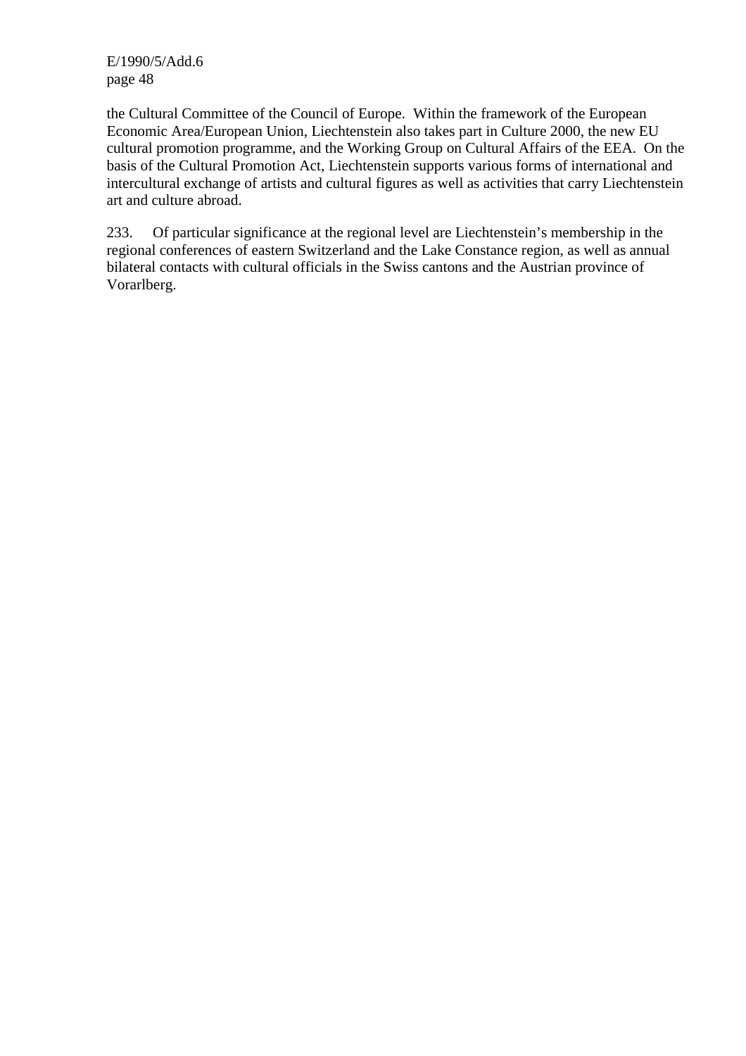the Cultural Committee of the Council of Europe. Within the framework of the European Economic Area/European Union, Liechtenstein also takes part in Culture 2000, the new EU cultural promotion programme, and the Working Group on Cultural Affairs of the EEA. On the basis of the Cultural Promotion Act, Liechtenstein supports various forms of international and intercultural exchange of artists and cultural figures as well as activities that carry Liechtenstein art and culture abroad.

233. Of particular significance at the regional level are Liechtenstein's membership in the regional conferences of eastern Switzerland and the Lake Constance region, as well as annual bilateral contacts with cultural officials in the Swiss cantons and the Austrian province of Vorarlberg.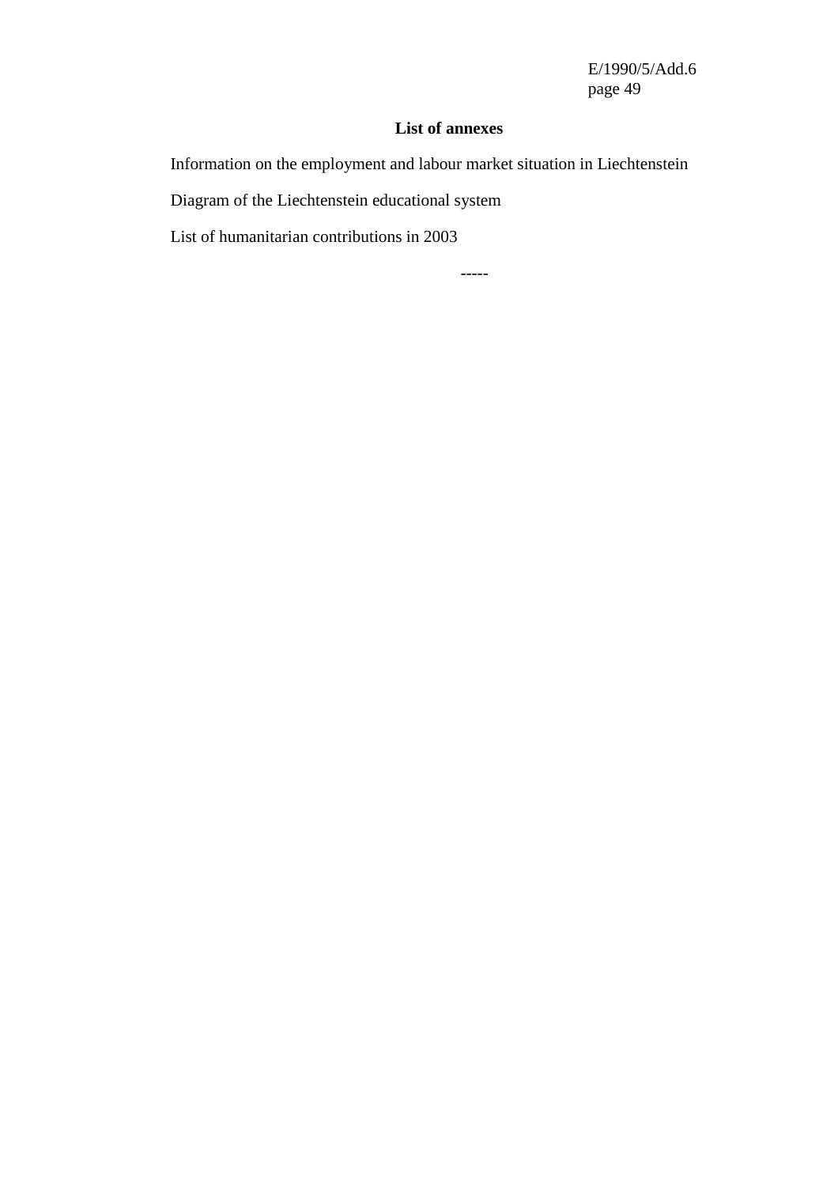**List of annexes**

Information on the employment and labour market situation in Liechtenstein

Diagram of the Liechtenstein educational system

List of humanitarian contributions in 2003

-----